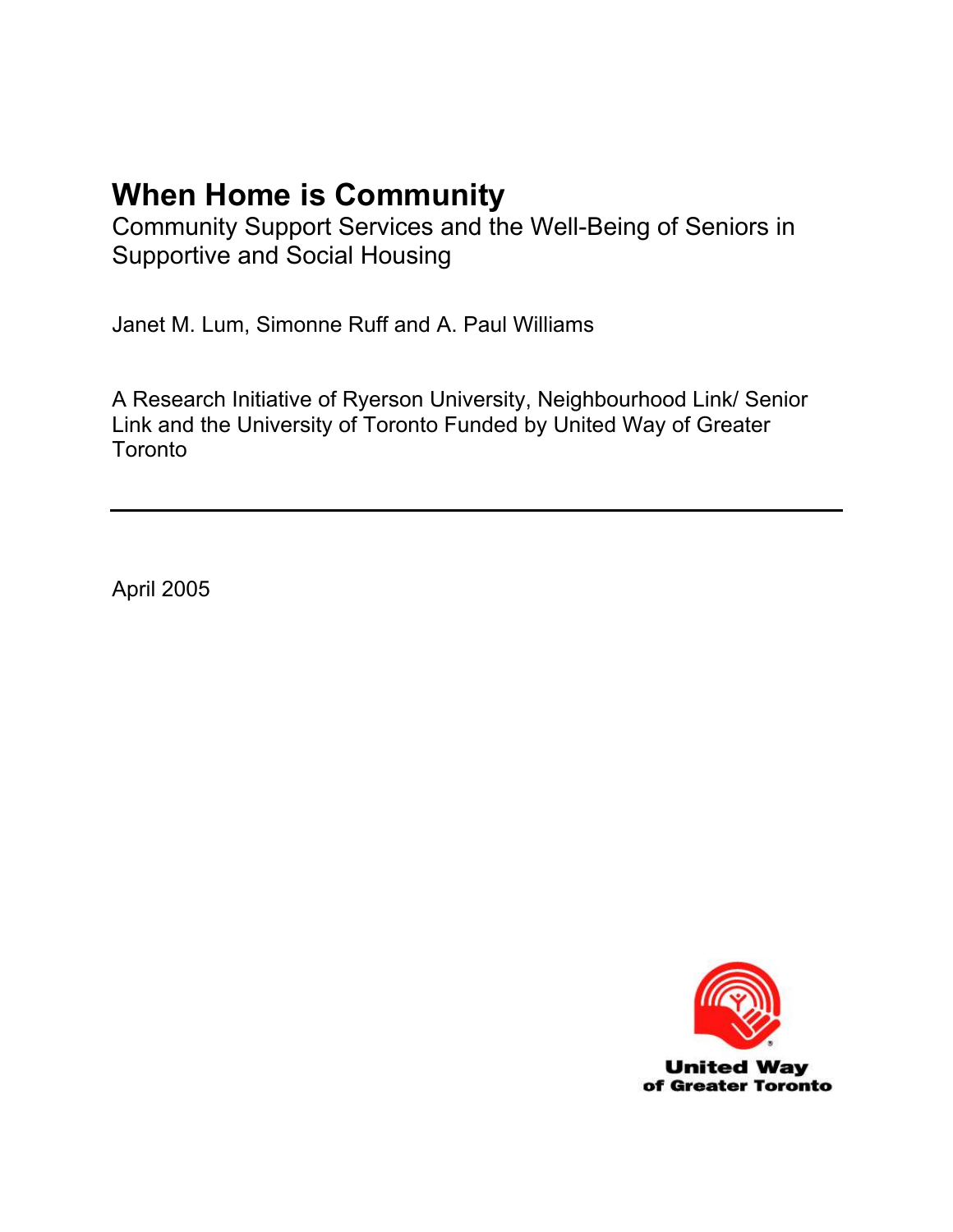# When Home is Community

Community Support Services and the Well-Being of Seniors in Supportive and Social Housing

Janet M. Lum, Simonne Ruff and A. Paul Williams

A Research Initiative of Ryerson University, Neighbourhood Link/ Senior Link and the University of Toronto Funded by United Way of Greater Toronto

---

April 2005

United Way of Greater Toronto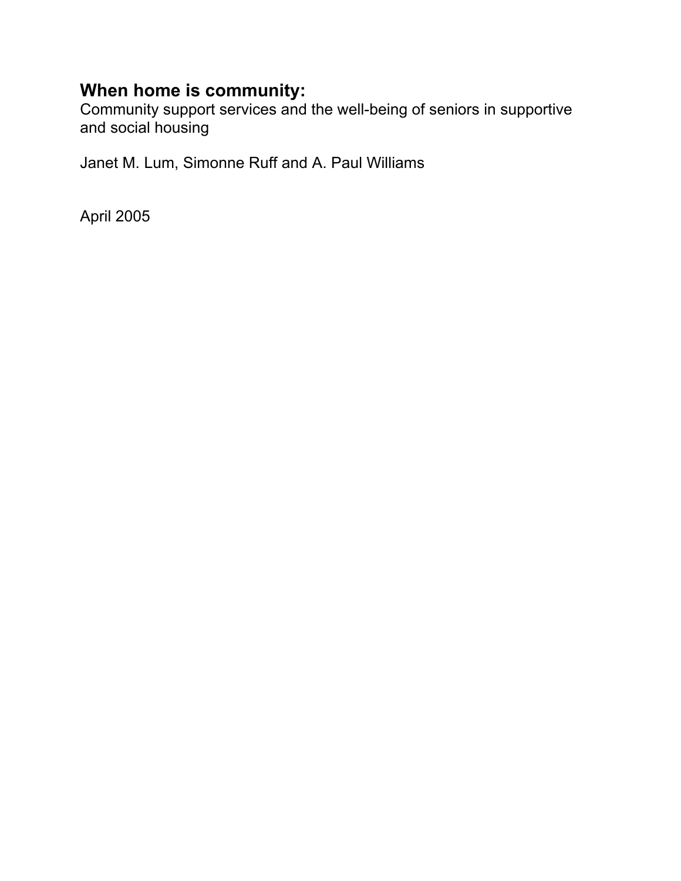# When home is community:

Community support services and the well-being of seniors in supportive and social housing

Janet M. Lum, Simonne Ruff and A. Paul Williams

April 2005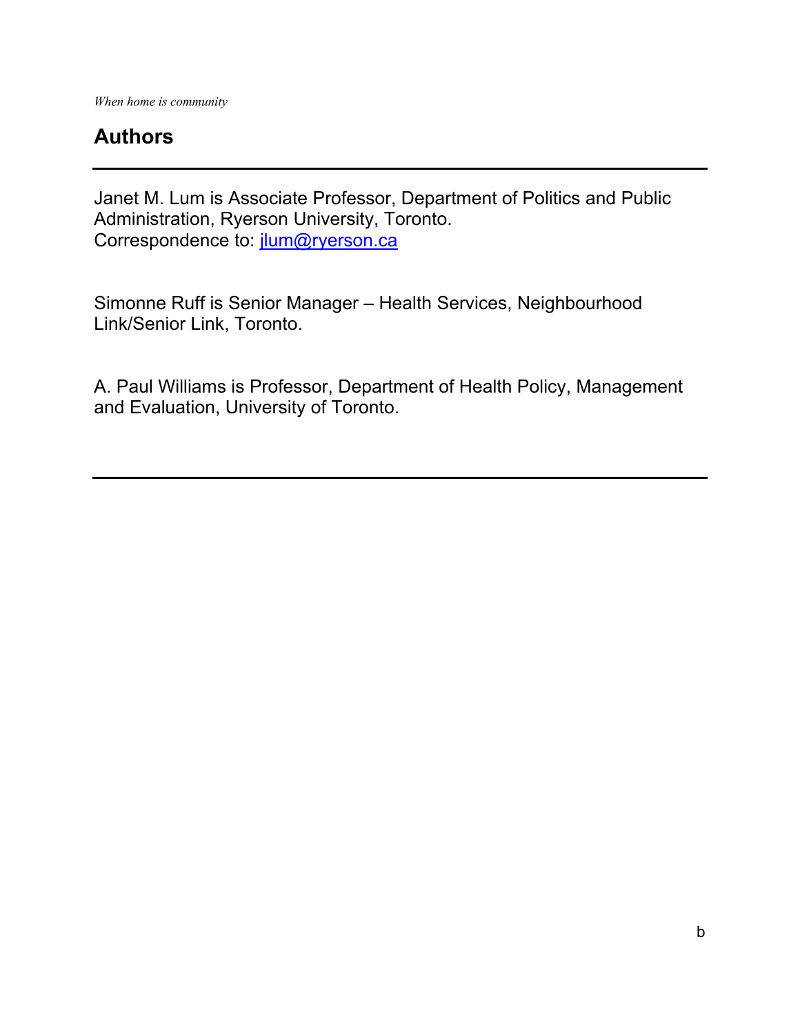## Authors

---

Janet M. Lum is Associate Professor, Department of Politics and Public Administration, Ryerson University, Toronto.
Correspondence to: jlum@ryerson.ca

Simonne Ruff is Senior Manager – Health Services, Neighbourhood Link/Senior Link, Toronto.

A. Paul Williams is Professor, Department of Health Policy, Management and Evaluation, University of Toronto.

---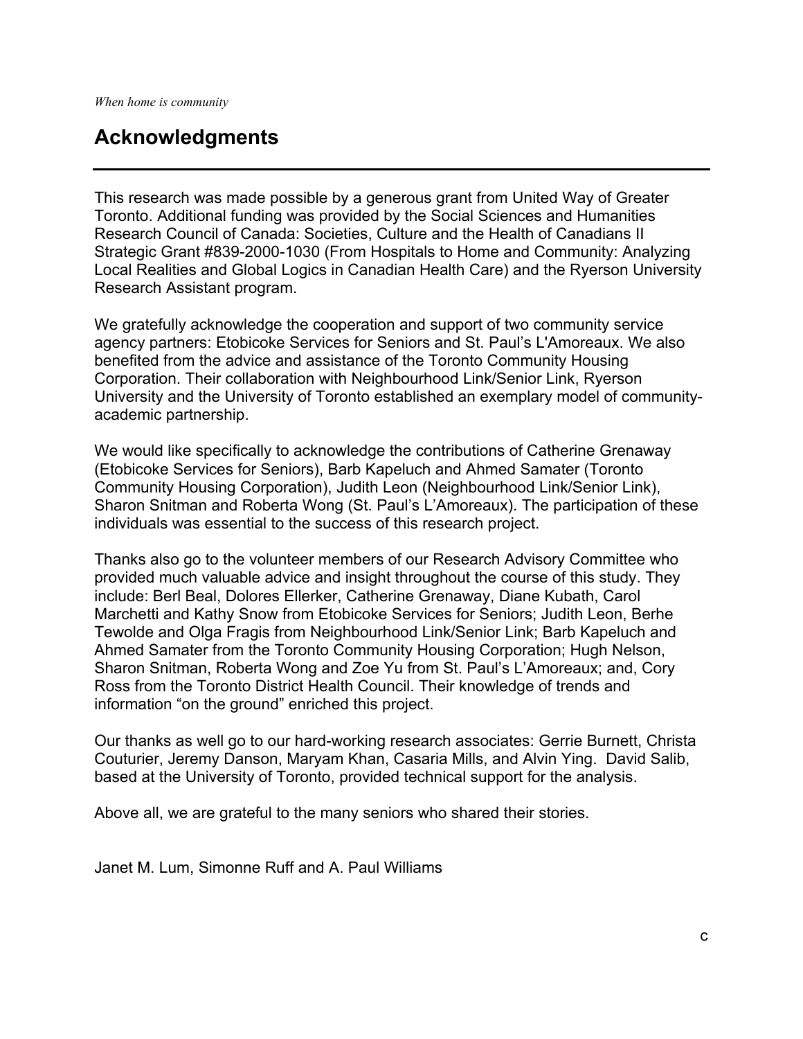## Acknowledgments

This research was made possible by a generous grant from United Way of Greater Toronto. Additional funding was provided by the Social Sciences and Humanities Research Council of Canada: Societies, Culture and the Health of Canadians II Strategic Grant #839-2000-1030 (From Hospitals to Home and Community: Analyzing Local Realities and Global Logics in Canadian Health Care) and the Ryerson University Research Assistant program.

We gratefully acknowledge the cooperation and support of two community service agency partners: Etobicoke Services for Seniors and St. Paul's L'Amoreaux. We also benefited from the advice and assistance of the Toronto Community Housing Corporation. Their collaboration with Neighbourhood Link/Senior Link, Ryerson University and the University of Toronto established an exemplary model of community-academic partnership.

We would like specifically to acknowledge the contributions of Catherine Grenaway (Etobicoke Services for Seniors), Barb Kapeluch and Ahmed Samater (Toronto Community Housing Corporation), Judith Leon (Neighbourhood Link/Senior Link), Sharon Snitman and Roberta Wong (St. Paul's L'Amoreaux). The participation of these individuals was essential to the success of this research project.

Thanks also go to the volunteer members of our Research Advisory Committee who provided much valuable advice and insight throughout the course of this study. They include: Berl Beal, Dolores Ellerker, Catherine Grenaway, Diane Kubath, Carol Marchetti and Kathy Snow from Etobicoke Services for Seniors; Judith Leon, Berhe Tewolde and Olga Fragis from Neighbourhood Link/Senior Link; Barb Kapeluch and Ahmed Samater from the Toronto Community Housing Corporation; Hugh Nelson, Sharon Snitman, Roberta Wong and Zoe Yu from St. Paul's L'Amoreaux; and, Cory Ross from the Toronto District Health Council. Their knowledge of trends and information "on the ground" enriched this project.

Our thanks as well go to our hard-working research associates: Gerrie Burnett, Christa Couturier, Jeremy Danson, Maryam Khan, Casaria Mills, and Alvin Ying. David Salib, based at the University of Toronto, provided technical support for the analysis.

Above all, we are grateful to the many seniors who shared their stories.

Janet M. Lum, Simonne Ruff and A. Paul Williams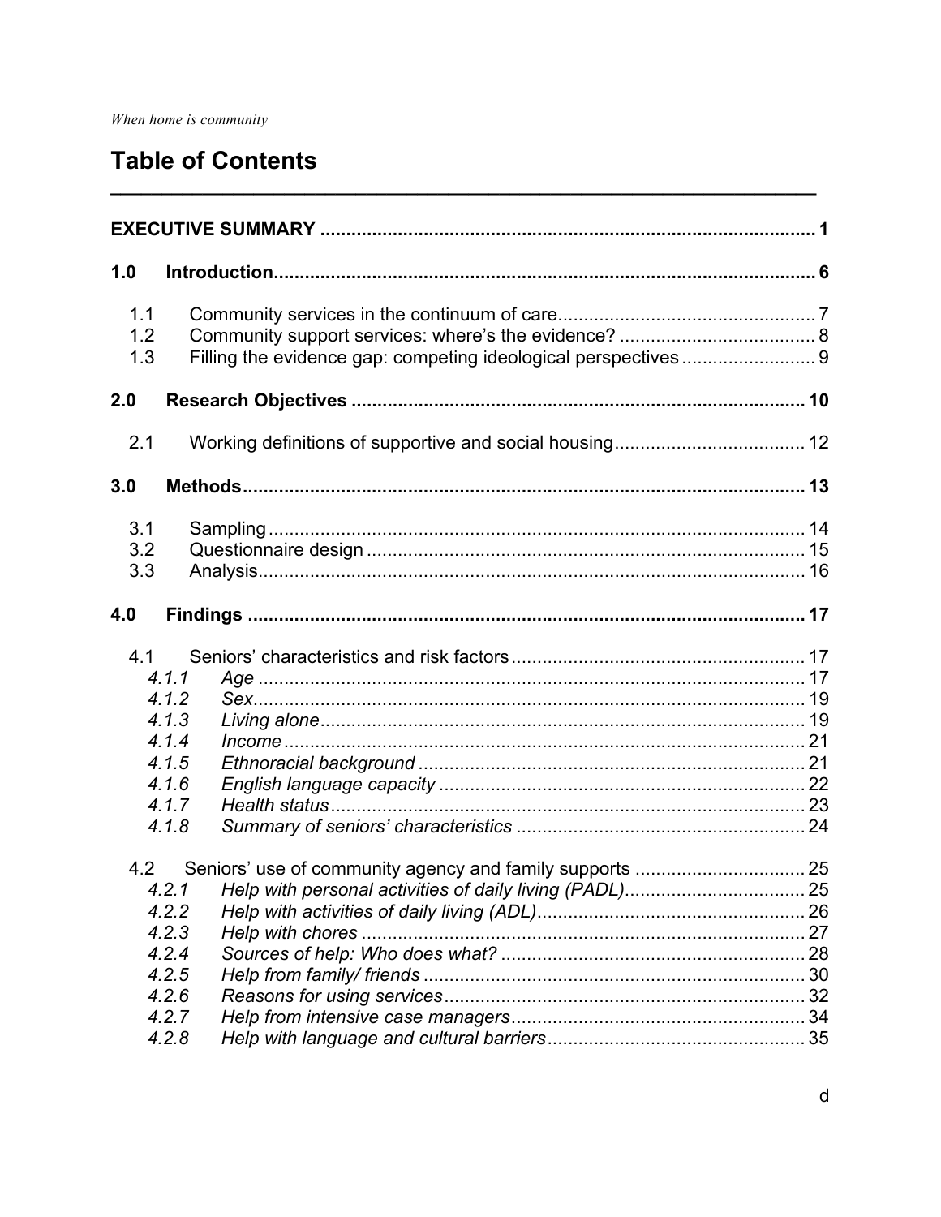# Table of Contents

**EXECUTIVE SUMMARY** .... **1**

**1.0 Introduction** .... **6**

- 1.1 Community services in the continuum of care .... 7
- 1.2 Community support services: where's the evidence? .... 8
- 1.3 Filling the evidence gap: competing ideological perspectives .... 9

**2.0 Research Objectives** .... **10**

- 2.1 Working definitions of supportive and social housing .... 12

**3.0 Methods** .... **13**

- 3.1 Sampling .... 14
- 3.2 Questionnaire design .... 15
- 3.3 Analysis .... 16

**4.0 Findings** .... **17**

- 4.1 Seniors' characteristics and risk factors .... 17
  - *4.1.1 Age* .... 17
  - *4.1.2 Sex* .... 19
  - *4.1.3 Living alone* .... 19
  - *4.1.4 Income* .... 21
  - *4.1.5 Ethnoracial background* .... 21
  - *4.1.6 English language capacity* .... 22
  - *4.1.7 Health status* .... 23
  - *4.1.8 Summary of seniors' characteristics* .... 24
- 4.2 Seniors' use of community agency and family supports .... 25
  - *4.2.1 Help with personal activities of daily living (PADL)* .... 25
  - *4.2.2 Help with activities of daily living (ADL)* .... 26
  - *4.2.3 Help with chores* .... 27
  - *4.2.4 Sources of help: Who does what?* .... 28
  - *4.2.5 Help from family/ friends* .... 30
  - *4.2.6 Reasons for using services* .... 32
  - *4.2.7 Help from intensive case managers* .... 34
  - *4.2.8 Help with language and cultural barriers* .... 35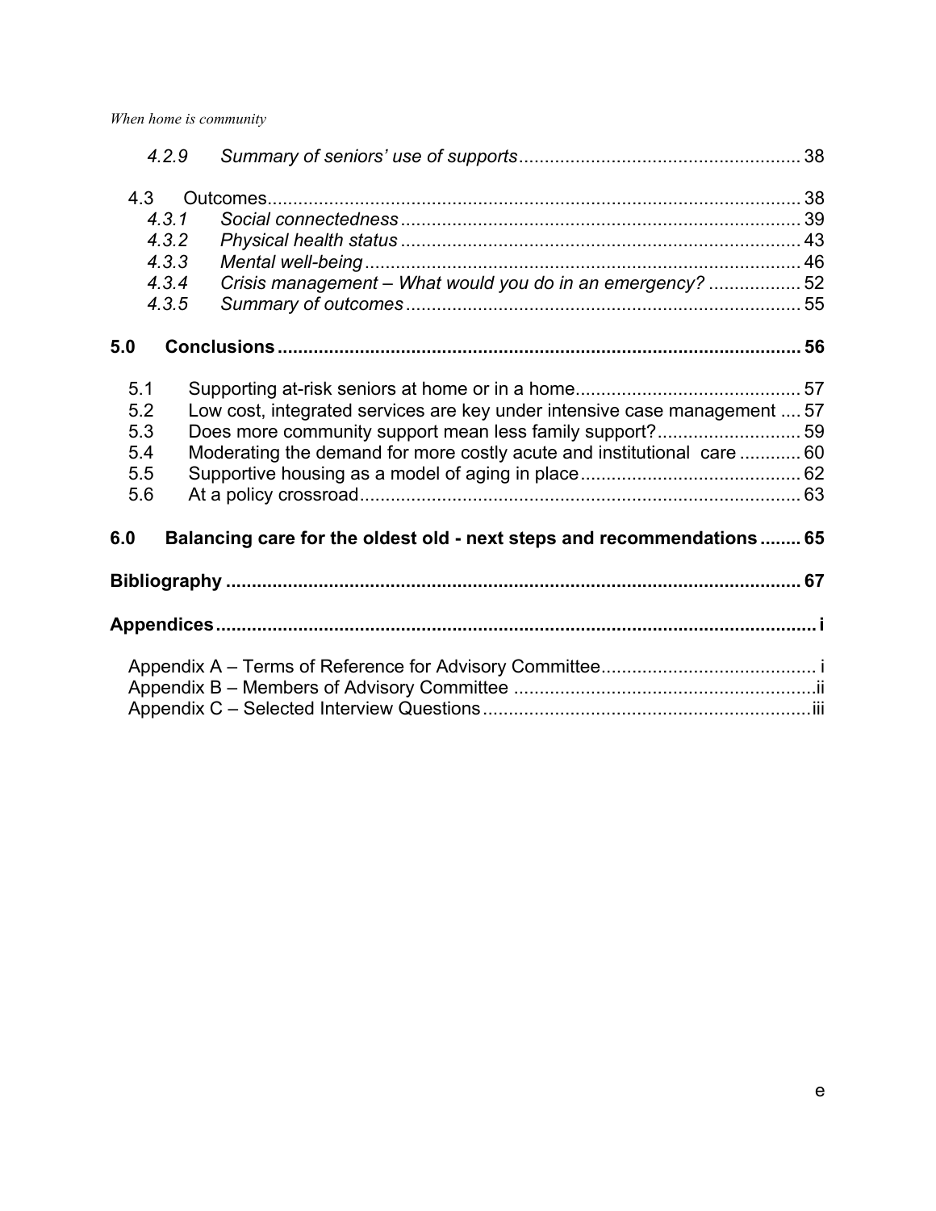*4.2.9 Summary of seniors' use of supports* ........................................................ 38

4.3 Outcomes ........................................................................................................ 38

*4.3.1 Social connectedness* .............................................................................. 39

*4.3.2 Physical health status* ............................................................................. 43

*4.3.3 Mental well-being* .................................................................................... 46

*4.3.4 Crisis management – What would you do in an emergency?* .................. 52

*4.3.5 Summary of outcomes* ............................................................................ 55

**5.0 Conclusions ...................................................................................................... 56**

5.1 Supporting at-risk seniors at home or in a home ............................................ 57

5.2 Low cost, integrated services are key under intensive case management .... 57

5.3 Does more community support mean less family support? ............................ 59

5.4 Moderating the demand for more costly acute and institutional care ............ 60

5.5 Supportive housing as a model of aging in place ........................................... 62

5.6 At a policy crossroad ...................................................................................... 63

**6.0 Balancing care for the oldest old - next steps and recommendations ........ 65**

**Bibliography ......................................................................................................... 67**

**Appendices ............................................................................................................ i**

Appendix A – Terms of Reference for Advisory Committee .......................................... i

Appendix B – Members of Advisory Committee ........................................................... ii

Appendix C – Selected Interview Questions ................................................................ iii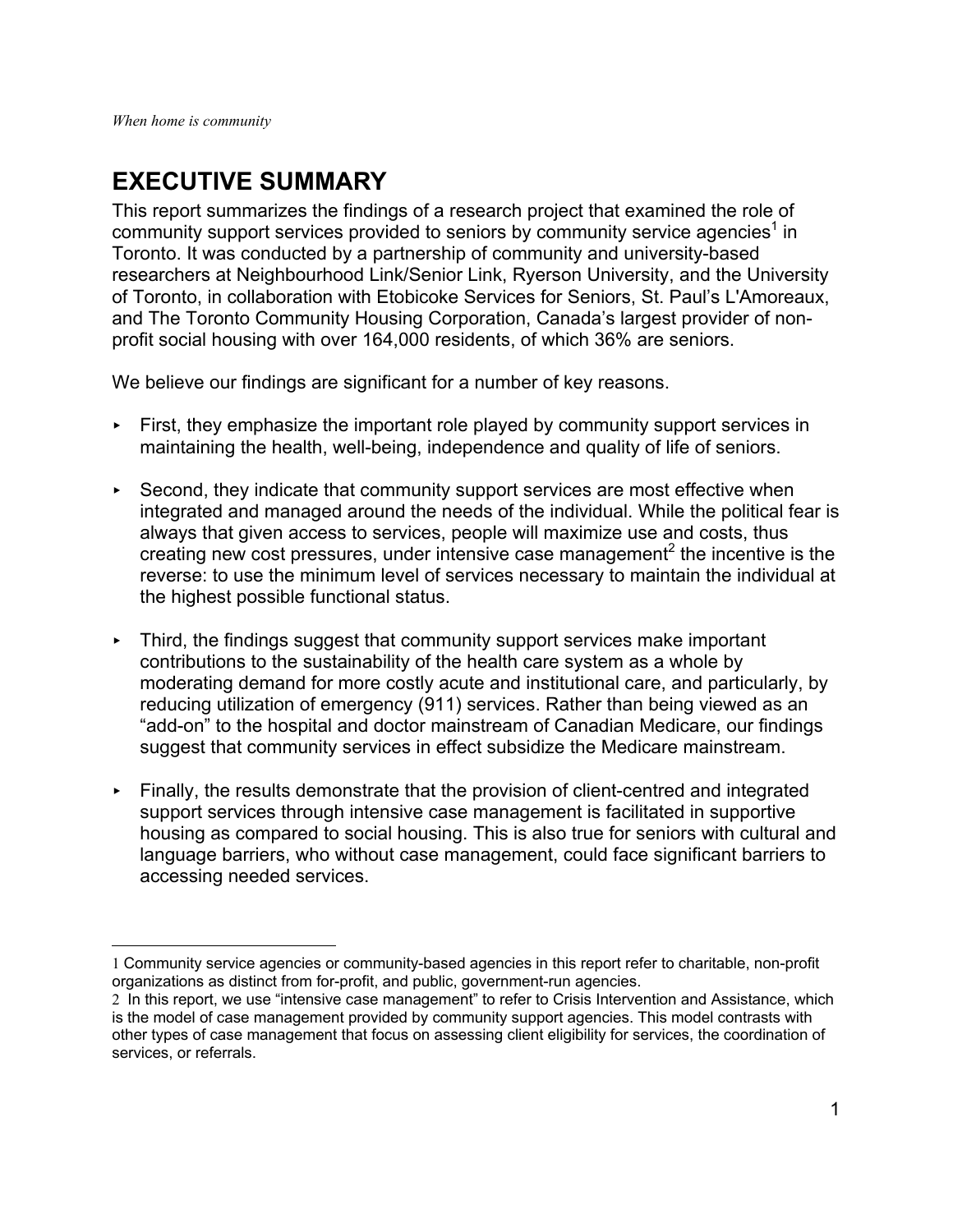# EXECUTIVE SUMMARY

This report summarizes the findings of a research project that examined the role of community support services provided to seniors by community service agencies[1] in Toronto. It was conducted by a partnership of community and university-based researchers at Neighbourhood Link/Senior Link, Ryerson University, and the University of Toronto, in collaboration with Etobicoke Services for Seniors, St. Paul's L'Amoreaux, and The Toronto Community Housing Corporation, Canada's largest provider of non-profit social housing with over 164,000 residents, of which 36% are seniors.

We believe our findings are significant for a number of key reasons.

- First, they emphasize the important role played by community support services in maintaining the health, well-being, independence and quality of life of seniors.
- Second, they indicate that community support services are most effective when integrated and managed around the needs of the individual. While the political fear is always that given access to services, people will maximize use and costs, thus creating new cost pressures, under intensive case management[2] the incentive is the reverse: to use the minimum level of services necessary to maintain the individual at the highest possible functional status.
- Third, the findings suggest that community support services make important contributions to the sustainability of the health care system as a whole by moderating demand for more costly acute and institutional care, and particularly, by reducing utilization of emergency (911) services. Rather than being viewed as an "add-on" to the hospital and doctor mainstream of Canadian Medicare, our findings suggest that community services in effect subsidize the Medicare mainstream.
- Finally, the results demonstrate that the provision of client-centred and integrated support services through intensive case management is facilitated in supportive housing as compared to social housing. This is also true for seniors with cultural and language barriers, who without case management, could face significant barriers to accessing needed services.

---

1 Community service agencies or community-based agencies in this report refer to charitable, non-profit organizations as distinct from for-profit, and public, government-run agencies.

2 In this report, we use "intensive case management" to refer to Crisis Intervention and Assistance, which is the model of case management provided by community support agencies. This model contrasts with other types of case management that focus on assessing client eligibility for services, the coordination of services, or referrals.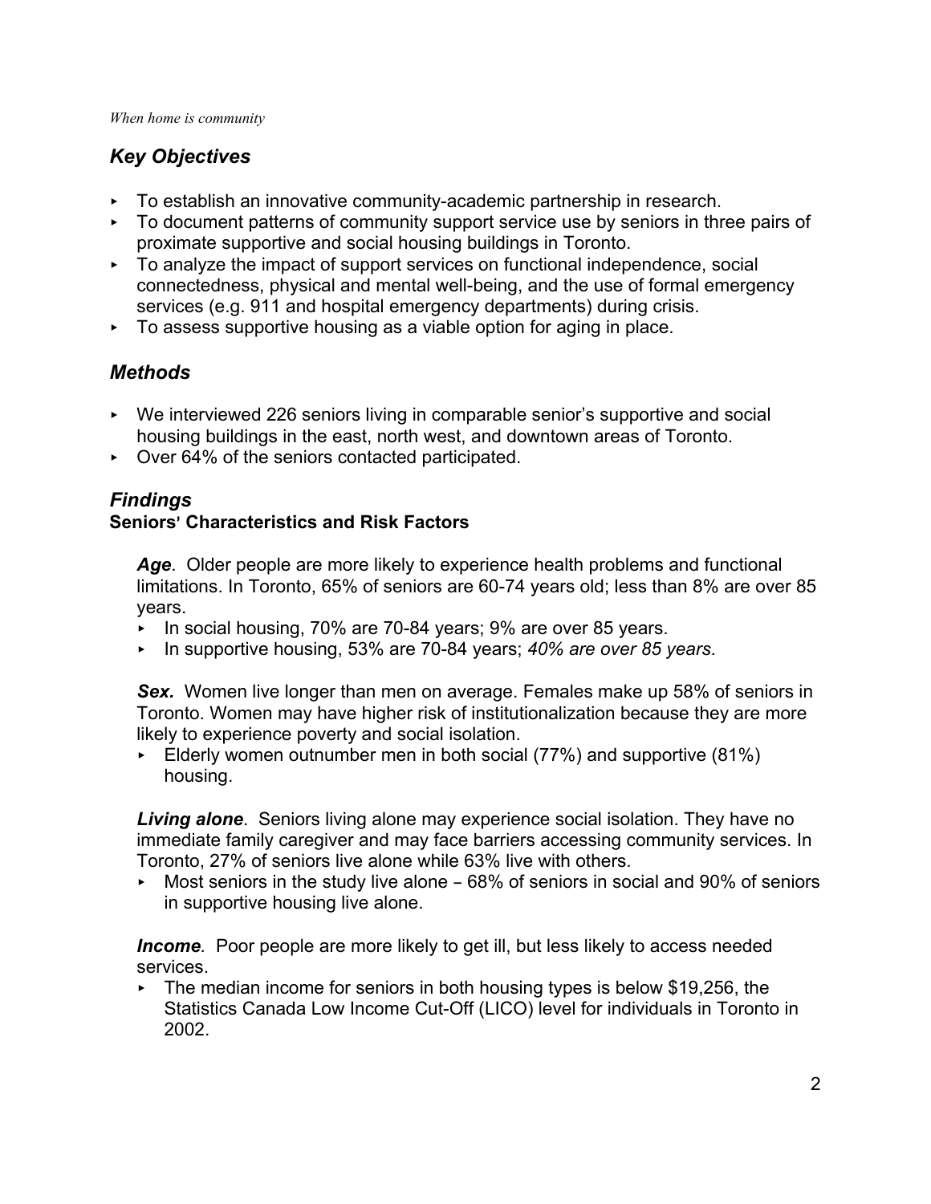## *Key Objectives*

- To establish an innovative community-academic partnership in research.
- To document patterns of community support service use by seniors in three pairs of proximate supportive and social housing buildings in Toronto.
- To analyze the impact of support services on functional independence, social connectedness, physical and mental well-being, and the use of formal emergency services (e.g. 911 and hospital emergency departments) during crisis.
- To assess supportive housing as a viable option for aging in place.

## *Methods*

- We interviewed 226 seniors living in comparable senior's supportive and social housing buildings in the east, north west, and downtown areas of Toronto.
- Over 64% of the seniors contacted participated.

## *Findings*

### Seniors' Characteristics and Risk Factors

***Age***. Older people are more likely to experience health problems and functional limitations. In Toronto, 65% of seniors are 60-74 years old; less than 8% are over 85 years.

- In social housing, 70% are 70-84 years; 9% are over 85 years.
- In supportive housing, 53% are 70-84 years; *40% are over 85 years*.

***Sex.*** Women live longer than men on average. Females make up 58% of seniors in Toronto. Women may have higher risk of institutionalization because they are more likely to experience poverty and social isolation.

- Elderly women outnumber men in both social (77%) and supportive (81%) housing.

***Living alone***. Seniors living alone may experience social isolation. They have no immediate family caregiver and may face barriers accessing community services. In Toronto, 27% of seniors live alone while 63% live with others.

- Most seniors in the study live alone – 68% of seniors in social and 90% of seniors in supportive housing live alone.

***Income.*** Poor people are more likely to get ill, but less likely to access needed services.

- The median income for seniors in both housing types is below $19,256, the Statistics Canada Low Income Cut-Off (LICO) level for individuals in Toronto in 2002.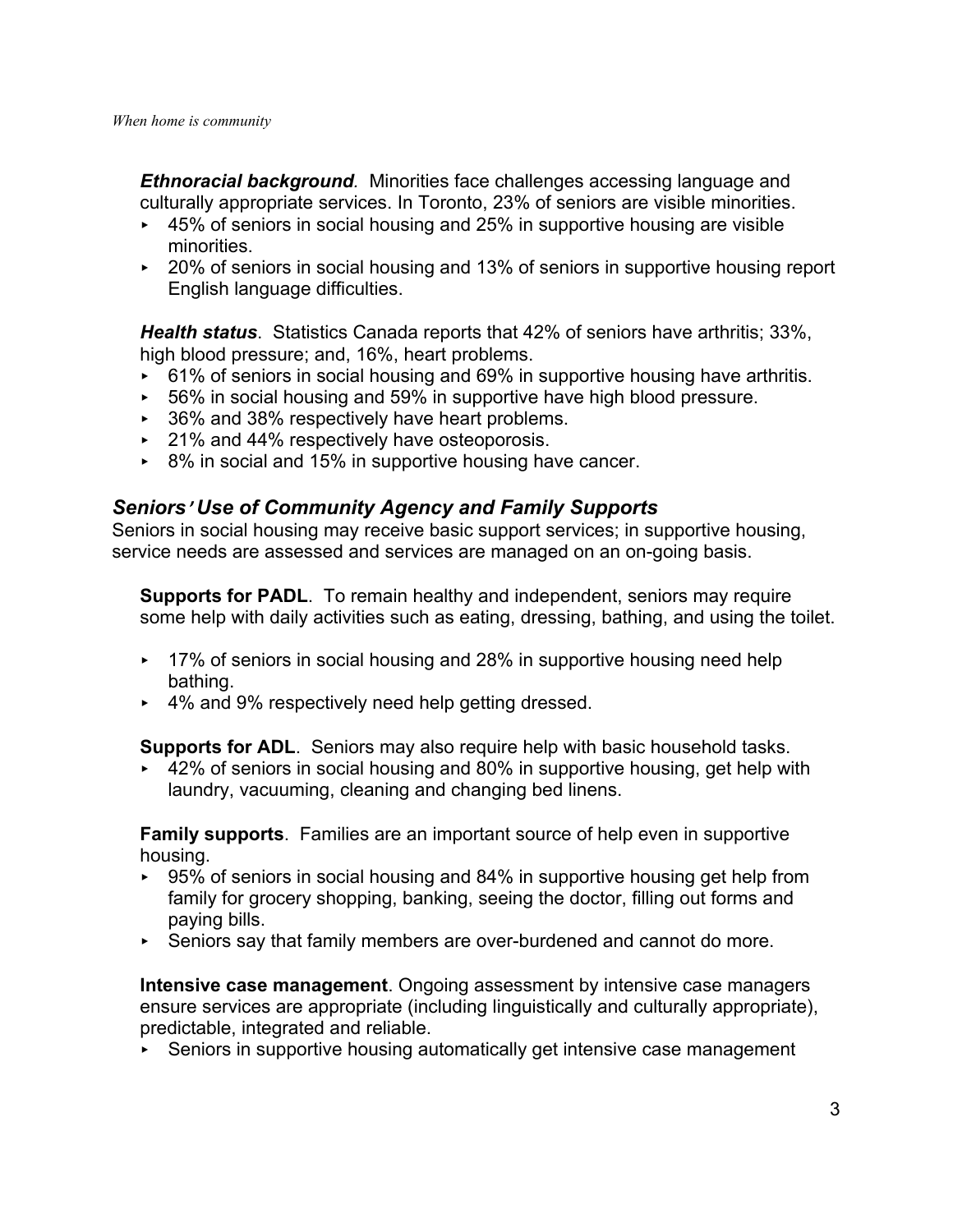***Ethnoracial background***. Minorities face challenges accessing language and culturally appropriate services. In Toronto, 23% of seniors are visible minorities.

- 45% of seniors in social housing and 25% in supportive housing are visible minorities.
- 20% of seniors in social housing and 13% of seniors in supportive housing report English language difficulties.

***Health status***. Statistics Canada reports that 42% of seniors have arthritis; 33%, high blood pressure; and, 16%, heart problems.

- 61% of seniors in social housing and 69% in supportive housing have arthritis.
- 56% in social housing and 59% in supportive have high blood pressure.
- 36% and 38% respectively have heart problems.
- 21% and 44% respectively have osteoporosis.
- 8% in social and 15% in supportive housing have cancer.

## *Seniors' Use of Community Agency and Family Supports*

Seniors in social housing may receive basic support services; in supportive housing, service needs are assessed and services are managed on an on-going basis.

**Supports for PADL**. To remain healthy and independent, seniors may require some help with daily activities such as eating, dressing, bathing, and using the toilet.

- 17% of seniors in social housing and 28% in supportive housing need help bathing.
- 4% and 9% respectively need help getting dressed.

**Supports for ADL**. Seniors may also require help with basic household tasks.

- 42% of seniors in social housing and 80% in supportive housing, get help with laundry, vacuuming, cleaning and changing bed linens.

**Family supports**. Families are an important source of help even in supportive housing.

- 95% of seniors in social housing and 84% in supportive housing get help from family for grocery shopping, banking, seeing the doctor, filling out forms and paying bills.
- Seniors say that family members are over-burdened and cannot do more.

**Intensive case management**. Ongoing assessment by intensive case managers ensure services are appropriate (including linguistically and culturally appropriate), predictable, integrated and reliable.

- Seniors in supportive housing automatically get intensive case management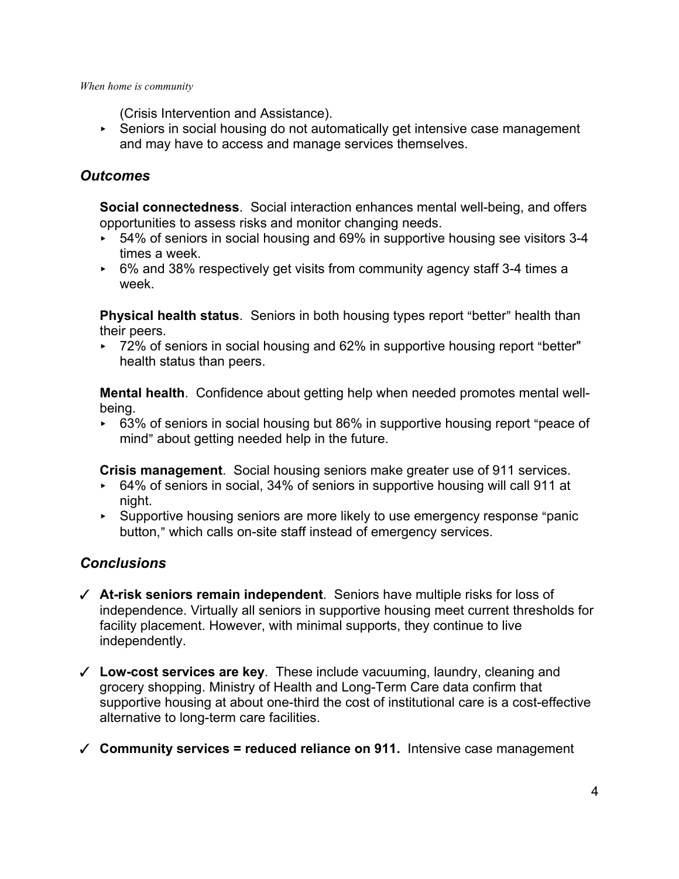(Crisis Intervention and Assistance).

- Seniors in social housing do not automatically get intensive case management and may have to access and manage services themselves.

### *Outcomes*

**Social connectedness**. Social interaction enhances mental well-being, and offers opportunities to assess risks and monitor changing needs.

- 54% of seniors in social housing and 69% in supportive housing see visitors 3-4 times a week.
- 6% and 38% respectively get visits from community agency staff 3-4 times a week.

**Physical health status**. Seniors in both housing types report "better" health than their peers.

- 72% of seniors in social housing and 62% in supportive housing report "better" health status than peers.

**Mental health**. Confidence about getting help when needed promotes mental well-being.

- 63% of seniors in social housing but 86% in supportive housing report "peace of mind" about getting needed help in the future.

**Crisis management**. Social housing seniors make greater use of 911 services.

- 64% of seniors in social, 34% of seniors in supportive housing will call 911 at night.
- Supportive housing seniors are more likely to use emergency response "panic button," which calls on-site staff instead of emergency services.

### *Conclusions*

✓ **At-risk seniors remain independent**. Seniors have multiple risks for loss of independence. Virtually all seniors in supportive housing meet current thresholds for facility placement. However, with minimal supports, they continue to live independently.

✓ **Low-cost services are key**. These include vacuuming, laundry, cleaning and grocery shopping. Ministry of Health and Long-Term Care data confirm that supportive housing at about one-third the cost of institutional care is a cost-effective alternative to long-term care facilities.

✓ **Community services = reduced reliance on 911.** Intensive case management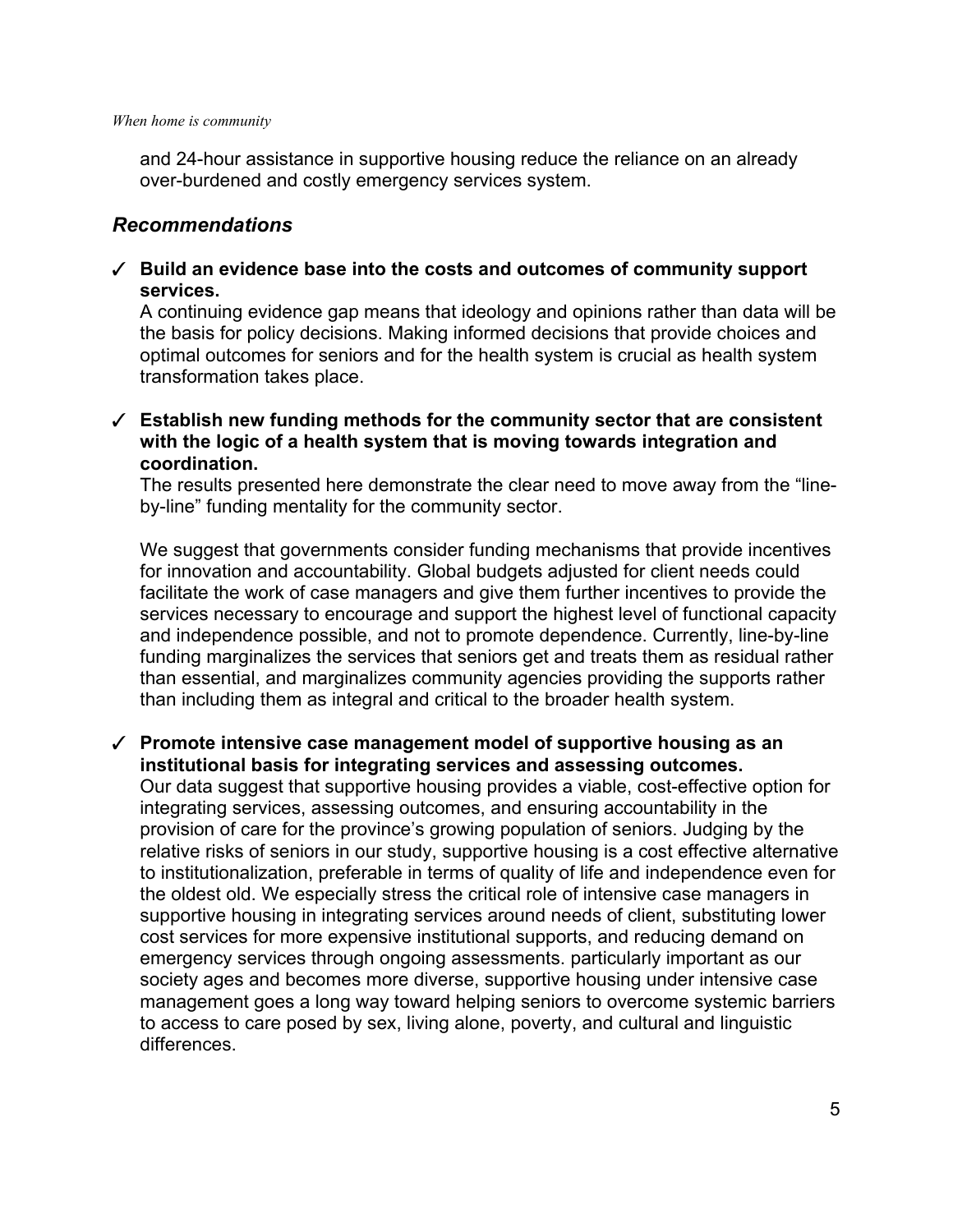and 24-hour assistance in supportive housing reduce the reliance on an already over-burdened and costly emergency services system.

### *Recommendations*

✓ **Build an evidence base into the costs and outcomes of community support services.**
A continuing evidence gap means that ideology and opinions rather than data will be the basis for policy decisions. Making informed decisions that provide choices and optimal outcomes for seniors and for the health system is crucial as health system transformation takes place.

✓ **Establish new funding methods for the community sector that are consistent with the logic of a health system that is moving towards integration and coordination.**
The results presented here demonstrate the clear need to move away from the "line-by-line" funding mentality for the community sector.

We suggest that governments consider funding mechanisms that provide incentives for innovation and accountability. Global budgets adjusted for client needs could facilitate the work of case managers and give them further incentives to provide the services necessary to encourage and support the highest level of functional capacity and independence possible, and not to promote dependence. Currently, line-by-line funding marginalizes the services that seniors get and treats them as residual rather than essential, and marginalizes community agencies providing the supports rather than including them as integral and critical to the broader health system.

✓ **Promote intensive case management model of supportive housing as an institutional basis for integrating services and assessing outcomes.**
Our data suggest that supportive housing provides a viable, cost-effective option for integrating services, assessing outcomes, and ensuring accountability in the provision of care for the province's growing population of seniors. Judging by the relative risks of seniors in our study, supportive housing is a cost effective alternative to institutionalization, preferable in terms of quality of life and independence even for the oldest old. We especially stress the critical role of intensive case managers in supportive housing in integrating services around needs of client, substituting lower cost services for more expensive institutional supports, and reducing demand on emergency services through ongoing assessments. particularly important as our society ages and becomes more diverse, supportive housing under intensive case management goes a long way toward helping seniors to overcome systemic barriers to access to care posed by sex, living alone, poverty, and cultural and linguistic differences.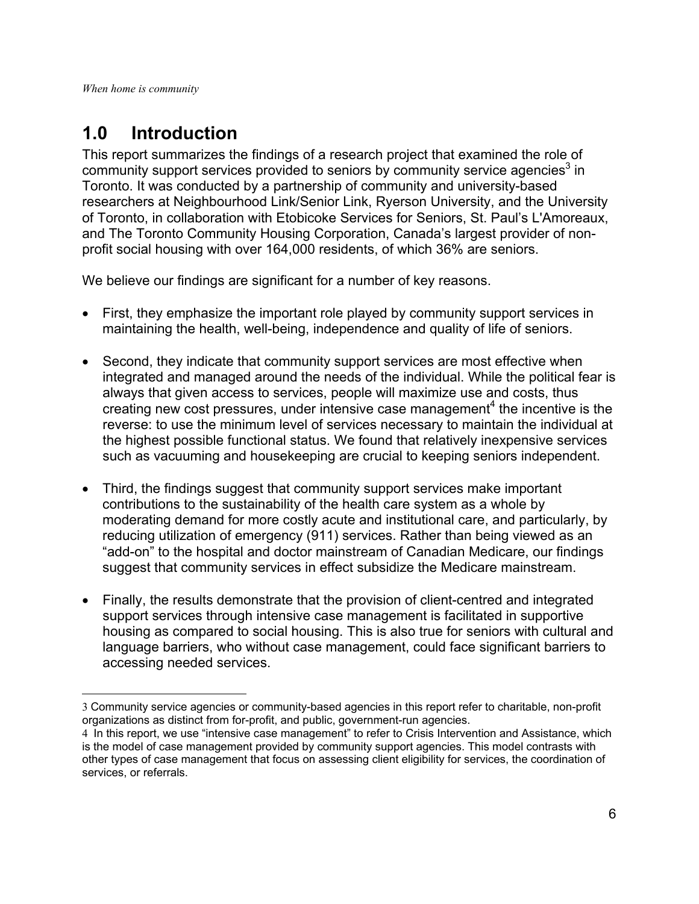# 1.0 Introduction

This report summarizes the findings of a research project that examined the role of community support services provided to seniors by community service agencies[3] in Toronto. It was conducted by a partnership of community and university-based researchers at Neighbourhood Link/Senior Link, Ryerson University, and the University of Toronto, in collaboration with Etobicoke Services for Seniors, St. Paul's L'Amoreaux, and The Toronto Community Housing Corporation, Canada's largest provider of non-profit social housing with over 164,000 residents, of which 36% are seniors.

We believe our findings are significant for a number of key reasons.

- First, they emphasize the important role played by community support services in maintaining the health, well-being, independence and quality of life of seniors.
- Second, they indicate that community support services are most effective when integrated and managed around the needs of the individual. While the political fear is always that given access to services, people will maximize use and costs, thus creating new cost pressures, under intensive case management[4] the incentive is the reverse: to use the minimum level of services necessary to maintain the individual at the highest possible functional status. We found that relatively inexpensive services such as vacuuming and housekeeping are crucial to keeping seniors independent.
- Third, the findings suggest that community support services make important contributions to the sustainability of the health care system as a whole by moderating demand for more costly acute and institutional care, and particularly, by reducing utilization of emergency (911) services. Rather than being viewed as an "add-on" to the hospital and doctor mainstream of Canadian Medicare, our findings suggest that community services in effect subsidize the Medicare mainstream.
- Finally, the results demonstrate that the provision of client-centred and integrated support services through intensive case management is facilitated in supportive housing as compared to social housing. This is also true for seniors with cultural and language barriers, who without case management, could face significant barriers to accessing needed services.

---

3 Community service agencies or community-based agencies in this report refer to charitable, non-profit organizations as distinct from for-profit, and public, government-run agencies.

4 In this report, we use "intensive case management" to refer to Crisis Intervention and Assistance, which is the model of case management provided by community support agencies. This model contrasts with other types of case management that focus on assessing client eligibility for services, the coordination of services, or referrals.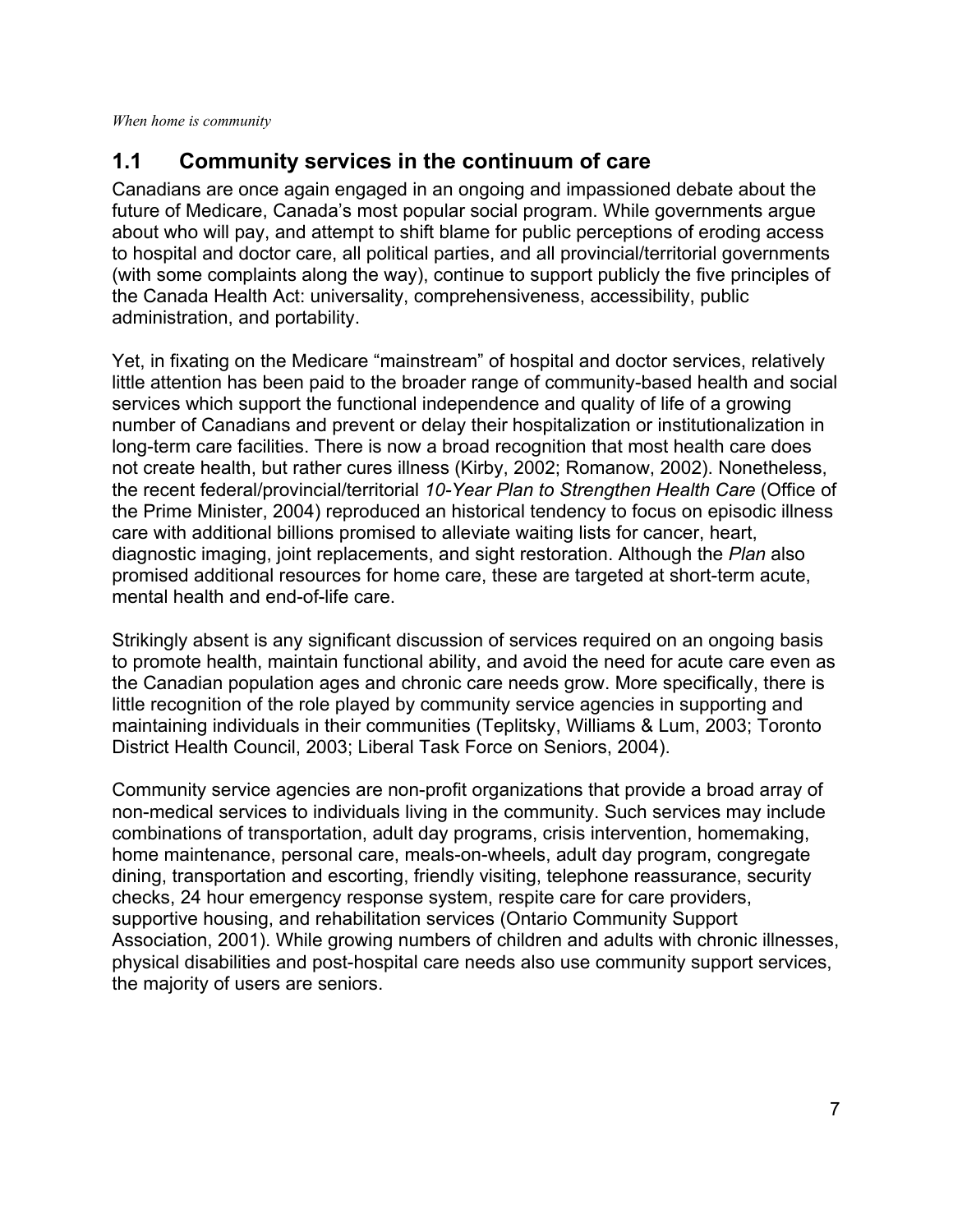## 1.1 Community services in the continuum of care

Canadians are once again engaged in an ongoing and impassioned debate about the future of Medicare, Canada's most popular social program. While governments argue about who will pay, and attempt to shift blame for public perceptions of eroding access to hospital and doctor care, all political parties, and all provincial/territorial governments (with some complaints along the way), continue to support publicly the five principles of the Canada Health Act: universality, comprehensiveness, accessibility, public administration, and portability.

Yet, in fixating on the Medicare "mainstream" of hospital and doctor services, relatively little attention has been paid to the broader range of community-based health and social services which support the functional independence and quality of life of a growing number of Canadians and prevent or delay their hospitalization or institutionalization in long-term care facilities. There is now a broad recognition that most health care does not create health, but rather cures illness (Kirby, 2002; Romanow, 2002). Nonetheless, the recent federal/provincial/territorial *10-Year Plan to Strengthen Health Care* (Office of the Prime Minister, 2004) reproduced an historical tendency to focus on episodic illness care with additional billions promised to alleviate waiting lists for cancer, heart, diagnostic imaging, joint replacements, and sight restoration. Although the *Plan* also promised additional resources for home care, these are targeted at short-term acute, mental health and end-of-life care.

Strikingly absent is any significant discussion of services required on an ongoing basis to promote health, maintain functional ability, and avoid the need for acute care even as the Canadian population ages and chronic care needs grow. More specifically, there is little recognition of the role played by community service agencies in supporting and maintaining individuals in their communities (Teplitsky, Williams & Lum, 2003; Toronto District Health Council, 2003; Liberal Task Force on Seniors, 2004).

Community service agencies are non-profit organizations that provide a broad array of non-medical services to individuals living in the community. Such services may include combinations of transportation, adult day programs, crisis intervention, homemaking, home maintenance, personal care, meals-on-wheels, adult day program, congregate dining, transportation and escorting, friendly visiting, telephone reassurance, security checks, 24 hour emergency response system, respite care for care providers, supportive housing, and rehabilitation services (Ontario Community Support Association, 2001). While growing numbers of children and adults with chronic illnesses, physical disabilities and post-hospital care needs also use community support services, the majority of users are seniors.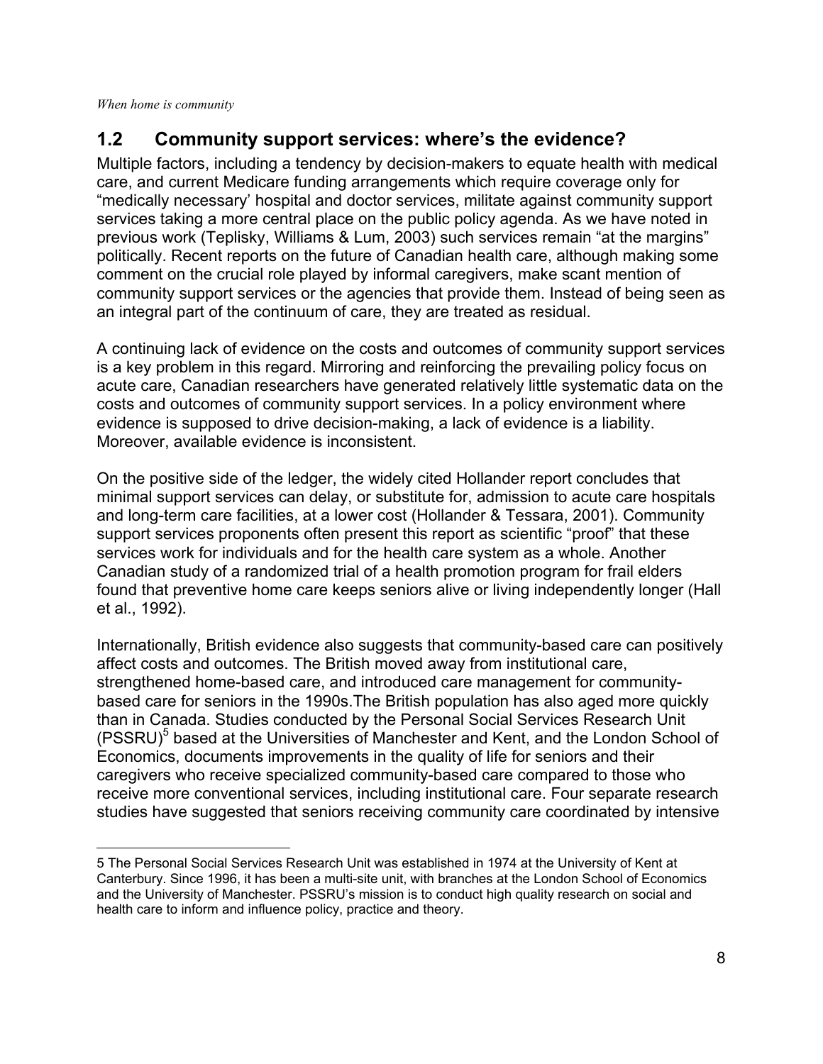## 1.2 Community support services: where's the evidence?

Multiple factors, including a tendency by decision-makers to equate health with medical care, and current Medicare funding arrangements which require coverage only for "medically necessary' hospital and doctor services, militate against community support services taking a more central place on the public policy agenda. As we have noted in previous work (Teplisky, Williams & Lum, 2003) such services remain "at the margins" politically. Recent reports on the future of Canadian health care, although making some comment on the crucial role played by informal caregivers, make scant mention of community support services or the agencies that provide them. Instead of being seen as an integral part of the continuum of care, they are treated as residual.

A continuing lack of evidence on the costs and outcomes of community support services is a key problem in this regard. Mirroring and reinforcing the prevailing policy focus on acute care, Canadian researchers have generated relatively little systematic data on the costs and outcomes of community support services. In a policy environment where evidence is supposed to drive decision-making, a lack of evidence is a liability. Moreover, available evidence is inconsistent.

On the positive side of the ledger, the widely cited Hollander report concludes that minimal support services can delay, or substitute for, admission to acute care hospitals and long-term care facilities, at a lower cost (Hollander & Tessara, 2001). Community support services proponents often present this report as scientific "proof" that these services work for individuals and for the health care system as a whole. Another Canadian study of a randomized trial of a health promotion program for frail elders found that preventive home care keeps seniors alive or living independently longer (Hall et al., 1992).

Internationally, British evidence also suggests that community-based care can positively affect costs and outcomes. The British moved away from institutional care, strengthened home-based care, and introduced care management for community-based care for seniors in the 1990s.The British population has also aged more quickly than in Canada. Studies conducted by the Personal Social Services Research Unit (PSSRU)[5] based at the Universities of Manchester and Kent, and the London School of Economics, documents improvements in the quality of life for seniors and their caregivers who receive specialized community-based care compared to those who receive more conventional services, including institutional care. Four separate research studies have suggested that seniors receiving community care coordinated by intensive

---

5 The Personal Social Services Research Unit was established in 1974 at the University of Kent at Canterbury. Since 1996, it has been a multi-site unit, with branches at the London School of Economics and the University of Manchester. PSSRU's mission is to conduct high quality research on social and health care to inform and influence policy, practice and theory.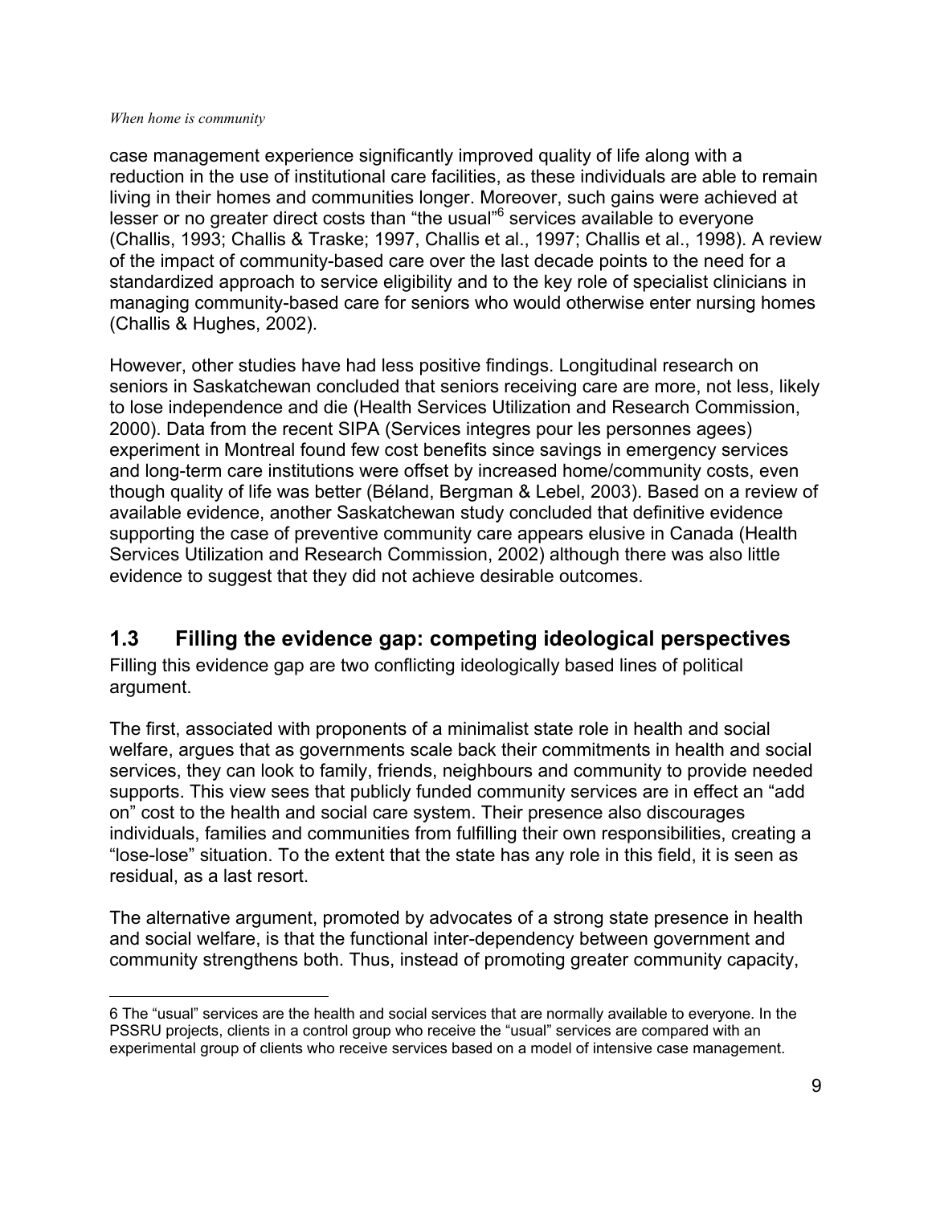case management experience significantly improved quality of life along with a reduction in the use of institutional care facilities, as these individuals are able to remain living in their homes and communities longer. Moreover, such gains were achieved at lesser or no greater direct costs than "the usual"[6] services available to everyone (Challis, 1993; Challis & Traske; 1997, Challis et al., 1997; Challis et al., 1998). A review of the impact of community-based care over the last decade points to the need for a standardized approach to service eligibility and to the key role of specialist clinicians in managing community-based care for seniors who would otherwise enter nursing homes (Challis & Hughes, 2002).

However, other studies have had less positive findings. Longitudinal research on seniors in Saskatchewan concluded that seniors receiving care are more, not less, likely to lose independence and die (Health Services Utilization and Research Commission, 2000). Data from the recent SIPA (Services integres pour les personnes agees) experiment in Montreal found few cost benefits since savings in emergency services and long-term care institutions were offset by increased home/community costs, even though quality of life was better (Béland, Bergman & Lebel, 2003). Based on a review of available evidence, another Saskatchewan study concluded that definitive evidence supporting the case of preventive community care appears elusive in Canada (Health Services Utilization and Research Commission, 2002) although there was also little evidence to suggest that they did not achieve desirable outcomes.

## 1.3 Filling the evidence gap: competing ideological perspectives

Filling this evidence gap are two conflicting ideologically based lines of political argument.

The first, associated with proponents of a minimalist state role in health and social welfare, argues that as governments scale back their commitments in health and social services, they can look to family, friends, neighbours and community to provide needed supports. This view sees that publicly funded community services are in effect an "add on" cost to the health and social care system. Their presence also discourages individuals, families and communities from fulfilling their own responsibilities, creating a "lose-lose" situation. To the extent that the state has any role in this field, it is seen as residual, as a last resort.

The alternative argument, promoted by advocates of a strong state presence in health and social welfare, is that the functional inter-dependency between government and community strengthens both. Thus, instead of promoting greater community capacity,

6 The "usual" services are the health and social services that are normally available to everyone. In the PSSRU projects, clients in a control group who receive the "usual" services are compared with an experimental group of clients who receive services based on a model of intensive case management.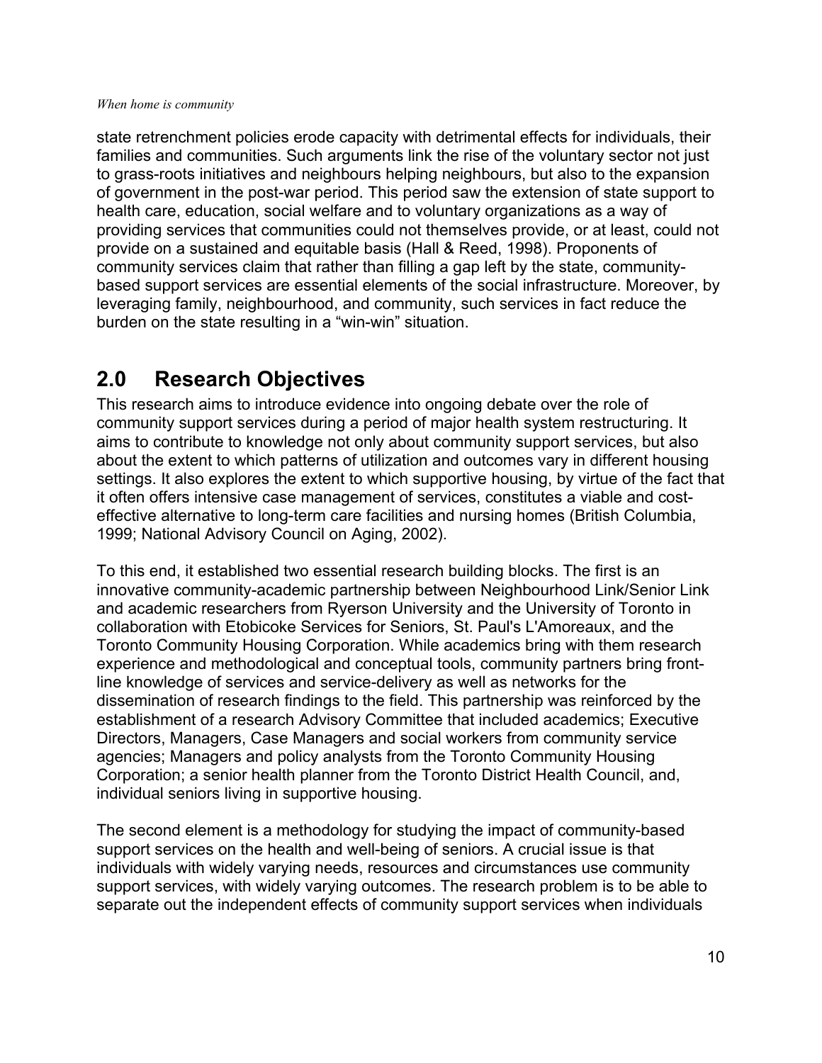state retrenchment policies erode capacity with detrimental effects for individuals, their families and communities. Such arguments link the rise of the voluntary sector not just to grass-roots initiatives and neighbours helping neighbours, but also to the expansion of government in the post-war period. This period saw the extension of state support to health care, education, social welfare and to voluntary organizations as a way of providing services that communities could not themselves provide, or at least, could not provide on a sustained and equitable basis (Hall & Reed, 1998). Proponents of community services claim that rather than filling a gap left by the state, community-based support services are essential elements of the social infrastructure. Moreover, by leveraging family, neighbourhood, and community, such services in fact reduce the burden on the state resulting in a "win-win" situation.

## 2.0 Research Objectives

This research aims to introduce evidence into ongoing debate over the role of community support services during a period of major health system restructuring. It aims to contribute to knowledge not only about community support services, but also about the extent to which patterns of utilization and outcomes vary in different housing settings. It also explores the extent to which supportive housing, by virtue of the fact that it often offers intensive case management of services, constitutes a viable and cost-effective alternative to long-term care facilities and nursing homes (British Columbia, 1999; National Advisory Council on Aging, 2002).

To this end, it established two essential research building blocks. The first is an innovative community-academic partnership between Neighbourhood Link/Senior Link and academic researchers from Ryerson University and the University of Toronto in collaboration with Etobicoke Services for Seniors, St. Paul's L'Amoreaux, and the Toronto Community Housing Corporation. While academics bring with them research experience and methodological and conceptual tools, community partners bring front-line knowledge of services and service-delivery as well as networks for the dissemination of research findings to the field. This partnership was reinforced by the establishment of a research Advisory Committee that included academics; Executive Directors, Managers, Case Managers and social workers from community service agencies; Managers and policy analysts from the Toronto Community Housing Corporation; a senior health planner from the Toronto District Health Council, and, individual seniors living in supportive housing.

The second element is a methodology for studying the impact of community-based support services on the health and well-being of seniors. A crucial issue is that individuals with widely varying needs, resources and circumstances use community support services, with widely varying outcomes. The research problem is to be able to separate out the independent effects of community support services when individuals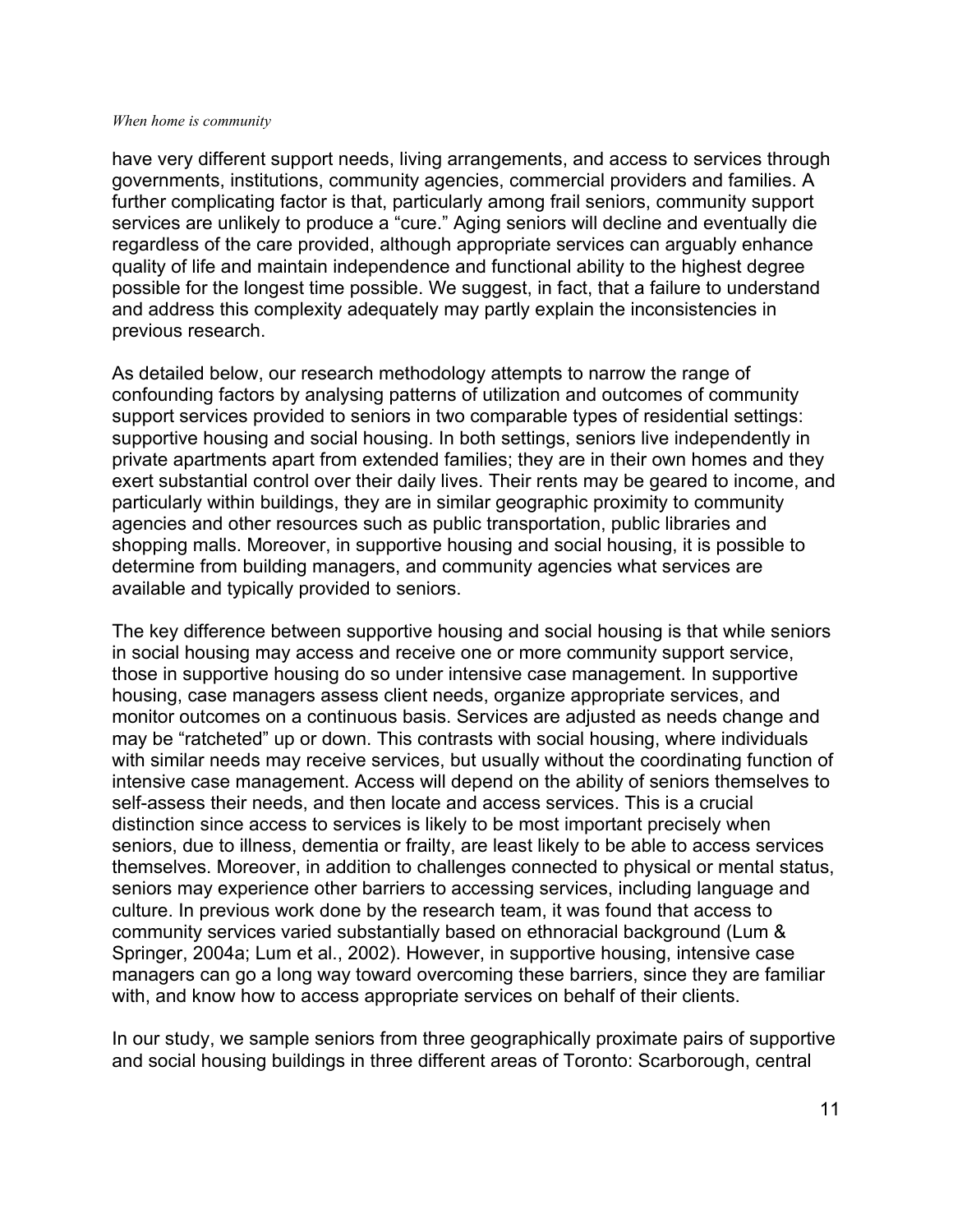have very different support needs, living arrangements, and access to services through governments, institutions, community agencies, commercial providers and families. A further complicating factor is that, particularly among frail seniors, community support services are unlikely to produce a "cure." Aging seniors will decline and eventually die regardless of the care provided, although appropriate services can arguably enhance quality of life and maintain independence and functional ability to the highest degree possible for the longest time possible. We suggest, in fact, that a failure to understand and address this complexity adequately may partly explain the inconsistencies in previous research.

As detailed below, our research methodology attempts to narrow the range of confounding factors by analysing patterns of utilization and outcomes of community support services provided to seniors in two comparable types of residential settings: supportive housing and social housing. In both settings, seniors live independently in private apartments apart from extended families; they are in their own homes and they exert substantial control over their daily lives. Their rents may be geared to income, and particularly within buildings, they are in similar geographic proximity to community agencies and other resources such as public transportation, public libraries and shopping malls. Moreover, in supportive housing and social housing, it is possible to determine from building managers, and community agencies what services are available and typically provided to seniors.

The key difference between supportive housing and social housing is that while seniors in social housing may access and receive one or more community support service, those in supportive housing do so under intensive case management. In supportive housing, case managers assess client needs, organize appropriate services, and monitor outcomes on a continuous basis. Services are adjusted as needs change and may be "ratcheted" up or down. This contrasts with social housing, where individuals with similar needs may receive services, but usually without the coordinating function of intensive case management. Access will depend on the ability of seniors themselves to self-assess their needs, and then locate and access services. This is a crucial distinction since access to services is likely to be most important precisely when seniors, due to illness, dementia or frailty, are least likely to be able to access services themselves. Moreover, in addition to challenges connected to physical or mental status, seniors may experience other barriers to accessing services, including language and culture. In previous work done by the research team, it was found that access to community services varied substantially based on ethnoracial background (Lum & Springer, 2004a; Lum et al., 2002). However, in supportive housing, intensive case managers can go a long way toward overcoming these barriers, since they are familiar with, and know how to access appropriate services on behalf of their clients.

In our study, we sample seniors from three geographically proximate pairs of supportive and social housing buildings in three different areas of Toronto: Scarborough, central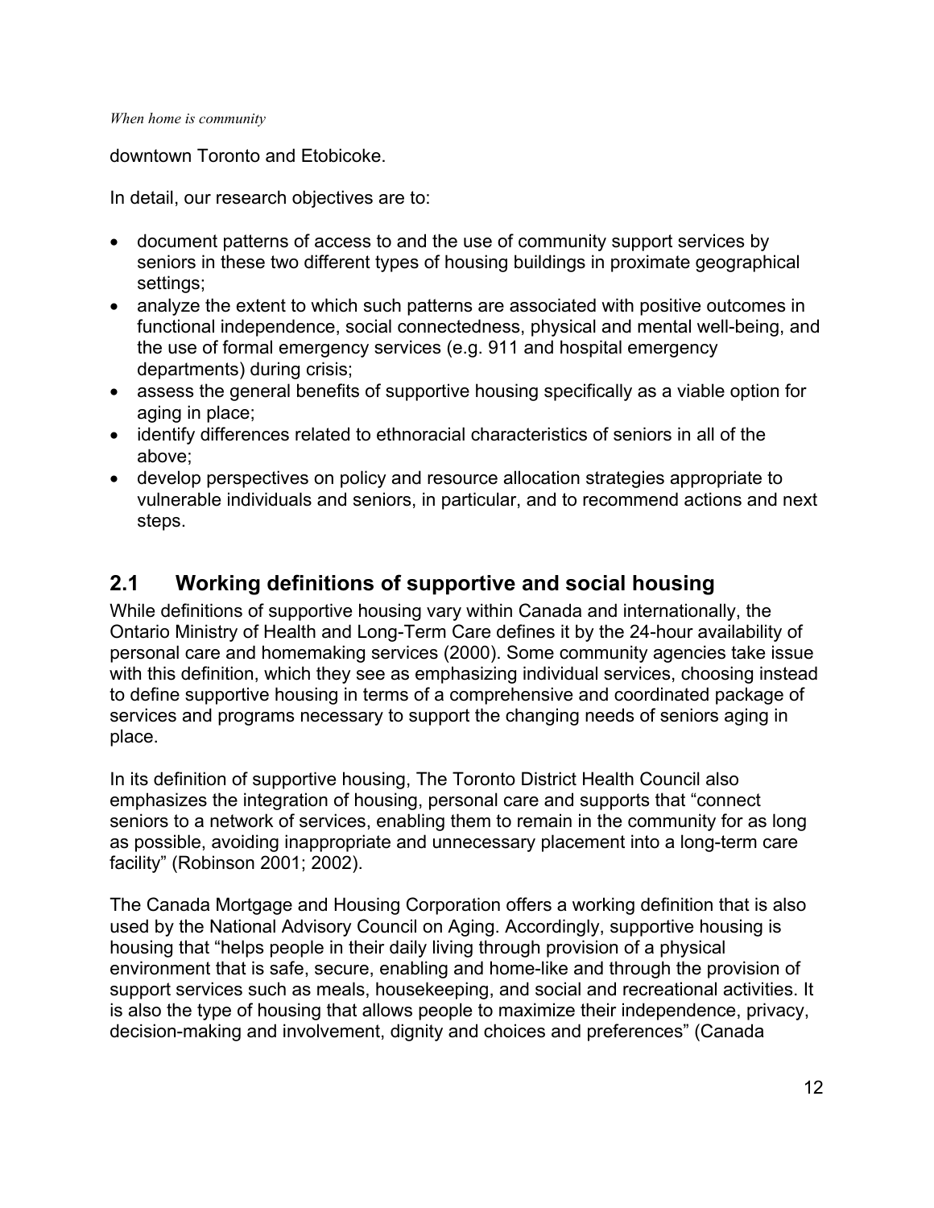downtown Toronto and Etobicoke.

In detail, our research objectives are to:

- document patterns of access to and the use of community support services by seniors in these two different types of housing buildings in proximate geographical settings;
- analyze the extent to which such patterns are associated with positive outcomes in functional independence, social connectedness, physical and mental well-being, and the use of formal emergency services (e.g. 911 and hospital emergency departments) during crisis;
- assess the general benefits of supportive housing specifically as a viable option for aging in place;
- identify differences related to ethnoracial characteristics of seniors in all of the above;
- develop perspectives on policy and resource allocation strategies appropriate to vulnerable individuals and seniors, in particular, and to recommend actions and next steps.

## 2.1 Working definitions of supportive and social housing

While definitions of supportive housing vary within Canada and internationally, the Ontario Ministry of Health and Long-Term Care defines it by the 24-hour availability of personal care and homemaking services (2000). Some community agencies take issue with this definition, which they see as emphasizing individual services, choosing instead to define supportive housing in terms of a comprehensive and coordinated package of services and programs necessary to support the changing needs of seniors aging in place.

In its definition of supportive housing, The Toronto District Health Council also emphasizes the integration of housing, personal care and supports that "connect seniors to a network of services, enabling them to remain in the community for as long as possible, avoiding inappropriate and unnecessary placement into a long-term care facility" (Robinson 2001; 2002).

The Canada Mortgage and Housing Corporation offers a working definition that is also used by the National Advisory Council on Aging. Accordingly, supportive housing is housing that "helps people in their daily living through provision of a physical environment that is safe, secure, enabling and home-like and through the provision of support services such as meals, housekeeping, and social and recreational activities. It is also the type of housing that allows people to maximize their independence, privacy, decision-making and involvement, dignity and choices and preferences" (Canada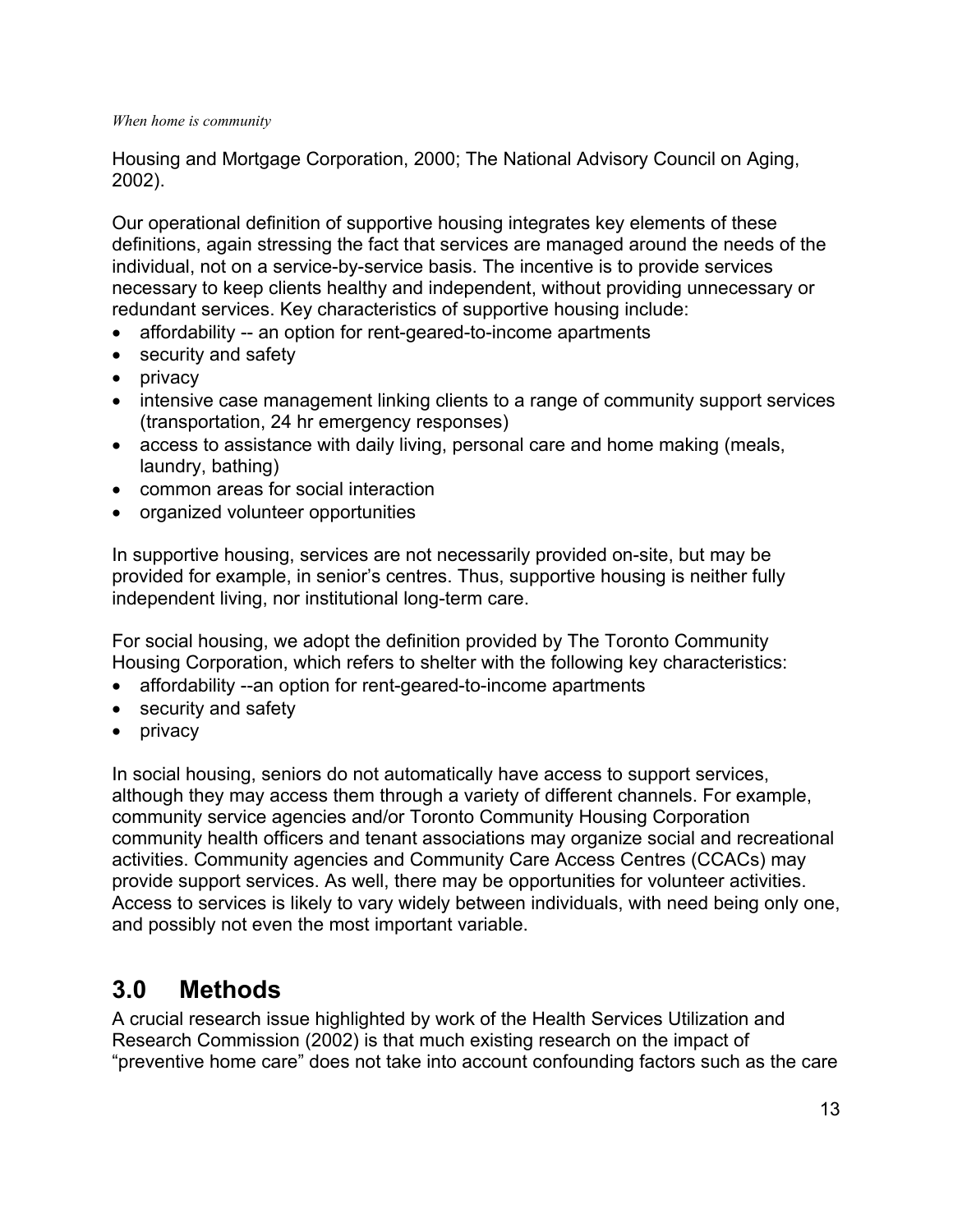Housing and Mortgage Corporation, 2000; The National Advisory Council on Aging, 2002).

Our operational definition of supportive housing integrates key elements of these definitions, again stressing the fact that services are managed around the needs of the individual, not on a service-by-service basis. The incentive is to provide services necessary to keep clients healthy and independent, without providing unnecessary or redundant services. Key characteristics of supportive housing include:

- affordability -- an option for rent-geared-to-income apartments
- security and safety
- privacy
- intensive case management linking clients to a range of community support services (transportation, 24 hr emergency responses)
- access to assistance with daily living, personal care and home making (meals, laundry, bathing)
- common areas for social interaction
- organized volunteer opportunities

In supportive housing, services are not necessarily provided on-site, but may be provided for example, in senior's centres. Thus, supportive housing is neither fully independent living, nor institutional long-term care.

For social housing, we adopt the definition provided by The Toronto Community Housing Corporation, which refers to shelter with the following key characteristics:

- affordability --an option for rent-geared-to-income apartments
- security and safety
- privacy

In social housing, seniors do not automatically have access to support services, although they may access them through a variety of different channels. For example, community service agencies and/or Toronto Community Housing Corporation community health officers and tenant associations may organize social and recreational activities. Community agencies and Community Care Access Centres (CCACs) may provide support services. As well, there may be opportunities for volunteer activities. Access to services is likely to vary widely between individuals, with need being only one, and possibly not even the most important variable.

# 3.0 Methods

A crucial research issue highlighted by work of the Health Services Utilization and Research Commission (2002) is that much existing research on the impact of "preventive home care" does not take into account confounding factors such as the care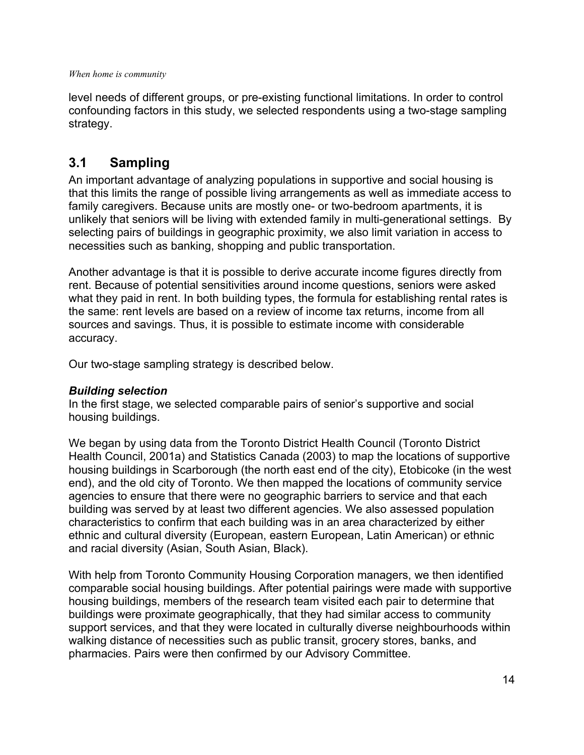level needs of different groups, or pre-existing functional limitations. In order to control confounding factors in this study, we selected respondents using a two-stage sampling strategy.

## 3.1 Sampling

An important advantage of analyzing populations in supportive and social housing is that this limits the range of possible living arrangements as well as immediate access to family caregivers. Because units are mostly one- or two-bedroom apartments, it is unlikely that seniors will be living with extended family in multi-generational settings. By selecting pairs of buildings in geographic proximity, we also limit variation in access to necessities such as banking, shopping and public transportation.

Another advantage is that it is possible to derive accurate income figures directly from rent. Because of potential sensitivities around income questions, seniors were asked what they paid in rent. In both building types, the formula for establishing rental rates is the same: rent levels are based on a review of income tax returns, income from all sources and savings. Thus, it is possible to estimate income with considerable accuracy.

Our two-stage sampling strategy is described below.

***Building selection***

In the first stage, we selected comparable pairs of senior's supportive and social housing buildings.

We began by using data from the Toronto District Health Council (Toronto District Health Council, 2001a) and Statistics Canada (2003) to map the locations of supportive housing buildings in Scarborough (the north east end of the city), Etobicoke (in the west end), and the old city of Toronto. We then mapped the locations of community service agencies to ensure that there were no geographic barriers to service and that each building was served by at least two different agencies. We also assessed population characteristics to confirm that each building was in an area characterized by either ethnic and cultural diversity (European, eastern European, Latin American) or ethnic and racial diversity (Asian, South Asian, Black).

With help from Toronto Community Housing Corporation managers, we then identified comparable social housing buildings. After potential pairings were made with supportive housing buildings, members of the research team visited each pair to determine that buildings were proximate geographically, that they had similar access to community support services, and that they were located in culturally diverse neighbourhoods within walking distance of necessities such as public transit, grocery stores, banks, and pharmacies. Pairs were then confirmed by our Advisory Committee.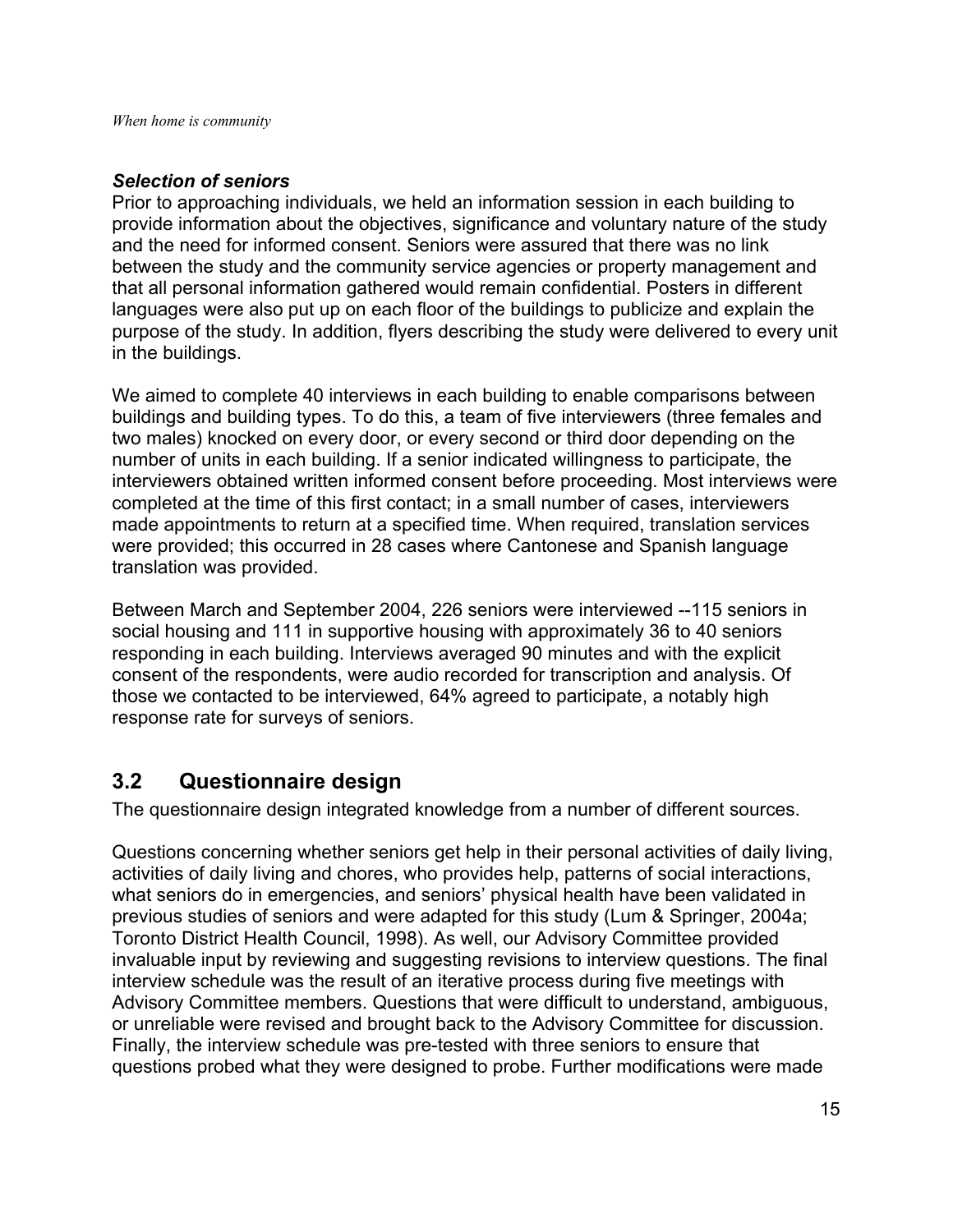### *Selection of seniors*

Prior to approaching individuals, we held an information session in each building to provide information about the objectives, significance and voluntary nature of the study and the need for informed consent. Seniors were assured that there was no link between the study and the community service agencies or property management and that all personal information gathered would remain confidential. Posters in different languages were also put up on each floor of the buildings to publicize and explain the purpose of the study. In addition, flyers describing the study were delivered to every unit in the buildings.

We aimed to complete 40 interviews in each building to enable comparisons between buildings and building types. To do this, a team of five interviewers (three females and two males) knocked on every door, or every second or third door depending on the number of units in each building. If a senior indicated willingness to participate, the interviewers obtained written informed consent before proceeding. Most interviews were completed at the time of this first contact; in a small number of cases, interviewers made appointments to return at a specified time. When required, translation services were provided; this occurred in 28 cases where Cantonese and Spanish language translation was provided.

Between March and September 2004, 226 seniors were interviewed --115 seniors in social housing and 111 in supportive housing with approximately 36 to 40 seniors responding in each building. Interviews averaged 90 minutes and with the explicit consent of the respondents, were audio recorded for transcription and analysis. Of those we contacted to be interviewed, 64% agreed to participate, a notably high response rate for surveys of seniors.

## 3.2 Questionnaire design

The questionnaire design integrated knowledge from a number of different sources.

Questions concerning whether seniors get help in their personal activities of daily living, activities of daily living and chores, who provides help, patterns of social interactions, what seniors do in emergencies, and seniors' physical health have been validated in previous studies of seniors and were adapted for this study (Lum & Springer, 2004a; Toronto District Health Council, 1998). As well, our Advisory Committee provided invaluable input by reviewing and suggesting revisions to interview questions. The final interview schedule was the result of an iterative process during five meetings with Advisory Committee members. Questions that were difficult to understand, ambiguous, or unreliable were revised and brought back to the Advisory Committee for discussion. Finally, the interview schedule was pre-tested with three seniors to ensure that questions probed what they were designed to probe. Further modifications were made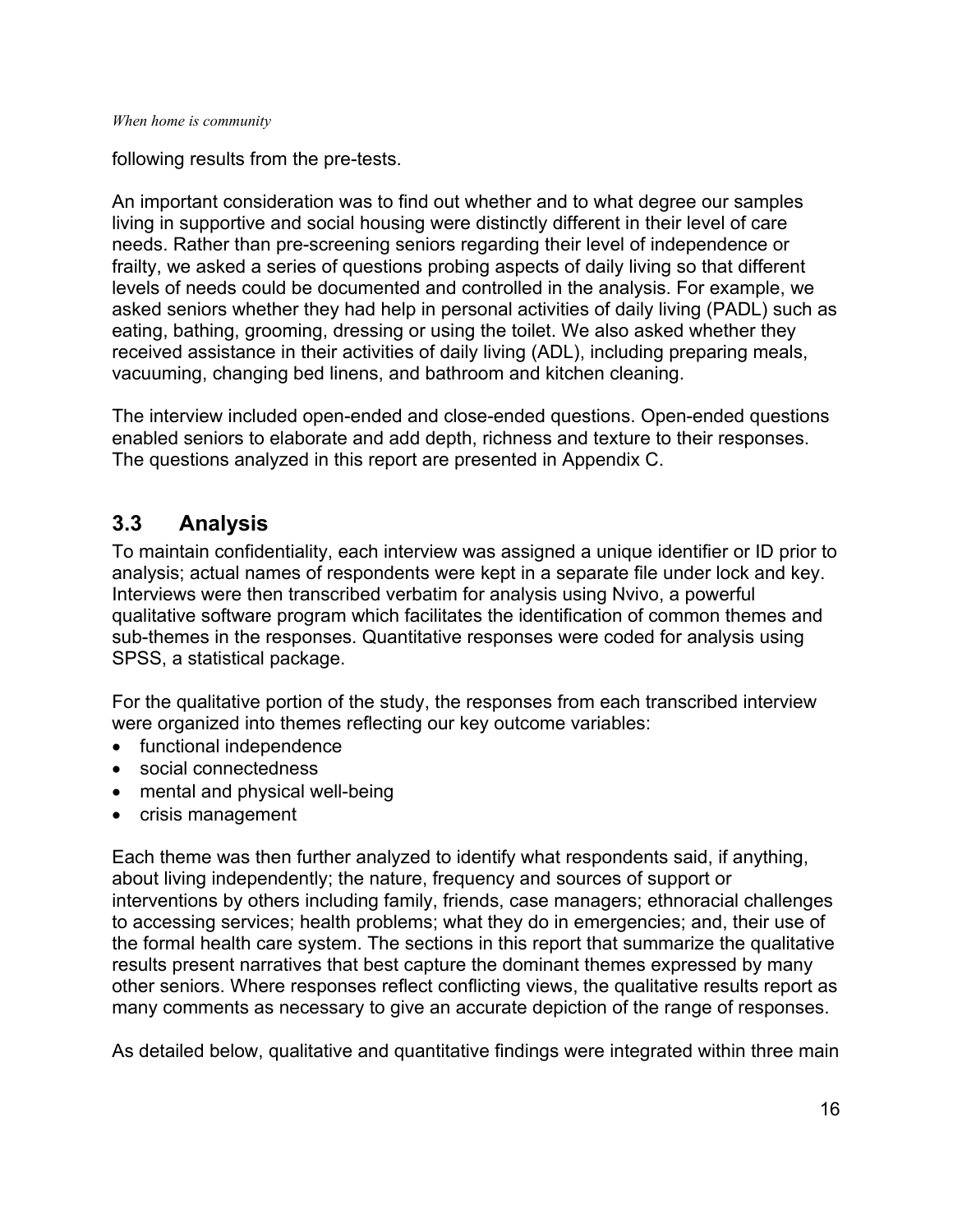following results from the pre-tests.

An important consideration was to find out whether and to what degree our samples living in supportive and social housing were distinctly different in their level of care needs. Rather than pre-screening seniors regarding their level of independence or frailty, we asked a series of questions probing aspects of daily living so that different levels of needs could be documented and controlled in the analysis. For example, we asked seniors whether they had help in personal activities of daily living (PADL) such as eating, bathing, grooming, dressing or using the toilet. We also asked whether they received assistance in their activities of daily living (ADL), including preparing meals, vacuuming, changing bed linens, and bathroom and kitchen cleaning.

The interview included open-ended and close-ended questions. Open-ended questions enabled seniors to elaborate and add depth, richness and texture to their responses. The questions analyzed in this report are presented in Appendix C.

## 3.3 Analysis

To maintain confidentiality, each interview was assigned a unique identifier or ID prior to analysis; actual names of respondents were kept in a separate file under lock and key. Interviews were then transcribed verbatim for analysis using Nvivo, a powerful qualitative software program which facilitates the identification of common themes and sub-themes in the responses. Quantitative responses were coded for analysis using SPSS, a statistical package.

For the qualitative portion of the study, the responses from each transcribed interview were organized into themes reflecting our key outcome variables:

- functional independence
- social connectedness
- mental and physical well-being
- crisis management

Each theme was then further analyzed to identify what respondents said, if anything, about living independently; the nature, frequency and sources of support or interventions by others including family, friends, case managers; ethnoracial challenges to accessing services; health problems; what they do in emergencies; and, their use of the formal health care system. The sections in this report that summarize the qualitative results present narratives that best capture the dominant themes expressed by many other seniors. Where responses reflect conflicting views, the qualitative results report as many comments as necessary to give an accurate depiction of the range of responses.

As detailed below, qualitative and quantitative findings were integrated within three main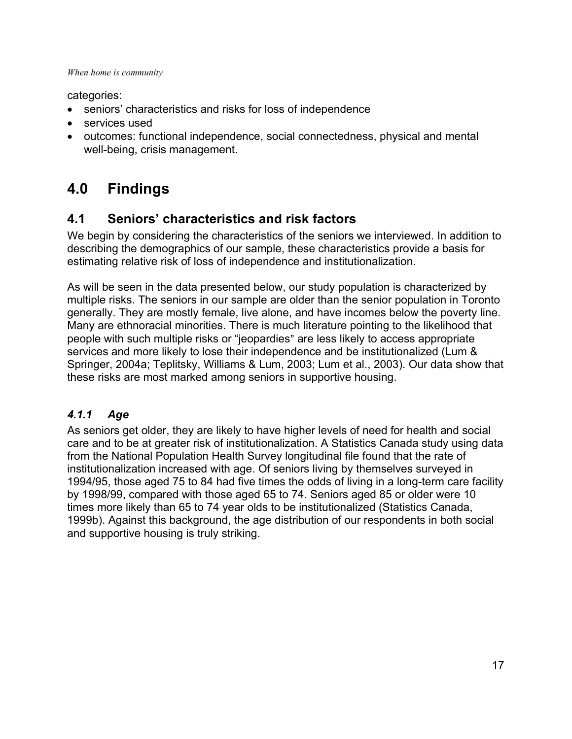categories:

- seniors' characteristics and risks for loss of independence
- services used
- outcomes: functional independence, social connectedness, physical and mental well-being, crisis management.

# 4.0 Findings

## 4.1 Seniors' characteristics and risk factors

We begin by considering the characteristics of the seniors we interviewed. In addition to describing the demographics of our sample, these characteristics provide a basis for estimating relative risk of loss of independence and institutionalization.

As will be seen in the data presented below, our study population is characterized by multiple risks. The seniors in our sample are older than the senior population in Toronto generally. They are mostly female, live alone, and have incomes below the poverty line. Many are ethnoracial minorities. There is much literature pointing to the likelihood that people with such multiple risks or "jeopardies" are less likely to access appropriate services and more likely to lose their independence and be institutionalized (Lum & Springer, 2004a; Teplitsky, Williams & Lum, 2003; Lum et al., 2003). Our data show that these risks are most marked among seniors in supportive housing.

### *4.1.1 Age*

As seniors get older, they are likely to have higher levels of need for health and social care and to be at greater risk of institutionalization. A Statistics Canada study using data from the National Population Health Survey longitudinal file found that the rate of institutionalization increased with age. Of seniors living by themselves surveyed in 1994/95, those aged 75 to 84 had five times the odds of living in a long-term care facility by 1998/99, compared with those aged 65 to 74. Seniors aged 85 or older were 10 times more likely than 65 to 74 year olds to be institutionalized (Statistics Canada, 1999b). Against this background, the age distribution of our respondents in both social and supportive housing is truly striking.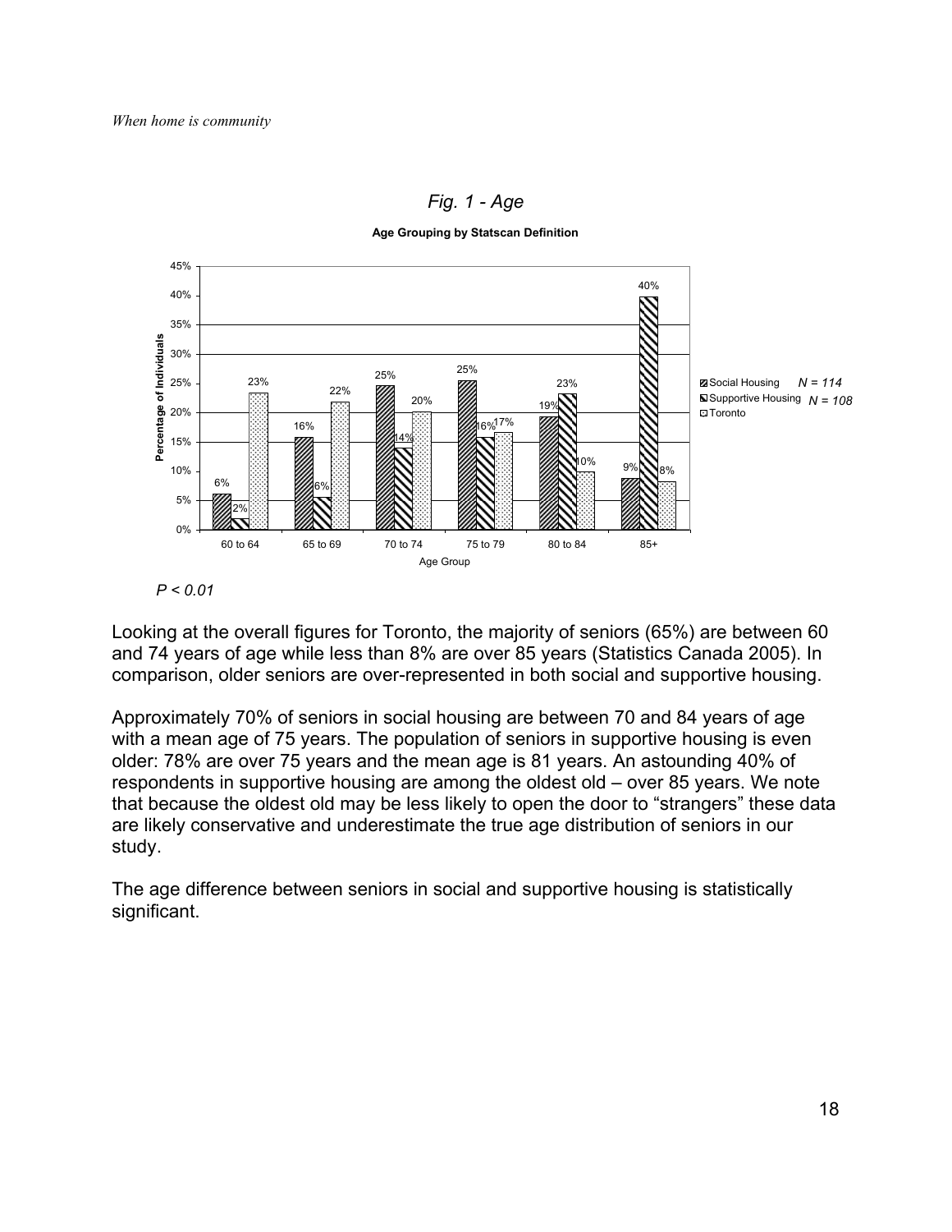*Fig. 1 - Age*

**Age Grouping by Statscan Definition**

| Age Group | Social Housing (N = 114) | Supportive Housing (N = 108) | Toronto |
|---|---|---|---|
| 60 to 64 | 6% | 2% | 23% |
| 65 to 69 | 16% | 6% | 22% |
| 70 to 74 | 25% | 14% | 20% |
| 75 to 79 | 25% | 16% | 17% |
| 80 to 84 | 19% | 23% | 10% |
| 85+ | 9% | 40% | 8% |

*$P < 0.01$*

Looking at the overall figures for Toronto, the majority of seniors (65%) are between 60 and 74 years of age while less than 8% are over 85 years (Statistics Canada 2005). In comparison, older seniors are over-represented in both social and supportive housing.

Approximately 70% of seniors in social housing are between 70 and 84 years of age with a mean age of 75 years. The population of seniors in supportive housing is even older: 78% are over 75 years and the mean age is 81 years. An astounding 40% of respondents in supportive housing are among the oldest old – over 85 years. We note that because the oldest old may be less likely to open the door to "strangers" these data are likely conservative and underestimate the true age distribution of seniors in our study.

The age difference between seniors in social and supportive housing is statistically significant.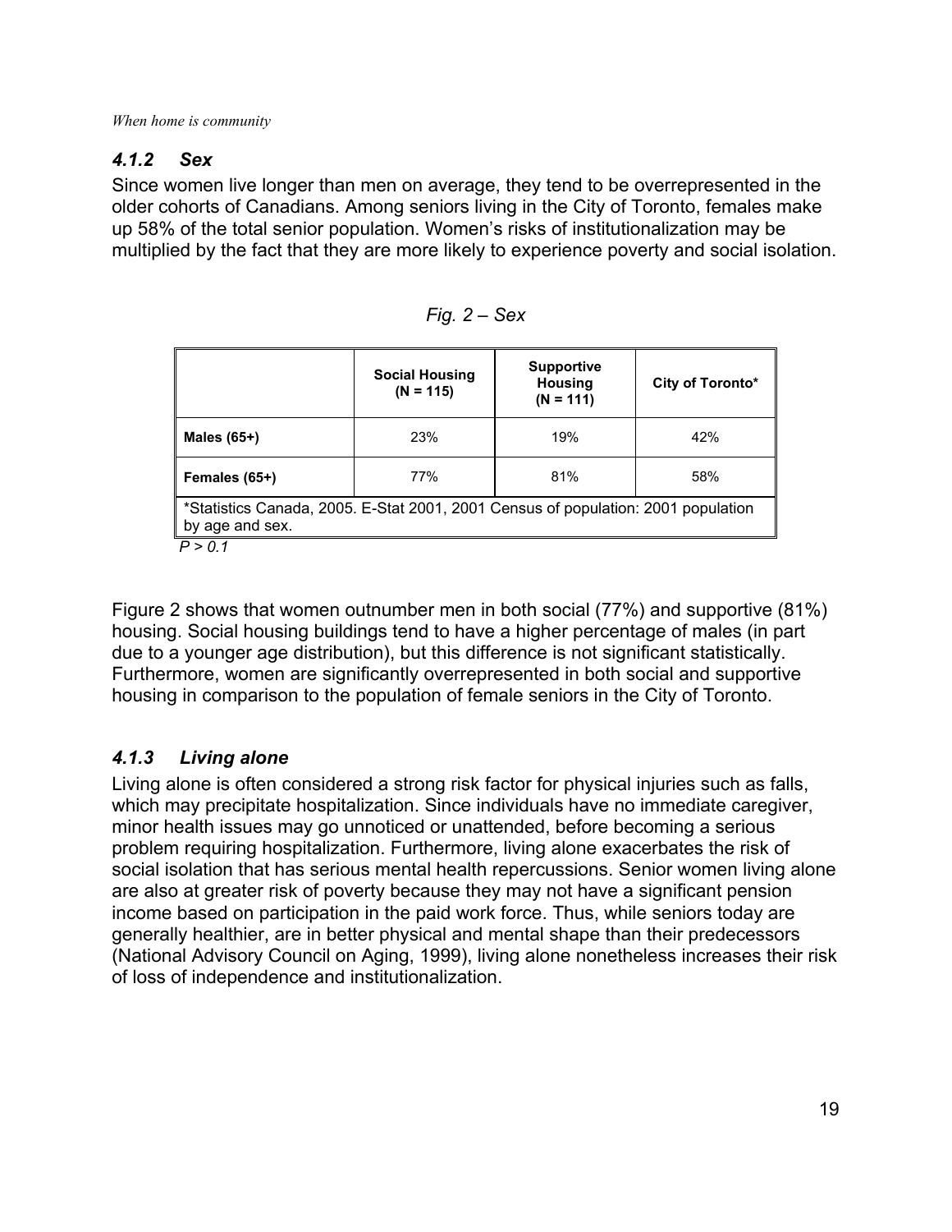### *4.1.2 Sex*

Since women live longer than men on average, they tend to be overrepresented in the older cohorts of Canadians. Among seniors living in the City of Toronto, females make up 58% of the total senior population. Women's risks of institutionalization may be multiplied by the fact that they are more likely to experience poverty and social isolation.

*Fig. 2 – Sex*

| | Social Housing (N = 115) | Supportive Housing (N = 111) | City of Toronto* |
|---|---|---|---|
| **Males (65+)** | 23% | 19% | 42% |
| **Females (65+)** | 77% | 81% | 58% |
| *Statistics Canada, 2005. E-Stat 2001, 2001 Census of population: 2001 population by age and sex. | | | |

*$P > 0.1$*

Figure 2 shows that women outnumber men in both social (77%) and supportive (81%) housing. Social housing buildings tend to have a higher percentage of males (in part due to a younger age distribution), but this difference is not significant statistically. Furthermore, women are significantly overrepresented in both social and supportive housing in comparison to the population of female seniors in the City of Toronto.

### *4.1.3 Living alone*

Living alone is often considered a strong risk factor for physical injuries such as falls, which may precipitate hospitalization. Since individuals have no immediate caregiver, minor health issues may go unnoticed or unattended, before becoming a serious problem requiring hospitalization. Furthermore, living alone exacerbates the risk of social isolation that has serious mental health repercussions. Senior women living alone are also at greater risk of poverty because they may not have a significant pension income based on participation in the paid work force. Thus, while seniors today are generally healthier, are in better physical and mental shape than their predecessors (National Advisory Council on Aging, 1999), living alone nonetheless increases their risk of loss of independence and institutionalization.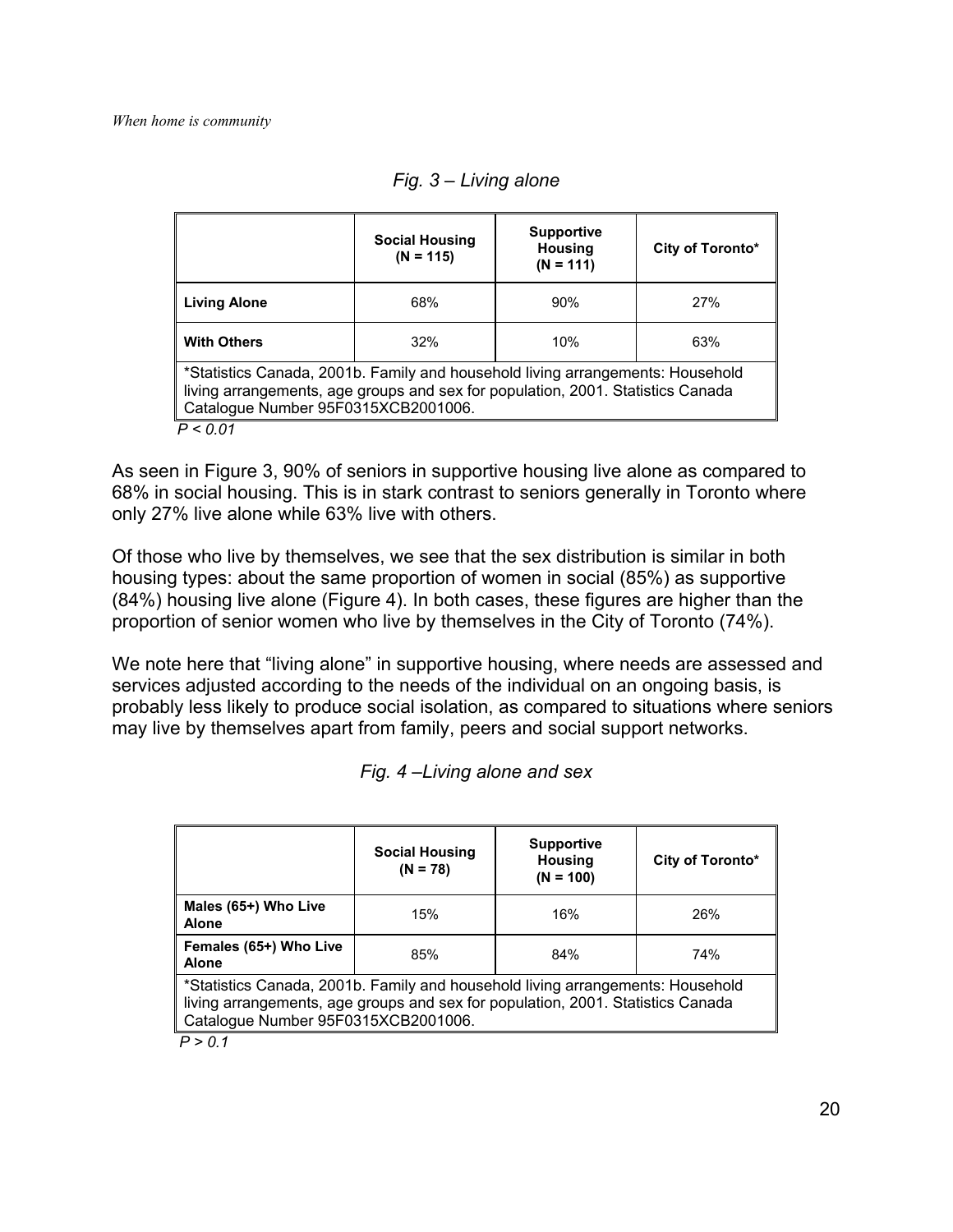*Fig. 3 – Living alone*

| | Social Housing (N = 115) | Supportive Housing (N = 111) | City of Toronto* |
|---|---|---|---|
| **Living Alone** | 68% | 90% | 27% |
| **With Others** | 32% | 10% | 63% |
| *Statistics Canada, 2001b. Family and household living arrangements: Household living arrangements, age groups and sex for population, 2001. Statistics Canada Catalogue Number 95F0315XCB2001006. | | | |

*$P < 0.01$*

As seen in Figure 3, 90% of seniors in supportive housing live alone as compared to 68% in social housing. This is in stark contrast to seniors generally in Toronto where only 27% live alone while 63% live with others.

Of those who live by themselves, we see that the sex distribution is similar in both housing types: about the same proportion of women in social (85%) as supportive (84%) housing live alone (Figure 4). In both cases, these figures are higher than the proportion of senior women who live by themselves in the City of Toronto (74%).

We note here that "living alone" in supportive housing, where needs are assessed and services adjusted according to the needs of the individual on an ongoing basis, is probably less likely to produce social isolation, as compared to situations where seniors may live by themselves apart from family, peers and social support networks.

*Fig. 4 –Living alone and sex*

| | Social Housing (N = 78) | Supportive Housing (N = 100) | City of Toronto* |
|---|---|---|---|
| **Males (65+) Who Live Alone** | 15% | 16% | 26% |
| **Females (65+) Who Live Alone** | 85% | 84% | 74% |
| *Statistics Canada, 2001b. Family and household living arrangements: Household living arrangements, age groups and sex for population, 2001. Statistics Canada Catalogue Number 95F0315XCB2001006. | | | |

*$P > 0.1$*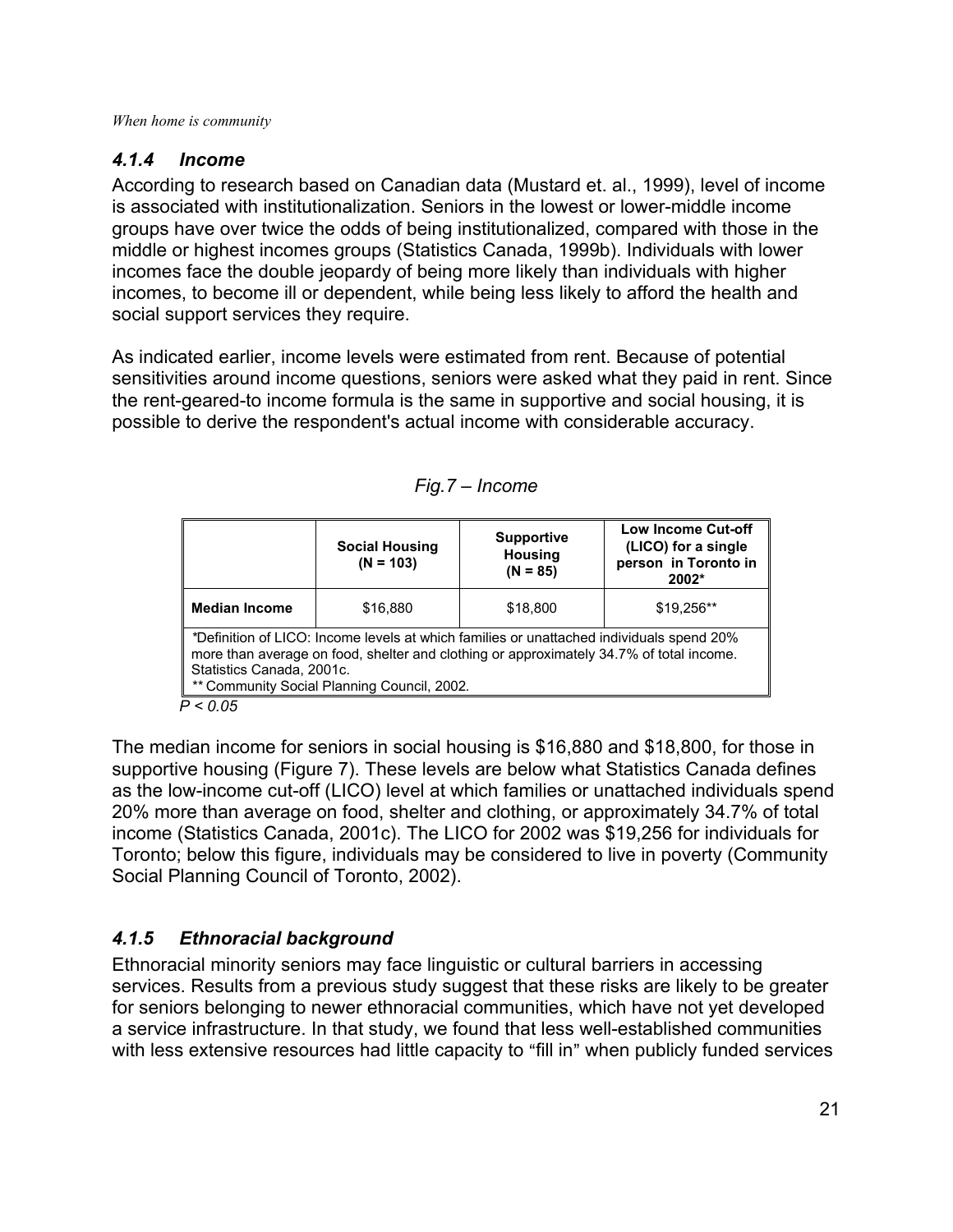### *4.1.4 Income*

According to research based on Canadian data (Mustard et. al., 1999), level of income is associated with institutionalization. Seniors in the lowest or lower-middle income groups have over twice the odds of being institutionalized, compared with those in the middle or highest incomes groups (Statistics Canada, 1999b). Individuals with lower incomes face the double jeopardy of being more likely than individuals with higher incomes, to become ill or dependent, while being less likely to afford the health and social support services they require.

As indicated earlier, income levels were estimated from rent. Because of potential sensitivities around income questions, seniors were asked what they paid in rent. Since the rent-geared-to income formula is the same in supportive and social housing, it is possible to derive the respondent's actual income with considerable accuracy.

*Fig.7 – Income*

| | **Social Housing (N = 103)** | **Supportive Housing (N = 85)** | **Low Income Cut-off (LICO) for a single person in Toronto in 2002*** |
|---|---|---|---|
| **Median Income** | $16,880 | $18,800 | $19,256** |

*Definition of LICO: Income levels at which families or unattached individuals spend 20% more than average on food, shelter and clothing or approximately 34.7% of total income. Statistics Canada, 2001c.
** Community Social Planning Council, 2002.

*$P < 0.05$*

The median income for seniors in social housing is $16,880 and $18,800, for those in supportive housing (Figure 7). These levels are below what Statistics Canada defines as the low-income cut-off (LICO) level at which families or unattached individuals spend 20% more than average on food, shelter and clothing, or approximately 34.7% of total income (Statistics Canada, 2001c). The LICO for 2002 was $19,256 for individuals for Toronto; below this figure, individuals may be considered to live in poverty (Community Social Planning Council of Toronto, 2002).

### *4.1.5 Ethnoracial background*

Ethnoracial minority seniors may face linguistic or cultural barriers in accessing services. Results from a previous study suggest that these risks are likely to be greater for seniors belonging to newer ethnoracial communities, which have not yet developed a service infrastructure. In that study, we found that less well-established communities with less extensive resources had little capacity to "fill in" when publicly funded services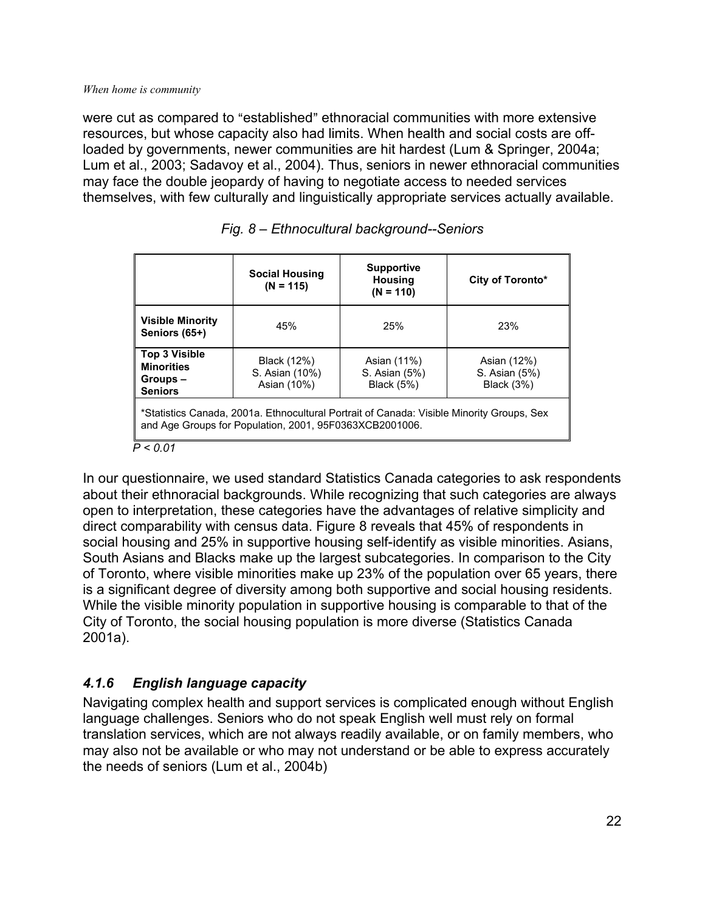were cut as compared to "established" ethnoracial communities with more extensive resources, but whose capacity also had limits. When health and social costs are off-loaded by governments, newer communities are hit hardest (Lum & Springer, 2004a; Lum et al., 2003; Sadavoy et al., 2004). Thus, seniors in newer ethnoracial communities may face the double jeopardy of having to negotiate access to needed services themselves, with few culturally and linguistically appropriate services actually available.

*Fig. 8 – Ethnocultural background--Seniors*

| | Social Housing (N = 115) | Supportive Housing (N = 110) | City of Toronto* |
|---|---|---|---|
| **Visible Minority Seniors (65+)** | 45% | 25% | 23% |
| **Top 3 Visible Minorities Groups – Seniors** | Black (12%)<br>S. Asian (10%)<br>Asian (10%) | Asian (11%)<br>S. Asian (5%)<br>Black (5%) | Asian (12%)<br>S. Asian (5%)<br>Black (3%) |
| *Statistics Canada, 2001a. Ethnocultural Portrait of Canada: Visible Minority Groups, Sex and Age Groups for Population, 2001, 95F0363XCB2001006. | | | |

*$P < 0.01$*

In our questionnaire, we used standard Statistics Canada categories to ask respondents about their ethnoracial backgrounds. While recognizing that such categories are always open to interpretation, these categories have the advantages of relative simplicity and direct comparability with census data. Figure 8 reveals that 45% of respondents in social housing and 25% in supportive housing self-identify as visible minorities. Asians, South Asians and Blacks make up the largest subcategories. In comparison to the City of Toronto, where visible minorities make up 23% of the population over 65 years, there is a significant degree of diversity among both supportive and social housing residents. While the visible minority population in supportive housing is comparable to that of the City of Toronto, the social housing population is more diverse (Statistics Canada 2001a).

### *4.1.6 English language capacity*

Navigating complex health and support services is complicated enough without English language challenges. Seniors who do not speak English well must rely on formal translation services, which are not always readily available, or on family members, who may also not be available or who may not understand or be able to express accurately the needs of seniors (Lum et al., 2004b)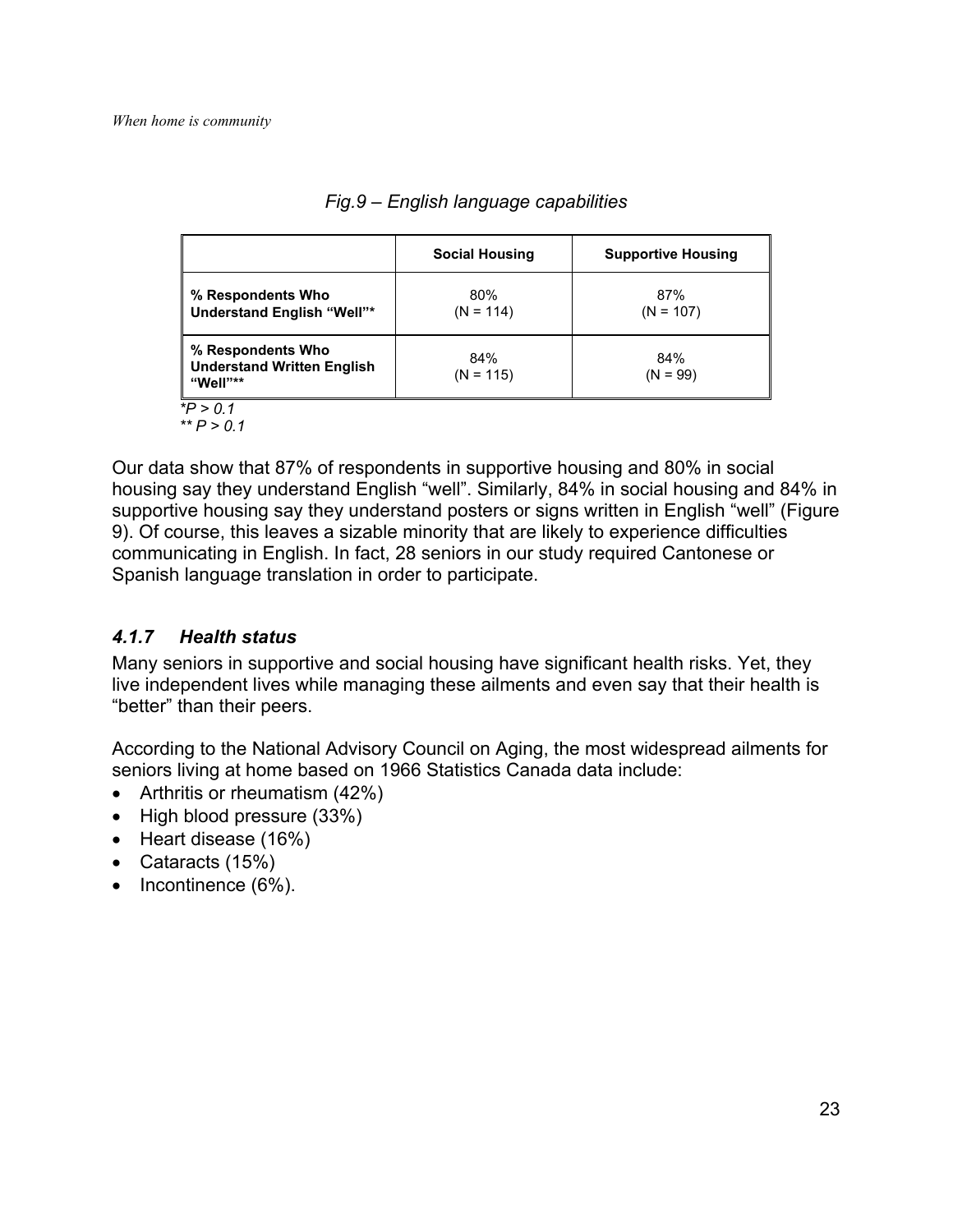*Fig.9 – English language capabilities*

| | Social Housing | Supportive Housing |
|---|---|---|
| **% Respondents Who Understand English "Well"*** | 80% (N = 114) | 87% (N = 107) |
| **% Respondents Who Understand Written English "Well"**** | 84% (N = 115) | 84% (N = 99) |

**P > 0.1*
*** P > 0.1*

Our data show that 87% of respondents in supportive housing and 80% in social housing say they understand English "well". Similarly, 84% in social housing and 84% in supportive housing say they understand posters or signs written in English "well" (Figure 9). Of course, this leaves a sizable minority that are likely to experience difficulties communicating in English. In fact, 28 seniors in our study required Cantonese or Spanish language translation in order to participate.

### *4.1.7 Health status*

Many seniors in supportive and social housing have significant health risks. Yet, they live independent lives while managing these ailments and even say that their health is "better" than their peers.

According to the National Advisory Council on Aging, the most widespread ailments for seniors living at home based on 1966 Statistics Canada data include:

- Arthritis or rheumatism (42%)
- High blood pressure (33%)
- Heart disease (16%)
- Cataracts (15%)
- Incontinence (6%).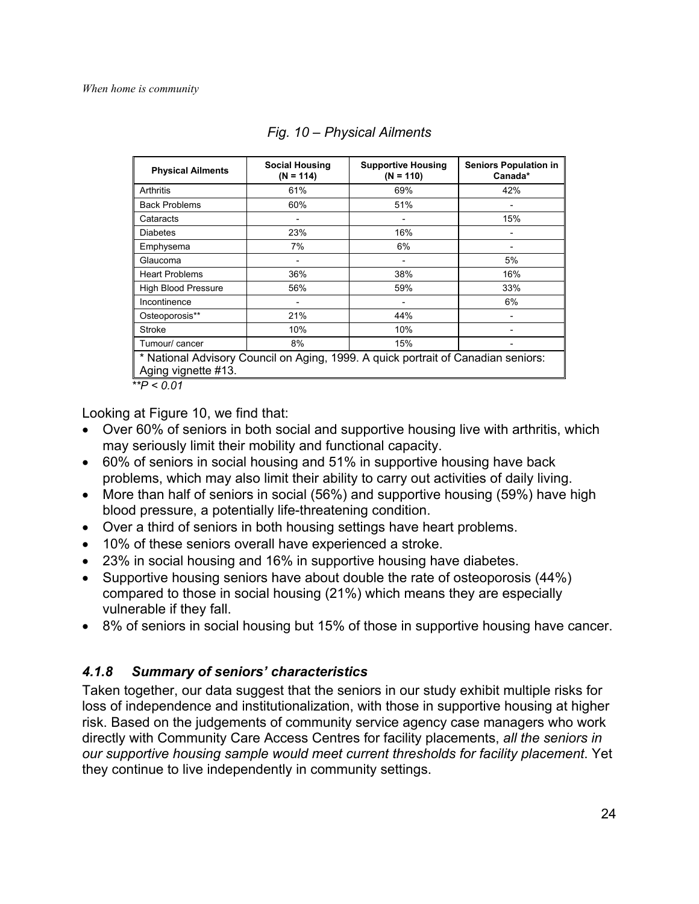*Fig. 10 – Physical Ailments*

| Physical Ailments | Social Housing (N = 114) | Supportive Housing (N = 110) | Seniors Population in Canada* |
|---|---|---|---|
| Arthritis | 61% | 69% | 42% |
| Back Problems | 60% | 51% | - |
| Cataracts | - | - | 15% |
| Diabetes | 23% | 16% | - |
| Emphysema | 7% | 6% | - |
| Glaucoma | - | - | 5% |
| Heart Problems | 36% | 38% | 16% |
| High Blood Pressure | 56% | 59% | 33% |
| Incontinence | - | - | 6% |
| Osteoporosis** | 21% | 44% | - |
| Stroke | 10% | 10% | - |
| Tumour/ cancer | 8% | 15% | - |
| * National Advisory Council on Aging, 1999. A quick portrait of Canadian seniors: Aging vignette #13. | | | |

*$^{**}P < 0.01$*

Looking at Figure 10, we find that:

- Over 60% of seniors in both social and supportive housing live with arthritis, which may seriously limit their mobility and functional capacity.
- 60% of seniors in social housing and 51% in supportive housing have back problems, which may also limit their ability to carry out activities of daily living.
- More than half of seniors in social (56%) and supportive housing (59%) have high blood pressure, a potentially life-threatening condition.
- Over a third of seniors in both housing settings have heart problems.
- 10% of these seniors overall have experienced a stroke.
- 23% in social housing and 16% in supportive housing have diabetes.
- Supportive housing seniors have about double the rate of osteoporosis (44%) compared to those in social housing (21%) which means they are especially vulnerable if they fall.
- 8% of seniors in social housing but 15% of those in supportive housing have cancer.

### *4.1.8 Summary of seniors' characteristics*

Taken together, our data suggest that the seniors in our study exhibit multiple risks for loss of independence and institutionalization, with those in supportive housing at higher risk. Based on the judgements of community service agency case managers who work directly with Community Care Access Centres for facility placements, *all the seniors in our supportive housing sample would meet current thresholds for facility placement*. Yet they continue to live independently in community settings.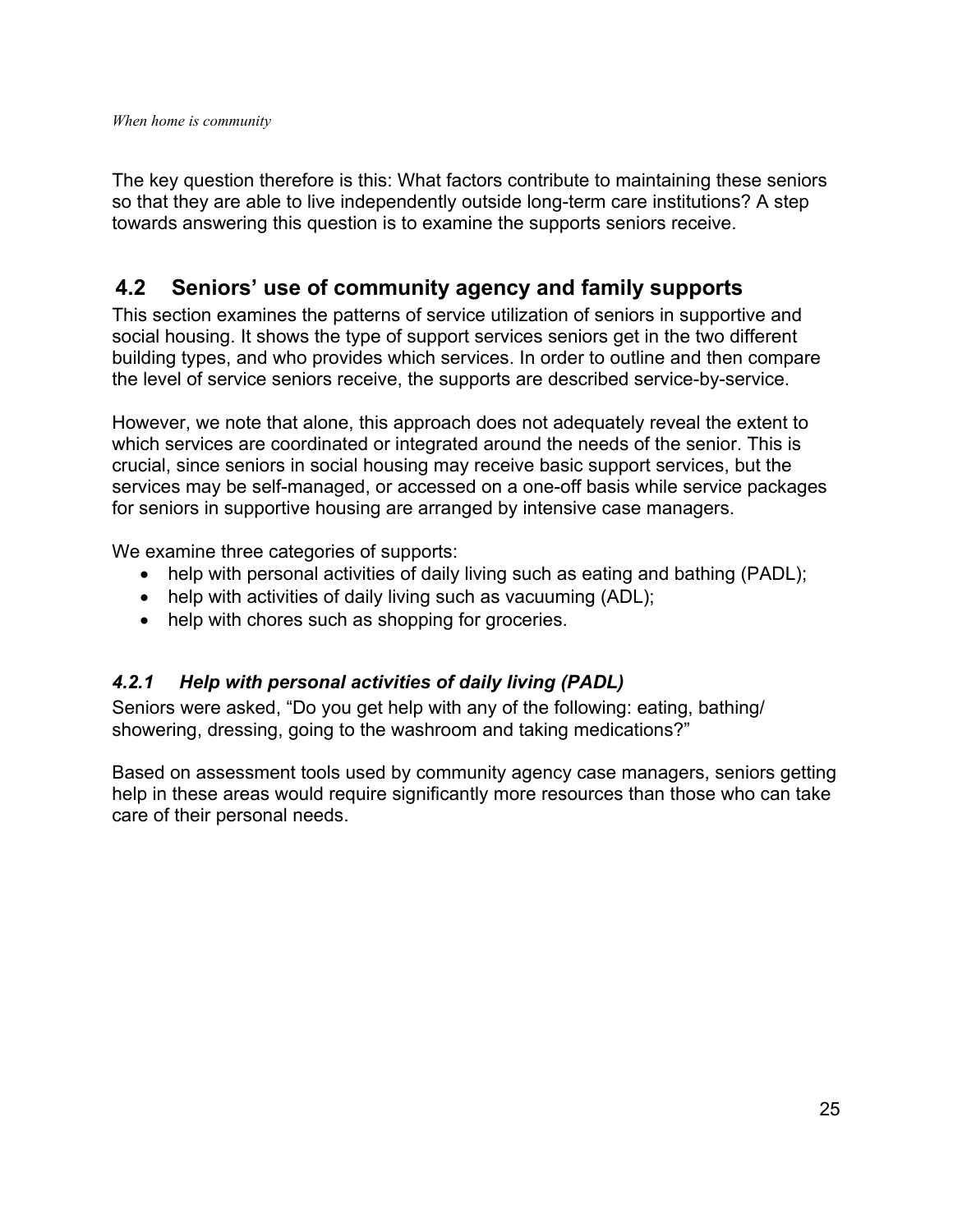The key question therefore is this: What factors contribute to maintaining these seniors so that they are able to live independently outside long-term care institutions? A step towards answering this question is to examine the supports seniors receive.

## 4.2 Seniors' use of community agency and family supports

This section examines the patterns of service utilization of seniors in supportive and social housing. It shows the type of support services seniors get in the two different building types, and who provides which services. In order to outline and then compare the level of service seniors receive, the supports are described service-by-service.

However, we note that alone, this approach does not adequately reveal the extent to which services are coordinated or integrated around the needs of the senior. This is crucial, since seniors in social housing may receive basic support services, but the services may be self-managed, or accessed on a one-off basis while service packages for seniors in supportive housing are arranged by intensive case managers.

We examine three categories of supports:

- help with personal activities of daily living such as eating and bathing (PADL);
- help with activities of daily living such as vacuuming (ADL);
- help with chores such as shopping for groceries.

### *4.2.1 Help with personal activities of daily living (PADL)*

Seniors were asked, "Do you get help with any of the following: eating, bathing/ showering, dressing, going to the washroom and taking medications?"

Based on assessment tools used by community agency case managers, seniors getting help in these areas would require significantly more resources than those who can take care of their personal needs.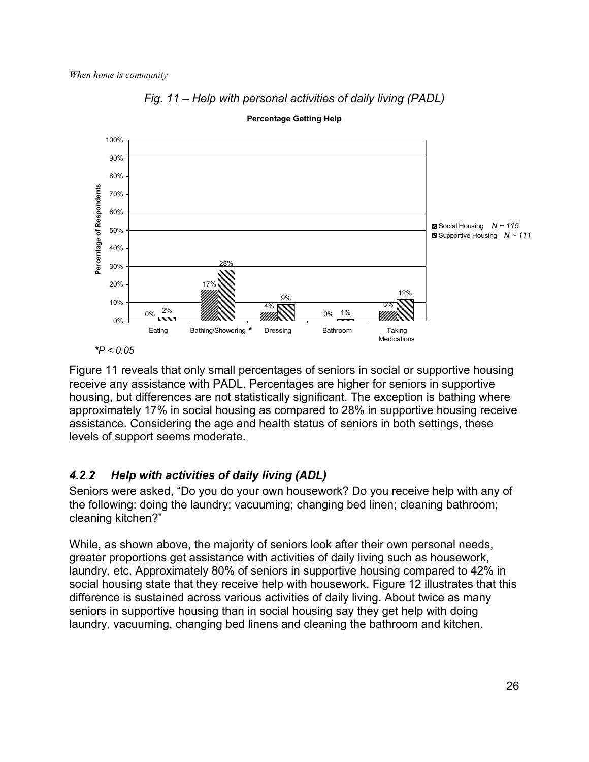*Fig. 11 – Help with personal activities of daily living (PADL)*

**Percentage Getting Help**

| | Eating | Bathing/Showering * | Dressing | Bathroom | Taking Medications |
|---|---|---|---|---|---|
| Social Housing $N \sim 115$ | 0% | 17% | 4% | 0% | 5% |
| Supportive Housing $N \sim 111$ | 2% | 28% | 9% | 1% | 12% |

*$P < 0.05$*

Figure 11 reveals that only small percentages of seniors in social or supportive housing receive any assistance with PADL. Percentages are higher for seniors in supportive housing, but differences are not statistically significant. The exception is bathing where approximately 17% in social housing as compared to 28% in supportive housing receive assistance. Considering the age and health status of seniors in both settings, these levels of support seems moderate.

### *4.2.2 Help with activities of daily living (ADL)*

Seniors were asked, "Do you do your own housework? Do you receive help with any of the following: doing the laundry; vacuuming; changing bed linen; cleaning bathroom; cleaning kitchen?"

While, as shown above, the majority of seniors look after their own personal needs, greater proportions get assistance with activities of daily living such as housework, laundry, etc. Approximately 80% of seniors in supportive housing compared to 42% in social housing state that they receive help with housework. Figure 12 illustrates that this difference is sustained across various activities of daily living. About twice as many seniors in supportive housing than in social housing say they get help with doing laundry, vacuuming, changing bed linens and cleaning the bathroom and kitchen.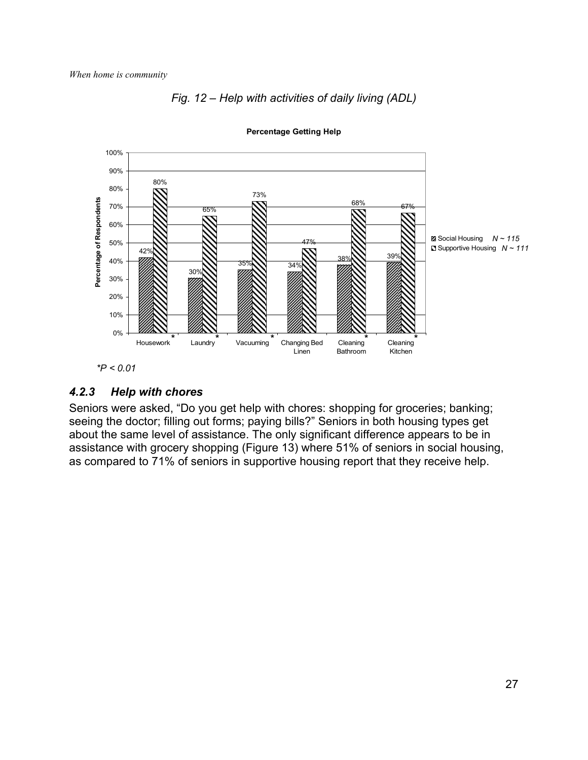*Fig. 12 – Help with activities of daily living (ADL)*

**Percentage Getting Help**

| Activity | Social Housing (N ~ 115) | Supportive Housing (N ~ 111) |
|---|---|---|
| Housework* | 42% | 80% |
| Laundry* | 30% | 65% |
| Vacuuming* | 35% | 73% |
| Changing Bed Linen | 34% | 47% |
| Cleaning Bathroom* | 38% | 68% |
| Cleaning Kitchen* | 39% | 67% |

*$P < 0.01$

### 4.2.3 Help with chores

Seniors were asked, “Do you get help with chores: shopping for groceries; banking; seeing the doctor; filling out forms; paying bills?” Seniors in both housing types get about the same level of assistance. The only significant difference appears to be in assistance with grocery shopping (Figure 13) where 51% of seniors in social housing, as compared to 71% of seniors in supportive housing report that they receive help.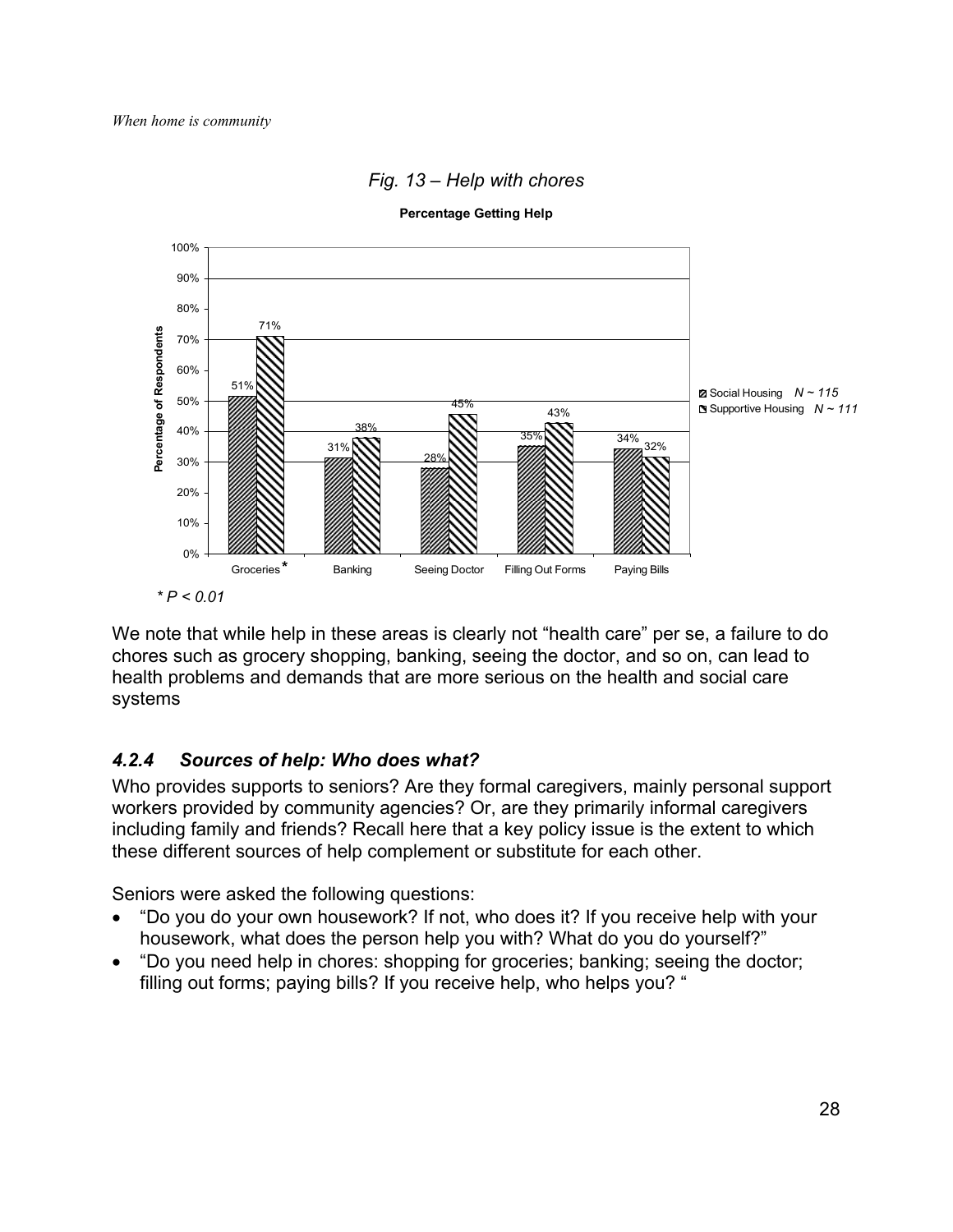*Fig. 13 – Help with chores*

**Percentage Getting Help**

| | Groceries* | Banking | Seeing Doctor | Filling Out Forms | Paying Bills |
|---|---|---|---|---|---|
| Social Housing $N \sim 115$ | 51% | 31% | 28% | 35% | 34% |
| Supportive Housing $N \sim 111$ | 71% | 38% | 45% | 43% | 32% |

*$^* P < 0.01$*

We note that while help in these areas is clearly not "health care" per se, a failure to do chores such as grocery shopping, banking, seeing the doctor, and so on, can lead to health problems and demands that are more serious on the health and social care systems

### *4.2.4 Sources of help: Who does what?*

Who provides supports to seniors? Are they formal caregivers, mainly personal support workers provided by community agencies? Or, are they primarily informal caregivers including family and friends? Recall here that a key policy issue is the extent to which these different sources of help complement or substitute for each other.

Seniors were asked the following questions:

- "Do you do your own housework? If not, who does it? If you receive help with your housework, what does the person help you with? What do you do yourself?"
- "Do you need help in chores: shopping for groceries; banking; seeing the doctor; filling out forms; paying bills? If you receive help, who helps you? "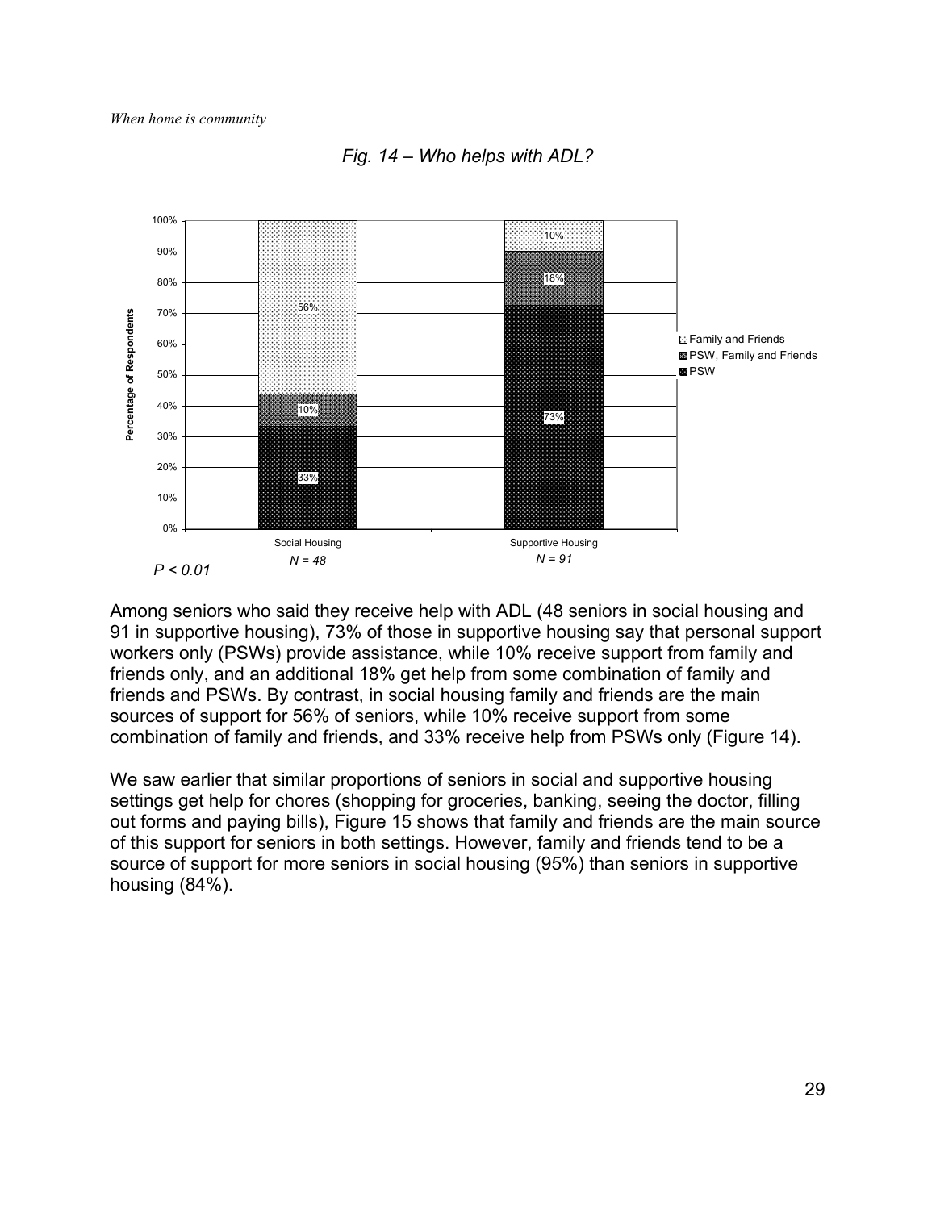*Fig. 14 – Who helps with ADL?*

| | Social Housing (N = 48) | Supportive Housing (N = 91) |
|---|---|---|
| Family and Friends | 56% | 10% |
| PSW, Family and Friends | 10% | 18% |
| PSW | 33% | 73% |

$P < 0.01$

Among seniors who said they receive help with ADL (48 seniors in social housing and 91 in supportive housing), 73% of those in supportive housing say that personal support workers only (PSWs) provide assistance, while 10% receive support from family and friends only, and an additional 18% get help from some combination of family and friends and PSWs. By contrast, in social housing family and friends are the main sources of support for 56% of seniors, while 10% receive support from some combination of family and friends, and 33% receive help from PSWs only (Figure 14).

We saw earlier that similar proportions of seniors in social and supportive housing settings get help for chores (shopping for groceries, banking, seeing the doctor, filling out forms and paying bills), Figure 15 shows that family and friends are the main source of this support for seniors in both settings. However, family and friends tend to be a source of support for more seniors in social housing (95%) than seniors in supportive housing (84%).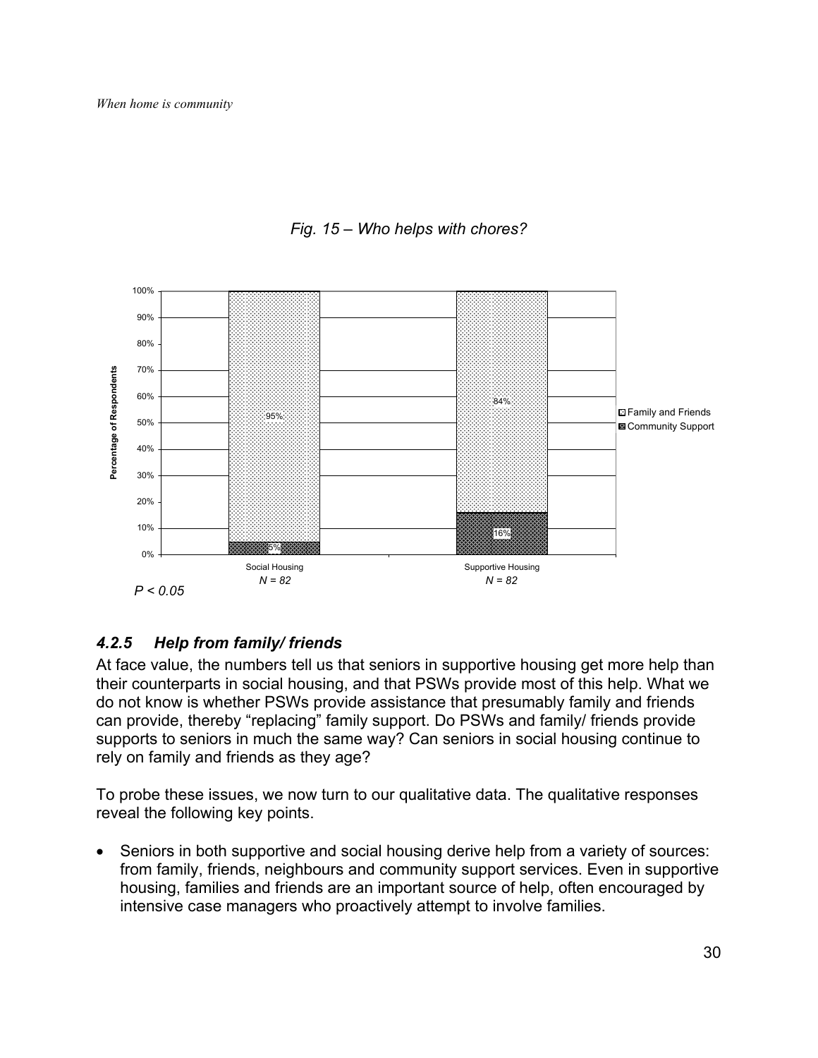*Fig. 15 – Who helps with chores?*

| | Social Housing ($N = 82$) | Supportive Housing ($N = 82$) |
|---|---|---|
| Family and Friends | 95% | 84% |
| Community Support | 5% | 16% |

$P < 0.05$

### *4.2.5 Help from family/ friends*

At face value, the numbers tell us that seniors in supportive housing get more help than their counterparts in social housing, and that PSWs provide most of this help. What we do not know is whether PSWs provide assistance that presumably family and friends can provide, thereby "replacing" family support. Do PSWs and family/ friends provide supports to seniors in much the same way? Can seniors in social housing continue to rely on family and friends as they age?

To probe these issues, we now turn to our qualitative data. The qualitative responses reveal the following key points.

- Seniors in both supportive and social housing derive help from a variety of sources: from family, friends, neighbours and community support services. Even in supportive housing, families and friends are an important source of help, often encouraged by intensive case managers who proactively attempt to involve families.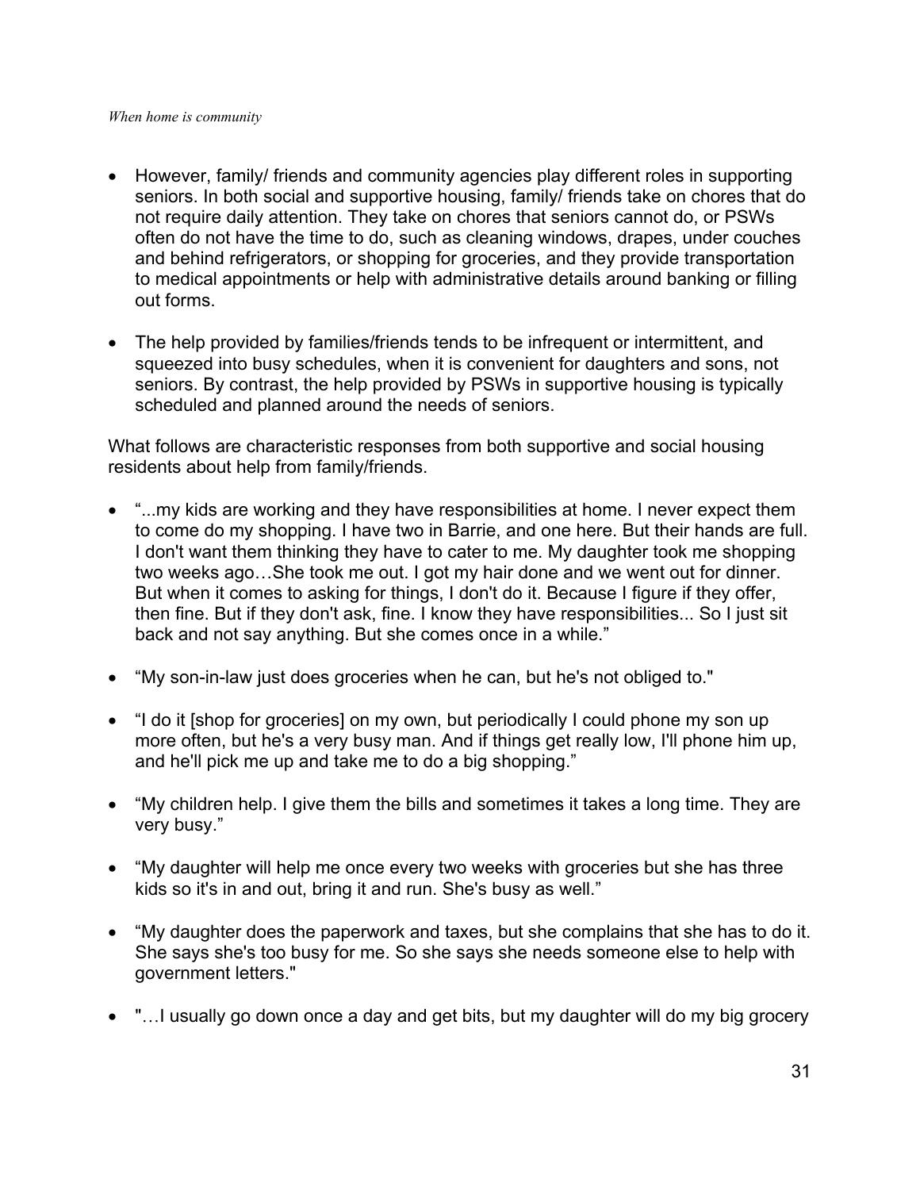- However, family/ friends and community agencies play different roles in supporting seniors. In both social and supportive housing, family/ friends take on chores that do not require daily attention. They take on chores that seniors cannot do, or PSWs often do not have the time to do, such as cleaning windows, drapes, under couches and behind refrigerators, or shopping for groceries, and they provide transportation to medical appointments or help with administrative details around banking or filling out forms.

- The help provided by families/friends tends to be infrequent or intermittent, and squeezed into busy schedules, when it is convenient for daughters and sons, not seniors. By contrast, the help provided by PSWs in supportive housing is typically scheduled and planned around the needs of seniors.

What follows are characteristic responses from both supportive and social housing residents about help from family/friends.

- “...my kids are working and they have responsibilities at home. I never expect them to come do my shopping. I have two in Barrie, and one here. But their hands are full. I don't want them thinking they have to cater to me. My daughter took me shopping two weeks ago…She took me out. I got my hair done and we went out for dinner. But when it comes to asking for things, I don't do it. Because I figure if they offer, then fine. But if they don't ask, fine. I know they have responsibilities... So I just sit back and not say anything. But she comes once in a while.”

- “My son-in-law just does groceries when he can, but he's not obliged to."

- “I do it [shop for groceries] on my own, but periodically I could phone my son up more often, but he's a very busy man. And if things get really low, I'll phone him up, and he'll pick me up and take me to do a big shopping.”

- “My children help. I give them the bills and sometimes it takes a long time. They are very busy.”

- “My daughter will help me once every two weeks with groceries but she has three kids so it's in and out, bring it and run. She's busy as well.”

- “My daughter does the paperwork and taxes, but she complains that she has to do it. She says she's too busy for me. So she says she needs someone else to help with government letters."

- "…I usually go down once a day and get bits, but my daughter will do my big grocery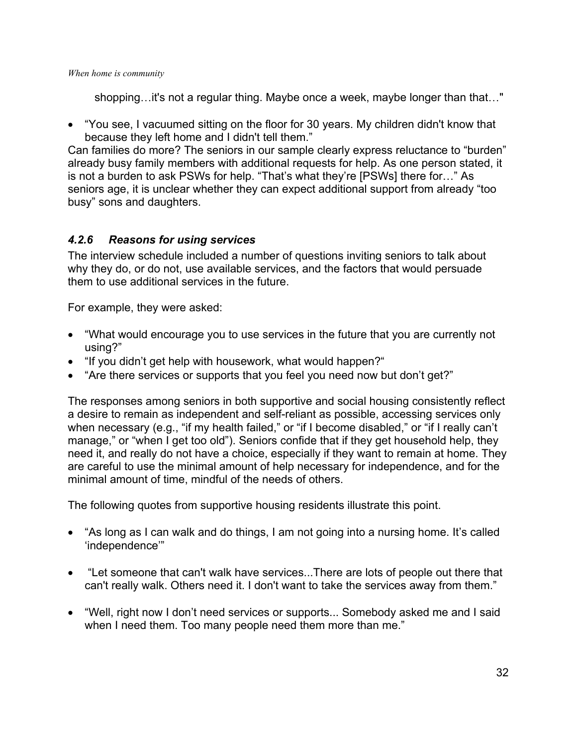shopping…it's not a regular thing. Maybe once a week, maybe longer than that…"

- "You see, I vacuumed sitting on the floor for 30 years. My children didn't know that because they left home and I didn't tell them."

Can families do more? The seniors in our sample clearly express reluctance to "burden" already busy family members with additional requests for help. As one person stated, it is not a burden to ask PSWs for help. "That's what they're [PSWs] there for…" As seniors age, it is unclear whether they can expect additional support from already "too busy" sons and daughters.

### *4.2.6 Reasons for using services*

The interview schedule included a number of questions inviting seniors to talk about why they do, or do not, use available services, and the factors that would persuade them to use additional services in the future.

For example, they were asked:

- "What would encourage you to use services in the future that you are currently not using?"
- "If you didn't get help with housework, what would happen?"
- "Are there services or supports that you feel you need now but don't get?"

The responses among seniors in both supportive and social housing consistently reflect a desire to remain as independent and self-reliant as possible, accessing services only when necessary (e.g., "if my health failed," or "if I become disabled," or "if I really can't manage," or "when I get too old"). Seniors confide that if they get household help, they need it, and really do not have a choice, especially if they want to remain at home. They are careful to use the minimal amount of help necessary for independence, and for the minimal amount of time, mindful of the needs of others.

The following quotes from supportive housing residents illustrate this point.

- "As long as I can walk and do things, I am not going into a nursing home. It's called 'independence'"
- "Let someone that can't walk have services...There are lots of people out there that can't really walk. Others need it. I don't want to take the services away from them."
- "Well, right now I don't need services or supports... Somebody asked me and I said when I need them. Too many people need them more than me."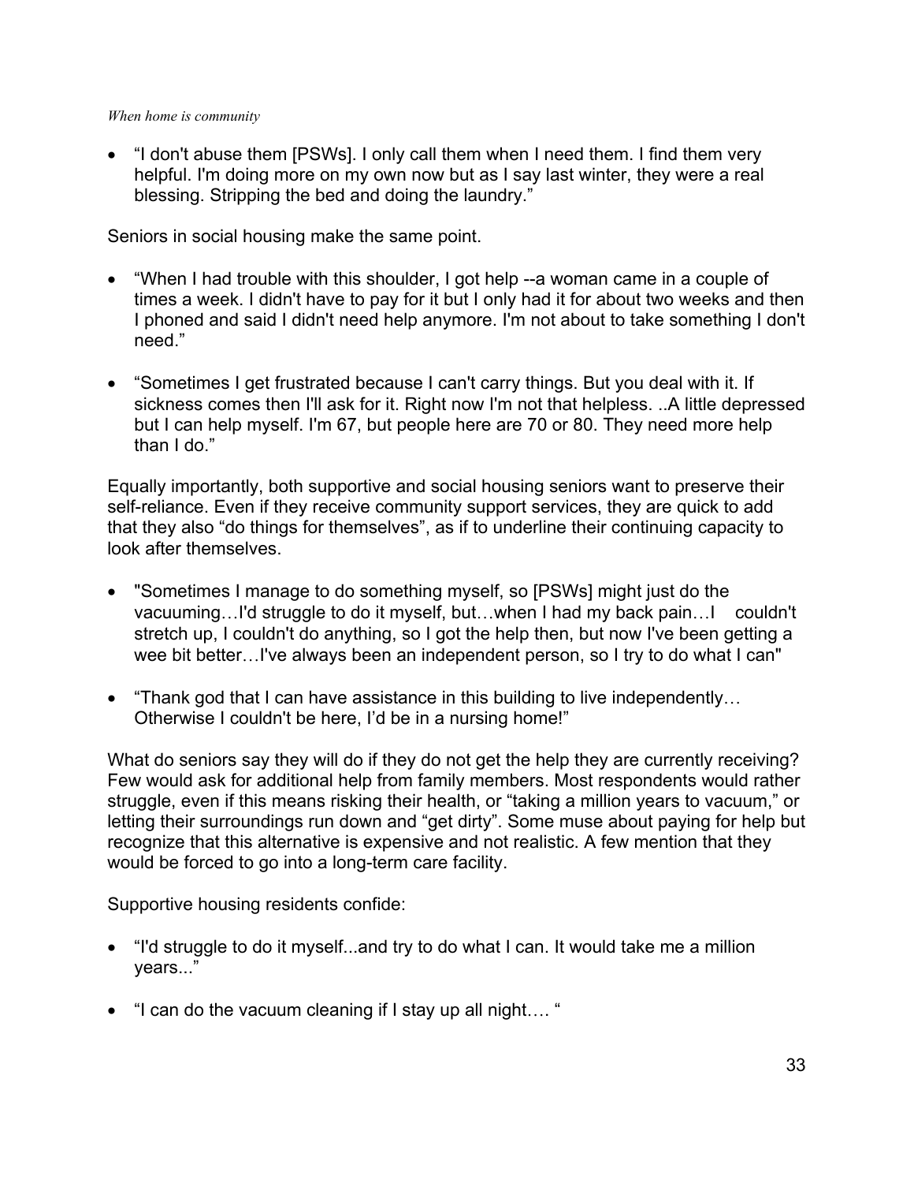- “I don't abuse them [PSWs]. I only call them when I need them. I find them very helpful. I'm doing more on my own now but as I say last winter, they were a real blessing. Stripping the bed and doing the laundry.”

Seniors in social housing make the same point.

- “When I had trouble with this shoulder, I got help --a woman came in a couple of times a week. I didn't have to pay for it but I only had it for about two weeks and then I phoned and said I didn't need help anymore. I'm not about to take something I don't need.”

- “Sometimes I get frustrated because I can't carry things. But you deal with it. If sickness comes then I'll ask for it. Right now I'm not that helpless. ..A little depressed but I can help myself. I'm 67, but people here are 70 or 80. They need more help than I do.”

Equally importantly, both supportive and social housing seniors want to preserve their self-reliance. Even if they receive community support services, they are quick to add that they also “do things for themselves”, as if to underline their continuing capacity to look after themselves.

- "Sometimes I manage to do something myself, so [PSWs] might just do the vacuuming…I'd struggle to do it myself, but…when I had my back pain…I couldn't stretch up, I couldn't do anything, so I got the help then, but now I've been getting a wee bit better…I've always been an independent person, so I try to do what I can"

- “Thank god that I can have assistance in this building to live independently… Otherwise I couldn't be here, I’d be in a nursing home!”

What do seniors say they will do if they do not get the help they are currently receiving? Few would ask for additional help from family members. Most respondents would rather struggle, even if this means risking their health, or “taking a million years to vacuum,” or letting their surroundings run down and “get dirty”. Some muse about paying for help but recognize that this alternative is expensive and not realistic. A few mention that they would be forced to go into a long-term care facility.

Supportive housing residents confide:

- “I'd struggle to do it myself...and try to do what I can. It would take me a million years...”

- “I can do the vacuum cleaning if I stay up all night…. “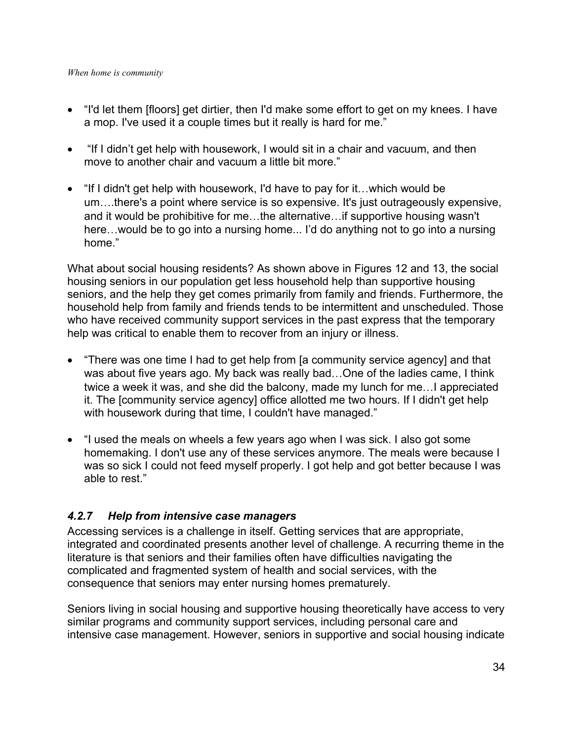- "I'd let them [floors] get dirtier, then I'd make some effort to get on my knees. I have a mop. I've used it a couple times but it really is hard for me."

- "If I didn't get help with housework, I would sit in a chair and vacuum, and then move to another chair and vacuum a little bit more."

- "If I didn't get help with housework, I'd have to pay for it…which would be um….there's a point where service is so expensive. It's just outrageously expensive, and it would be prohibitive for me…the alternative…if supportive housing wasn't here…would be to go into a nursing home... I'd do anything not to go into a nursing home."

What about social housing residents? As shown above in Figures 12 and 13, the social housing seniors in our population get less household help than supportive housing seniors, and the help they get comes primarily from family and friends. Furthermore, the household help from family and friends tends to be intermittent and unscheduled. Those who have received community support services in the past express that the temporary help was critical to enable them to recover from an injury or illness.

- "There was one time I had to get help from [a community service agency] and that was about five years ago. My back was really bad…One of the ladies came, I think twice a week it was, and she did the balcony, made my lunch for me…I appreciated it. The [community service agency] office allotted me two hours. If I didn't get help with housework during that time, I couldn't have managed."

- "I used the meals on wheels a few years ago when I was sick. I also got some homemaking. I don't use any of these services anymore. The meals were because I was so sick I could not feed myself properly. I got help and got better because I was able to rest."

### *4.2.7 Help from intensive case managers*

Accessing services is a challenge in itself. Getting services that are appropriate, integrated and coordinated presents another level of challenge. A recurring theme in the literature is that seniors and their families often have difficulties navigating the complicated and fragmented system of health and social services, with the consequence that seniors may enter nursing homes prematurely.

Seniors living in social housing and supportive housing theoretically have access to very similar programs and community support services, including personal care and intensive case management. However, seniors in supportive and social housing indicate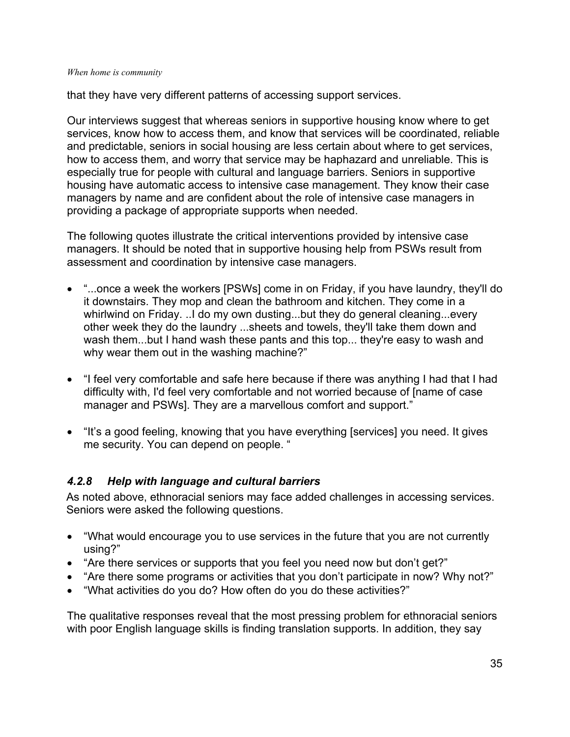that they have very different patterns of accessing support services.

Our interviews suggest that whereas seniors in supportive housing know where to get services, know how to access them, and know that services will be coordinated, reliable and predictable, seniors in social housing are less certain about where to get services, how to access them, and worry that service may be haphazard and unreliable. This is especially true for people with cultural and language barriers. Seniors in supportive housing have automatic access to intensive case management. They know their case managers by name and are confident about the role of intensive case managers in providing a package of appropriate supports when needed.

The following quotes illustrate the critical interventions provided by intensive case managers. It should be noted that in supportive housing help from PSWs result from assessment and coordination by intensive case managers.

- "...once a week the workers [PSWs] come in on Friday, if you have laundry, they'll do it downstairs. They mop and clean the bathroom and kitchen. They come in a whirlwind on Friday. ..I do my own dusting...but they do general cleaning...every other week they do the laundry ...sheets and towels, they'll take them down and wash them...but I hand wash these pants and this top... they're easy to wash and why wear them out in the washing machine?"
- "I feel very comfortable and safe here because if there was anything I had that I had difficulty with, I'd feel very comfortable and not worried because of [name of case manager and PSWs]. They are a marvellous comfort and support."
- "It's a good feeling, knowing that you have everything [services] you need. It gives me security. You can depend on people. "

### *4.2.8 Help with language and cultural barriers*

As noted above, ethnoracial seniors may face added challenges in accessing services. Seniors were asked the following questions.

- "What would encourage you to use services in the future that you are not currently using?"
- "Are there services or supports that you feel you need now but don't get?"
- "Are there some programs or activities that you don't participate in now? Why not?"
- "What activities do you do? How often do you do these activities?"

The qualitative responses reveal that the most pressing problem for ethnoracial seniors with poor English language skills is finding translation supports. In addition, they say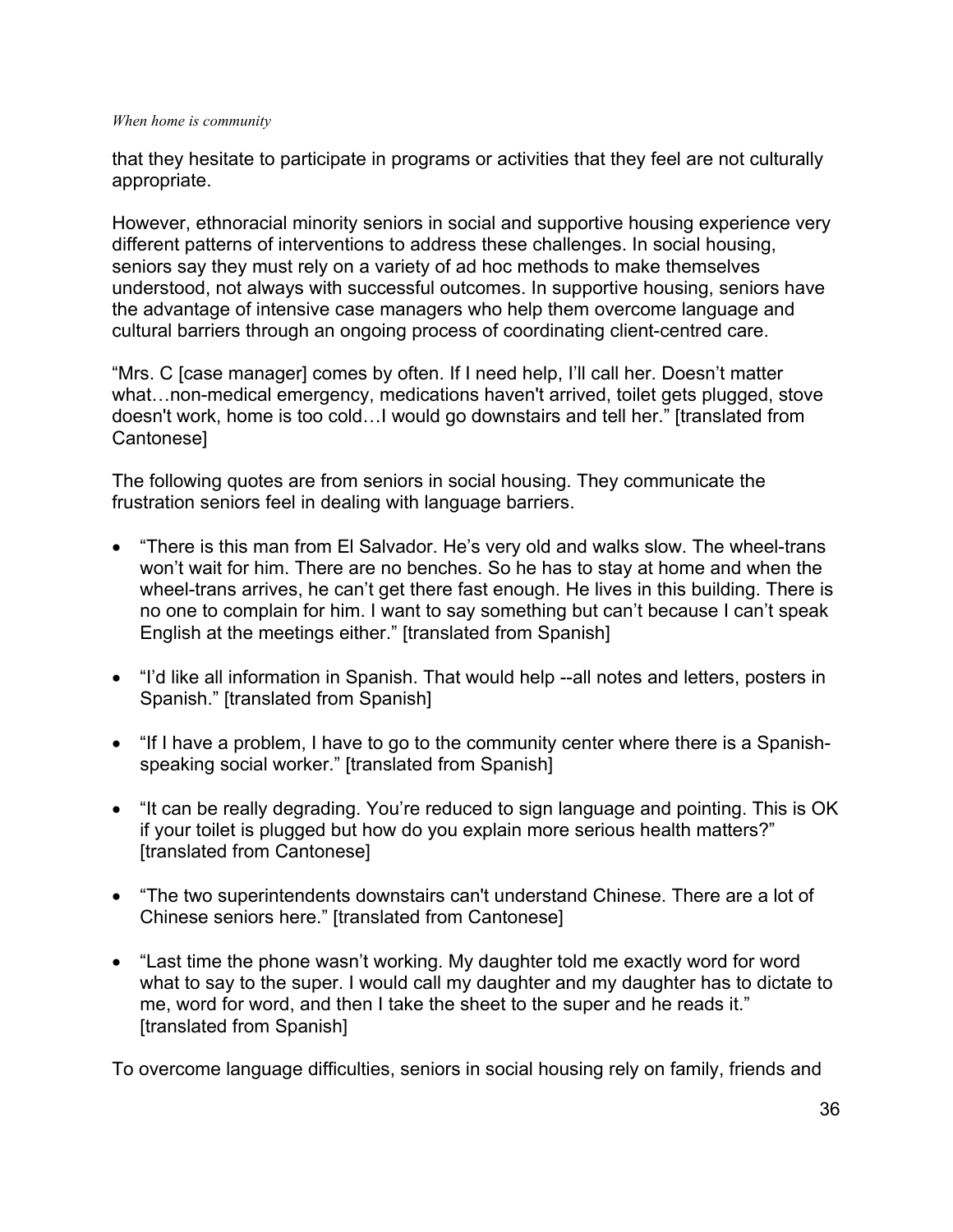that they hesitate to participate in programs or activities that they feel are not culturally appropriate.

However, ethnoracial minority seniors in social and supportive housing experience very different patterns of interventions to address these challenges. In social housing, seniors say they must rely on a variety of ad hoc methods to make themselves understood, not always with successful outcomes. In supportive housing, seniors have the advantage of intensive case managers who help them overcome language and cultural barriers through an ongoing process of coordinating client-centred care.

"Mrs. C [case manager] comes by often. If I need help, I'll call her. Doesn't matter what…non-medical emergency, medications haven't arrived, toilet gets plugged, stove doesn't work, home is too cold…I would go downstairs and tell her." [translated from Cantonese]

The following quotes are from seniors in social housing. They communicate the frustration seniors feel in dealing with language barriers.

- "There is this man from El Salvador. He's very old and walks slow. The wheel-trans won't wait for him. There are no benches. So he has to stay at home and when the wheel-trans arrives, he can't get there fast enough. He lives in this building. There is no one to complain for him. I want to say something but can't because I can't speak English at the meetings either." [translated from Spanish]

- "I'd like all information in Spanish. That would help --all notes and letters, posters in Spanish." [translated from Spanish]

- "If I have a problem, I have to go to the community center where there is a Spanish-speaking social worker." [translated from Spanish]

- "It can be really degrading. You're reduced to sign language and pointing. This is OK if your toilet is plugged but how do you explain more serious health matters?" [translated from Cantonese]

- "The two superintendents downstairs can't understand Chinese. There are a lot of Chinese seniors here." [translated from Cantonese]

- "Last time the phone wasn't working. My daughter told me exactly word for word what to say to the super. I would call my daughter and my daughter has to dictate to me, word for word, and then I take the sheet to the super and he reads it." [translated from Spanish]

To overcome language difficulties, seniors in social housing rely on family, friends and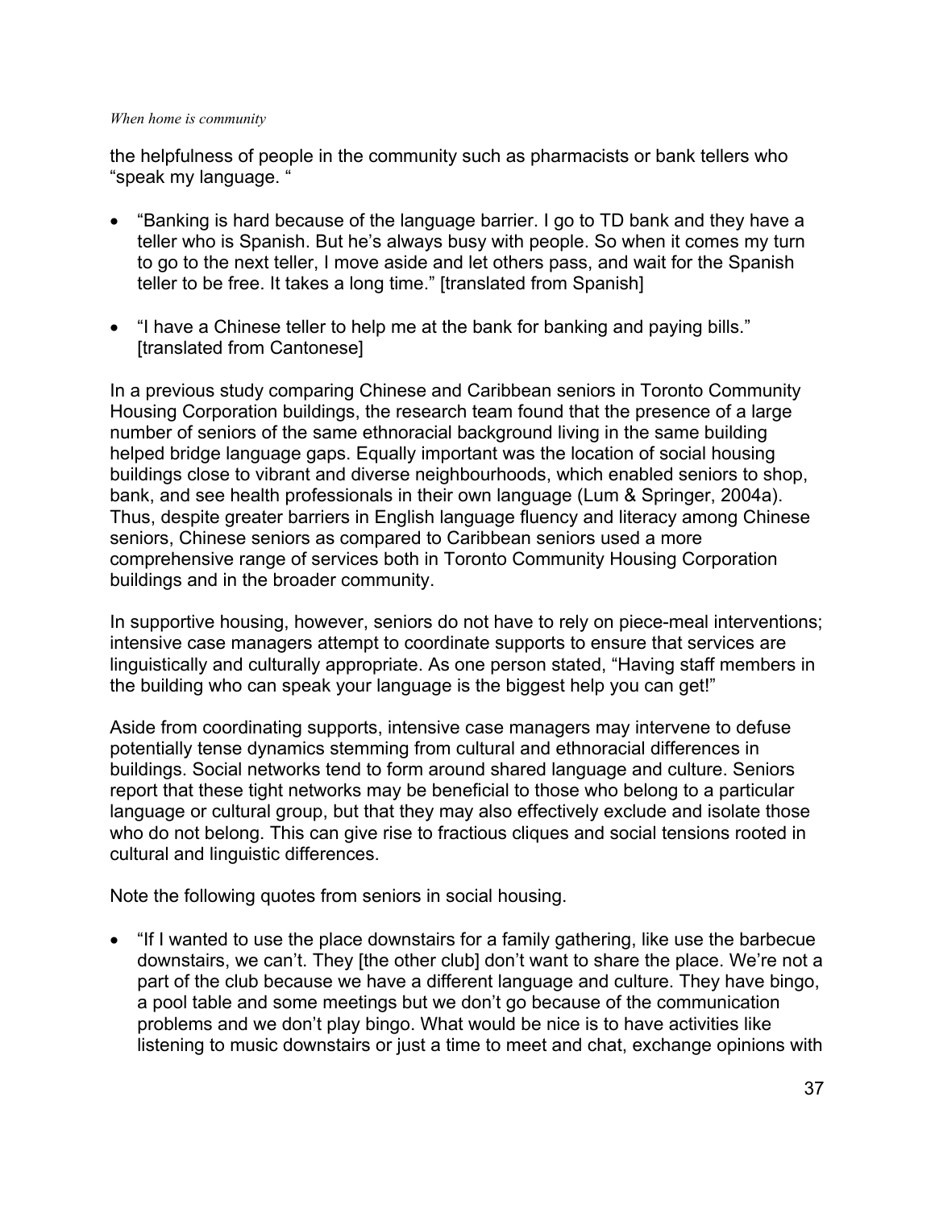the helpfulness of people in the community such as pharmacists or bank tellers who "speak my language. "

- "Banking is hard because of the language barrier. I go to TD bank and they have a teller who is Spanish. But he's always busy with people. So when it comes my turn to go to the next teller, I move aside and let others pass, and wait for the Spanish teller to be free. It takes a long time." [translated from Spanish]
- "I have a Chinese teller to help me at the bank for banking and paying bills." [translated from Cantonese]

In a previous study comparing Chinese and Caribbean seniors in Toronto Community Housing Corporation buildings, the research team found that the presence of a large number of seniors of the same ethnoracial background living in the same building helped bridge language gaps. Equally important was the location of social housing buildings close to vibrant and diverse neighbourhoods, which enabled seniors to shop, bank, and see health professionals in their own language (Lum & Springer, 2004a). Thus, despite greater barriers in English language fluency and literacy among Chinese seniors, Chinese seniors as compared to Caribbean seniors used a more comprehensive range of services both in Toronto Community Housing Corporation buildings and in the broader community.

In supportive housing, however, seniors do not have to rely on piece-meal interventions; intensive case managers attempt to coordinate supports to ensure that services are linguistically and culturally appropriate. As one person stated, "Having staff members in the building who can speak your language is the biggest help you can get!"

Aside from coordinating supports, intensive case managers may intervene to defuse potentially tense dynamics stemming from cultural and ethnoracial differences in buildings. Social networks tend to form around shared language and culture. Seniors report that these tight networks may be beneficial to those who belong to a particular language or cultural group, but that they may also effectively exclude and isolate those who do not belong. This can give rise to fractious cliques and social tensions rooted in cultural and linguistic differences.

Note the following quotes from seniors in social housing.

- "If I wanted to use the place downstairs for a family gathering, like use the barbecue downstairs, we can't. They [the other club] don't want to share the place. We're not a part of the club because we have a different language and culture. They have bingo, a pool table and some meetings but we don't go because of the communication problems and we don't play bingo. What would be nice is to have activities like listening to music downstairs or just a time to meet and chat, exchange opinions with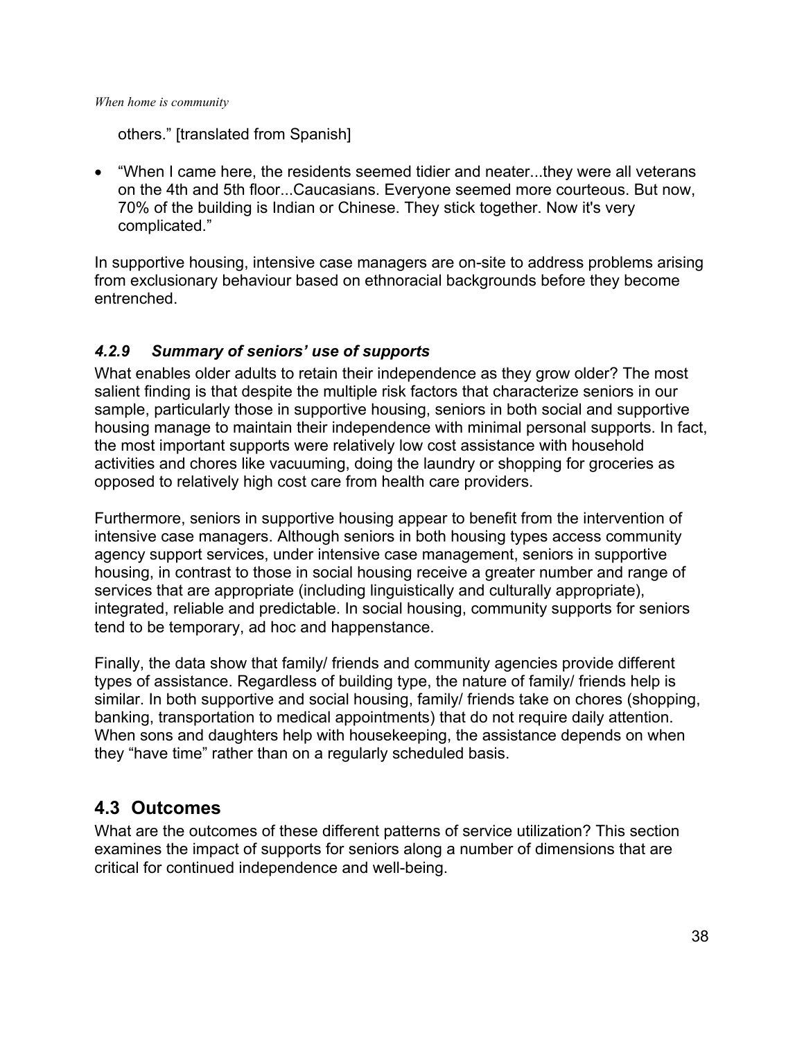others." [translated from Spanish]

- "When I came here, the residents seemed tidier and neater...they were all veterans on the 4th and 5th floor...Caucasians. Everyone seemed more courteous. But now, 70% of the building is Indian or Chinese. They stick together. Now it's very complicated."

In supportive housing, intensive case managers are on-site to address problems arising from exclusionary behaviour based on ethnoracial backgrounds before they become entrenched.

### *4.2.9 Summary of seniors' use of supports*

What enables older adults to retain their independence as they grow older? The most salient finding is that despite the multiple risk factors that characterize seniors in our sample, particularly those in supportive housing, seniors in both social and supportive housing manage to maintain their independence with minimal personal supports. In fact, the most important supports were relatively low cost assistance with household activities and chores like vacuuming, doing the laundry or shopping for groceries as opposed to relatively high cost care from health care providers.

Furthermore, seniors in supportive housing appear to benefit from the intervention of intensive case managers. Although seniors in both housing types access community agency support services, under intensive case management, seniors in supportive housing, in contrast to those in social housing receive a greater number and range of services that are appropriate (including linguistically and culturally appropriate), integrated, reliable and predictable. In social housing, community supports for seniors tend to be temporary, ad hoc and happenstance.

Finally, the data show that family/ friends and community agencies provide different types of assistance. Regardless of building type, the nature of family/ friends help is similar. In both supportive and social housing, family/ friends take on chores (shopping, banking, transportation to medical appointments) that do not require daily attention. When sons and daughters help with housekeeping, the assistance depends on when they "have time" rather than on a regularly scheduled basis.

## 4.3 Outcomes

What are the outcomes of these different patterns of service utilization? This section examines the impact of supports for seniors along a number of dimensions that are critical for continued independence and well-being.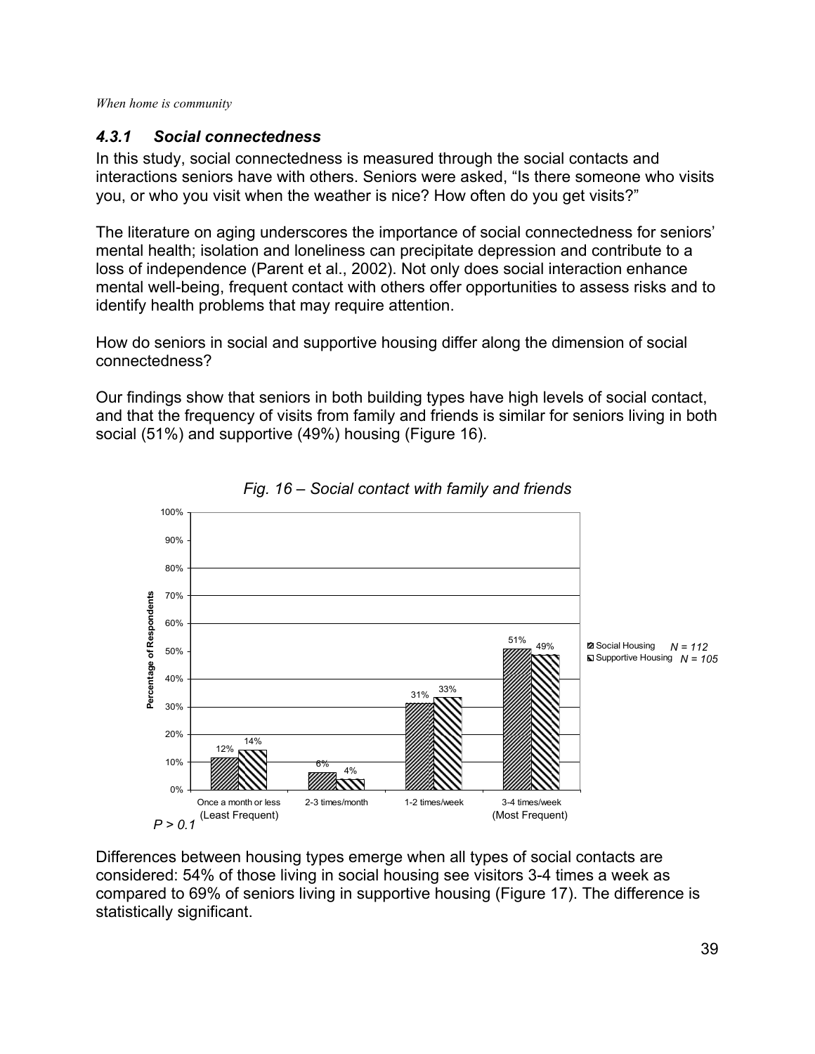#### *4.3.1 Social connectedness*

In this study, social connectedness is measured through the social contacts and interactions seniors have with others. Seniors were asked, "Is there someone who visits you, or who you visit when the weather is nice? How often do you get visits?"

The literature on aging underscores the importance of social connectedness for seniors' mental health; isolation and loneliness can precipitate depression and contribute to a loss of independence (Parent et al., 2002). Not only does social interaction enhance mental well-being, frequent contact with others offer opportunities to assess risks and to identify health problems that may require attention.

How do seniors in social and supportive housing differ along the dimension of social connectedness?

Our findings show that seniors in both building types have high levels of social contact, and that the frequency of visits from family and friends is similar for seniors living in both social (51%) and supportive (49%) housing (Figure 16).

*Fig. 16 – Social contact with family and friends*

| Percentage of Respondents | Once a month or less (Least Frequent) | 2-3 times/month | 1-2 times/week | 3-4 times/week (Most Frequent) |
|---|---|---|---|---|
| Social Housing *N = 112* | 12% | 6% | 31% | 51% |
| Supportive Housing *N = 105* | 14% | 4% | 33% | 49% |

*$P > 0.1$*

Differences between housing types emerge when all types of social contacts are considered: 54% of those living in social housing see visitors 3-4 times a week as compared to 69% of seniors living in supportive housing (Figure 17). The difference is statistically significant.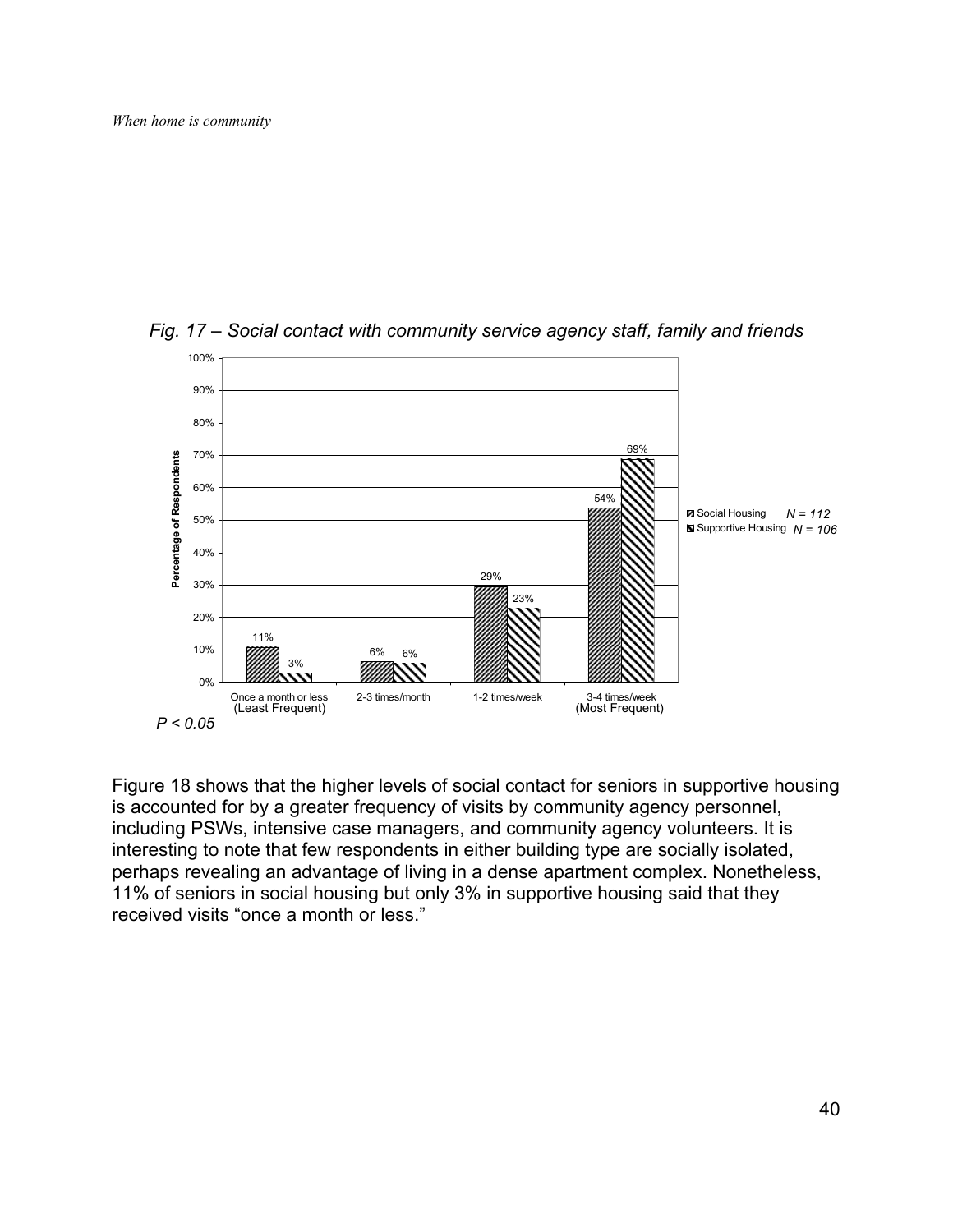*Fig. 17 – Social contact with community service agency staff, family and friends*

| Frequency | Social Housing (N = 112) | Supportive Housing (N = 106) |
|---|---|---|
| Once a month or less (Least Frequent) | 11% | 3% |
| 2-3 times/month | 6% | 6% |
| 1-2 times/week | 29% | 23% |
| 3-4 times/week (Most Frequent) | 54% | 69% |

*$P < 0.05$*

Figure 18 shows that the higher levels of social contact for seniors in supportive housing is accounted for by a greater frequency of visits by community agency personnel, including PSWs, intensive case managers, and community agency volunteers. It is interesting to note that few respondents in either building type are socially isolated, perhaps revealing an advantage of living in a dense apartment complex. Nonetheless, 11% of seniors in social housing but only 3% in supportive housing said that they received visits "once a month or less."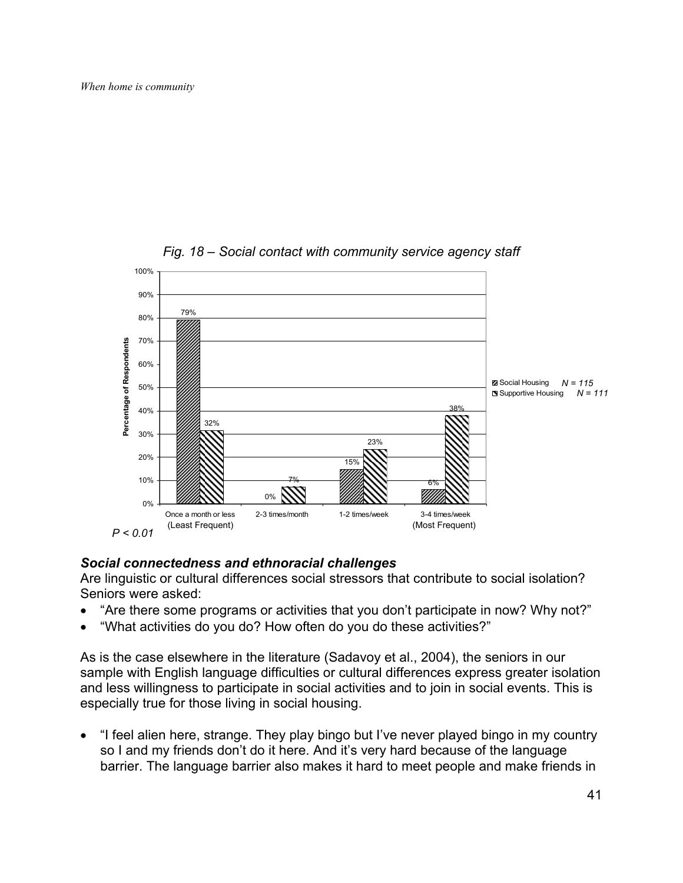*Fig. 18 – Social contact with community service agency staff*

| | Once a month or less (Least Frequent) | 2-3 times/month | 1-2 times/week | 3-4 times/week (Most Frequent) |
|---|---|---|---|---|
| Social Housing ($N = 115$) | 79% | 0% | 15% | 6% |
| Supportive Housing ($N = 111$) | 32% | 7% | 23% | 38% |

$P < 0.01$

### ***Social connectedness and ethnoracial challenges***

Are linguistic or cultural differences social stressors that contribute to social isolation? Seniors were asked:

- "Are there some programs or activities that you don't participate in now? Why not?"
- "What activities do you do? How often do you do these activities?"

As is the case elsewhere in the literature (Sadavoy et al., 2004), the seniors in our sample with English language difficulties or cultural differences express greater isolation and less willingness to participate in social activities and to join in social events. This is especially true for those living in social housing.

- "I feel alien here, strange. They play bingo but I've never played bingo in my country so I and my friends don't do it here. And it's very hard because of the language barrier. The language barrier also makes it hard to meet people and make friends in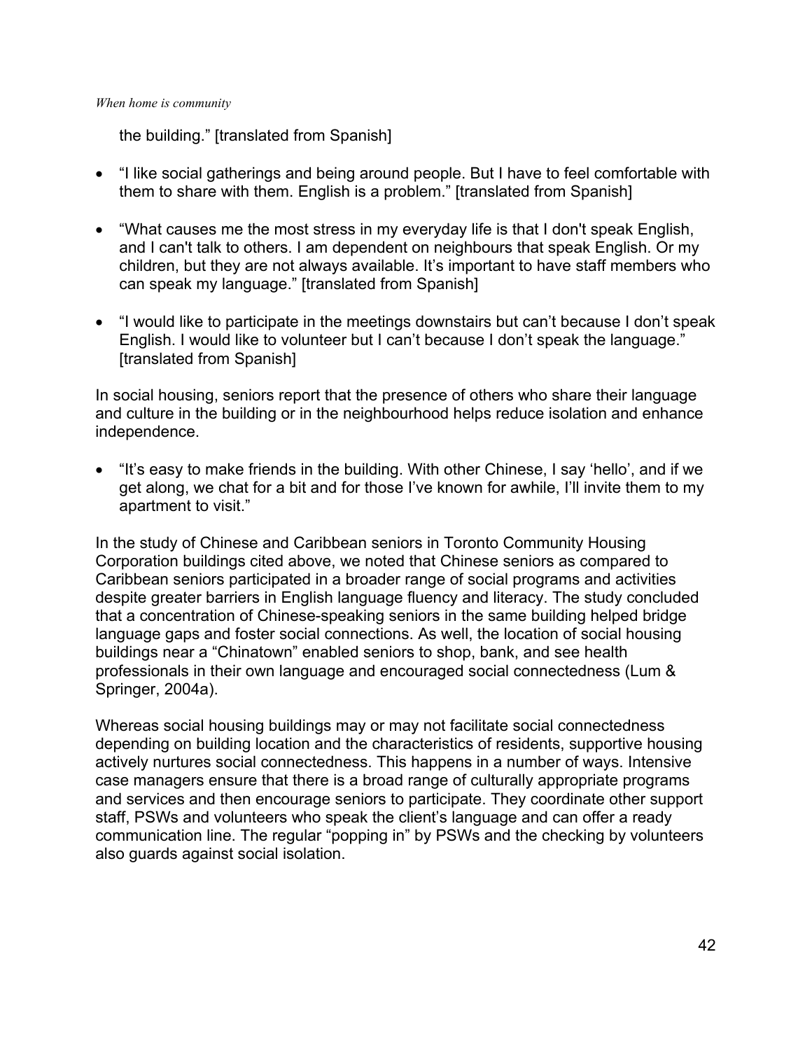the building." [translated from Spanish]

- "I like social gatherings and being around people. But I have to feel comfortable with them to share with them. English is a problem." [translated from Spanish]
- "What causes me the most stress in my everyday life is that I don't speak English, and I can't talk to others. I am dependent on neighbours that speak English. Or my children, but they are not always available. It's important to have staff members who can speak my language." [translated from Spanish]
- "I would like to participate in the meetings downstairs but can't because I don't speak English. I would like to volunteer but I can't because I don't speak the language." [translated from Spanish]

In social housing, seniors report that the presence of others who share their language and culture in the building or in the neighbourhood helps reduce isolation and enhance independence.

- "It's easy to make friends in the building. With other Chinese, I say 'hello', and if we get along, we chat for a bit and for those I've known for awhile, I'll invite them to my apartment to visit."

In the study of Chinese and Caribbean seniors in Toronto Community Housing Corporation buildings cited above, we noted that Chinese seniors as compared to Caribbean seniors participated in a broader range of social programs and activities despite greater barriers in English language fluency and literacy. The study concluded that a concentration of Chinese-speaking seniors in the same building helped bridge language gaps and foster social connections. As well, the location of social housing buildings near a "Chinatown" enabled seniors to shop, bank, and see health professionals in their own language and encouraged social connectedness (Lum & Springer, 2004a).

Whereas social housing buildings may or may not facilitate social connectedness depending on building location and the characteristics of residents, supportive housing actively nurtures social connectedness. This happens in a number of ways. Intensive case managers ensure that there is a broad range of culturally appropriate programs and services and then encourage seniors to participate. They coordinate other support staff, PSWs and volunteers who speak the client's language and can offer a ready communication line. The regular "popping in" by PSWs and the checking by volunteers also guards against social isolation.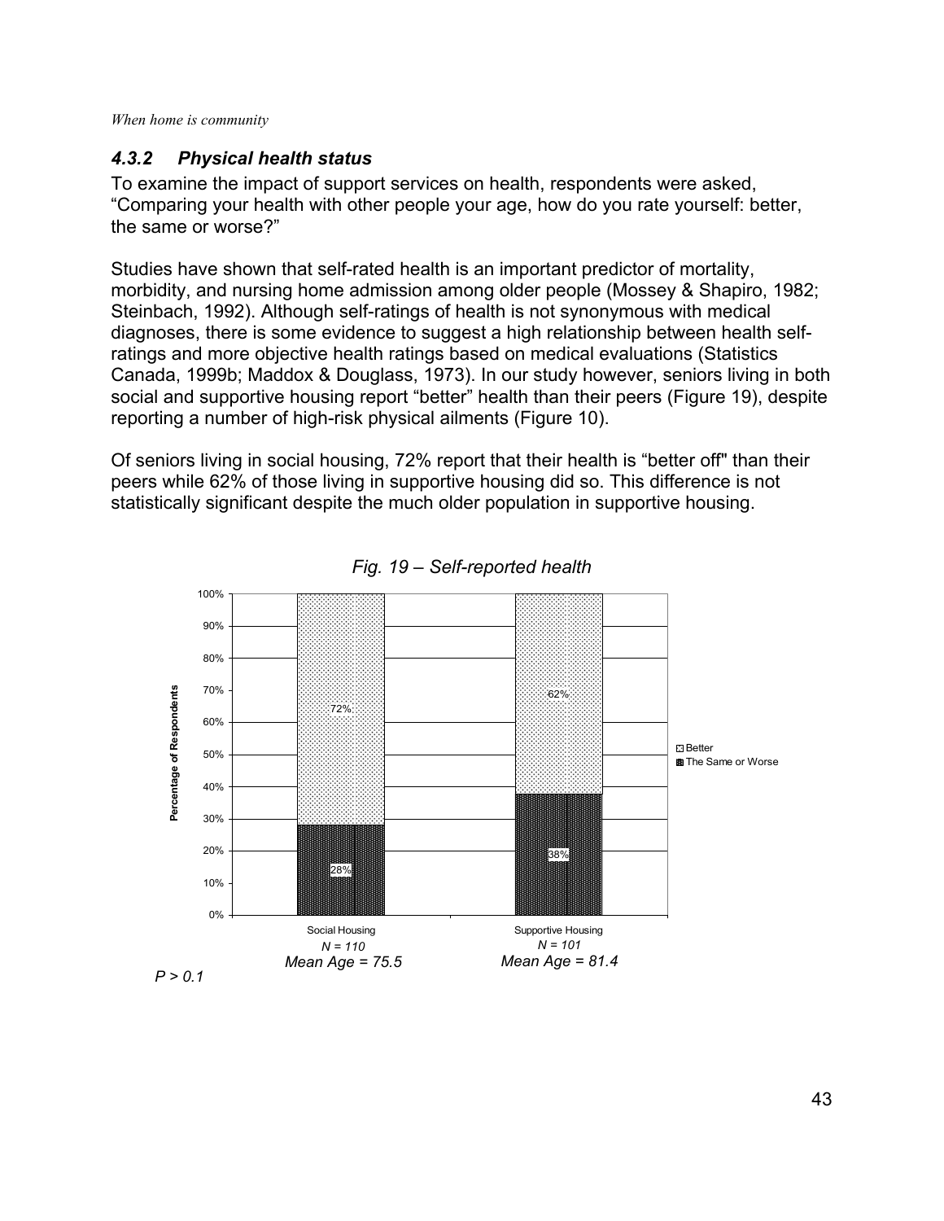### *4.3.2 Physical health status*

To examine the impact of support services on health, respondents were asked, "Comparing your health with other people your age, how do you rate yourself: better, the same or worse?"

Studies have shown that self-rated health is an important predictor of mortality, morbidity, and nursing home admission among older people (Mossey & Shapiro, 1982; Steinbach, 1992). Although self-ratings of health is not synonymous with medical diagnoses, there is some evidence to suggest a high relationship between health self-ratings and more objective health ratings based on medical evaluations (Statistics Canada, 1999b; Maddox & Douglass, 1973). In our study however, seniors living in both social and supportive housing report "better" health than their peers (Figure 19), despite reporting a number of high-risk physical ailments (Figure 10).

Of seniors living in social housing, 72% report that their health is "better off" than their peers while 62% of those living in supportive housing did so. This difference is not statistically significant despite the much older population in supportive housing.

*Fig. 19 – Self-reported health*

| | Social Housing<br>*N = 110*<br>*Mean Age = 75.5* | Supportive Housing<br>*N = 101*<br>*Mean Age = 81.4* |
|---|---|---|
| Better | 72% | 62% |
| The Same or Worse | 28% | 38% |

*P > 0.1*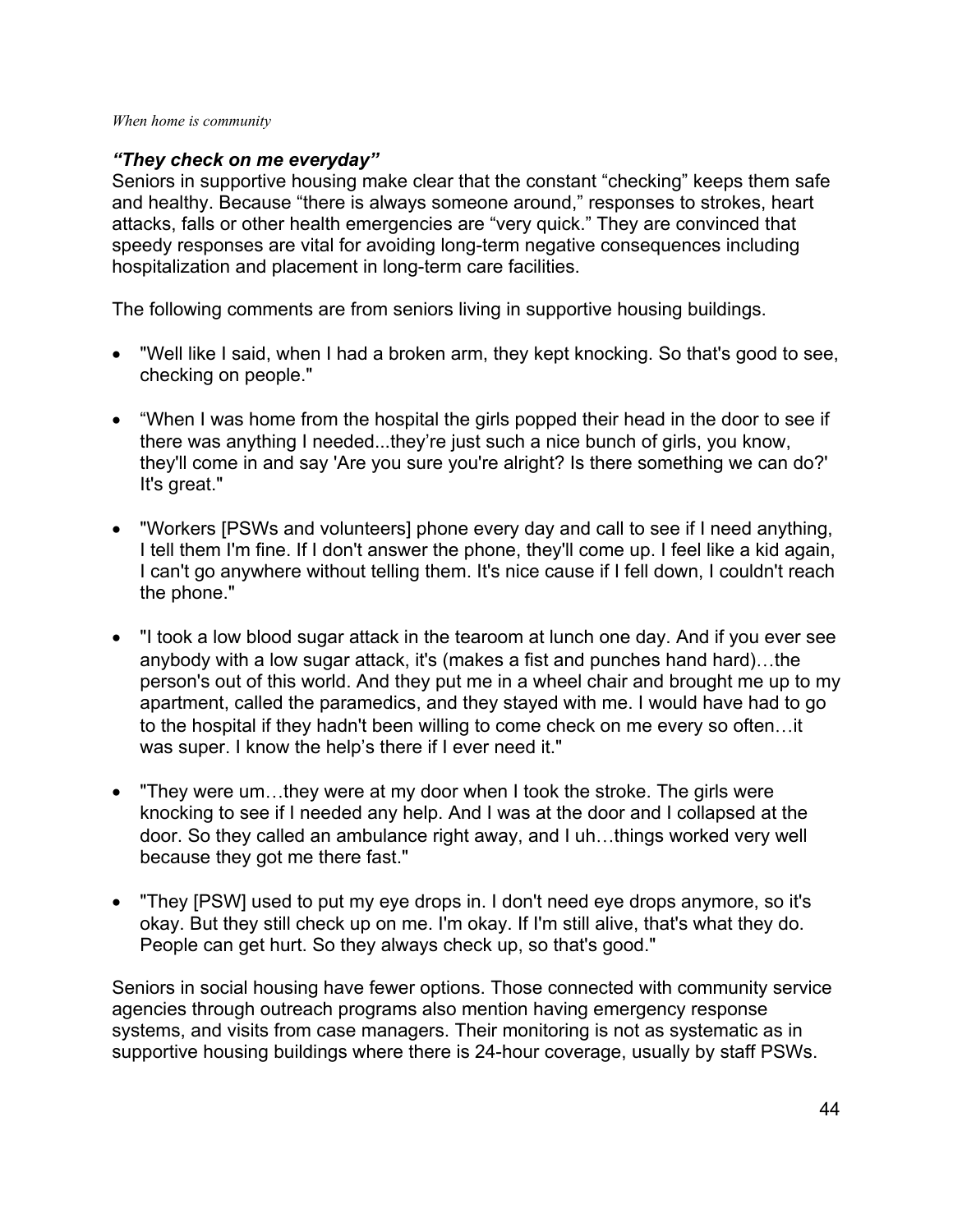### *“They check on me everyday”*

Seniors in supportive housing make clear that the constant “checking” keeps them safe and healthy. Because “there is always someone around,” responses to strokes, heart attacks, falls or other health emergencies are “very quick.” They are convinced that speedy responses are vital for avoiding long-term negative consequences including hospitalization and placement in long-term care facilities.

The following comments are from seniors living in supportive housing buildings.

- "Well like I said, when I had a broken arm, they kept knocking. So that's good to see, checking on people."
- “When I was home from the hospital the girls popped their head in the door to see if there was anything I needed...they’re just such a nice bunch of girls, you know, they'll come in and say 'Are you sure you're alright? Is there something we can do?' It's great."
- "Workers [PSWs and volunteers] phone every day and call to see if I need anything, I tell them I'm fine. If I don't answer the phone, they'll come up. I feel like a kid again, I can't go anywhere without telling them. It's nice cause if I fell down, I couldn't reach the phone."
- "I took a low blood sugar attack in the tearoom at lunch one day. And if you ever see anybody with a low sugar attack, it's (makes a fist and punches hand hard)…the person's out of this world. And they put me in a wheel chair and brought me up to my apartment, called the paramedics, and they stayed with me. I would have had to go to the hospital if they hadn't been willing to come check on me every so often…it was super. I know the help’s there if I ever need it."
- "They were um…they were at my door when I took the stroke. The girls were knocking to see if I needed any help. And I was at the door and I collapsed at the door. So they called an ambulance right away, and I uh…things worked very well because they got me there fast."
- "They [PSW] used to put my eye drops in. I don't need eye drops anymore, so it's okay. But they still check up on me. I'm okay. If I'm still alive, that's what they do. People can get hurt. So they always check up, so that's good."

Seniors in social housing have fewer options. Those connected with community service agencies through outreach programs also mention having emergency response systems, and visits from case managers. Their monitoring is not as systematic as in supportive housing buildings where there is 24-hour coverage, usually by staff PSWs.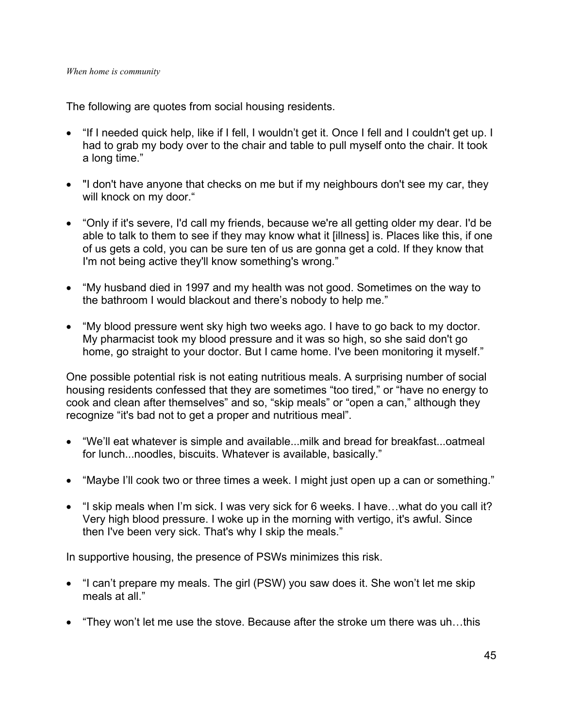The following are quotes from social housing residents.

- “If I needed quick help, like if I fell, I wouldn’t get it. Once I fell and I couldn't get up. I had to grab my body over to the chair and table to pull myself onto the chair. It took a long time.”

- "I don't have anyone that checks on me but if my neighbours don't see my car, they will knock on my door.“

- “Only if it's severe, I'd call my friends, because we're all getting older my dear. I'd be able to talk to them to see if they may know what it [illness] is. Places like this, if one of us gets a cold, you can be sure ten of us are gonna get a cold. If they know that I'm not being active they'll know something's wrong.”

- “My husband died in 1997 and my health was not good. Sometimes on the way to the bathroom I would blackout and there’s nobody to help me.”

- “My blood pressure went sky high two weeks ago. I have to go back to my doctor. My pharmacist took my blood pressure and it was so high, so she said don't go home, go straight to your doctor. But I came home. I've been monitoring it myself.”

One possible potential risk is not eating nutritious meals. A surprising number of social housing residents confessed that they are sometimes “too tired,” or “have no energy to cook and clean after themselves” and so, “skip meals” or “open a can,” although they recognize “it's bad not to get a proper and nutritious meal”.

- “We’ll eat whatever is simple and available...milk and bread for breakfast...oatmeal for lunch...noodles, biscuits. Whatever is available, basically.”

- “Maybe I’ll cook two or three times a week. I might just open up a can or something.”

- “I skip meals when I’m sick. I was very sick for 6 weeks. I have…what do you call it? Very high blood pressure. I woke up in the morning with vertigo, it's awful. Since then I've been very sick. That's why I skip the meals.”

In supportive housing, the presence of PSWs minimizes this risk.

- “I can’t prepare my meals. The girl (PSW) you saw does it. She won’t let me skip meals at all.”

- “They won’t let me use the stove. Because after the stroke um there was uh…this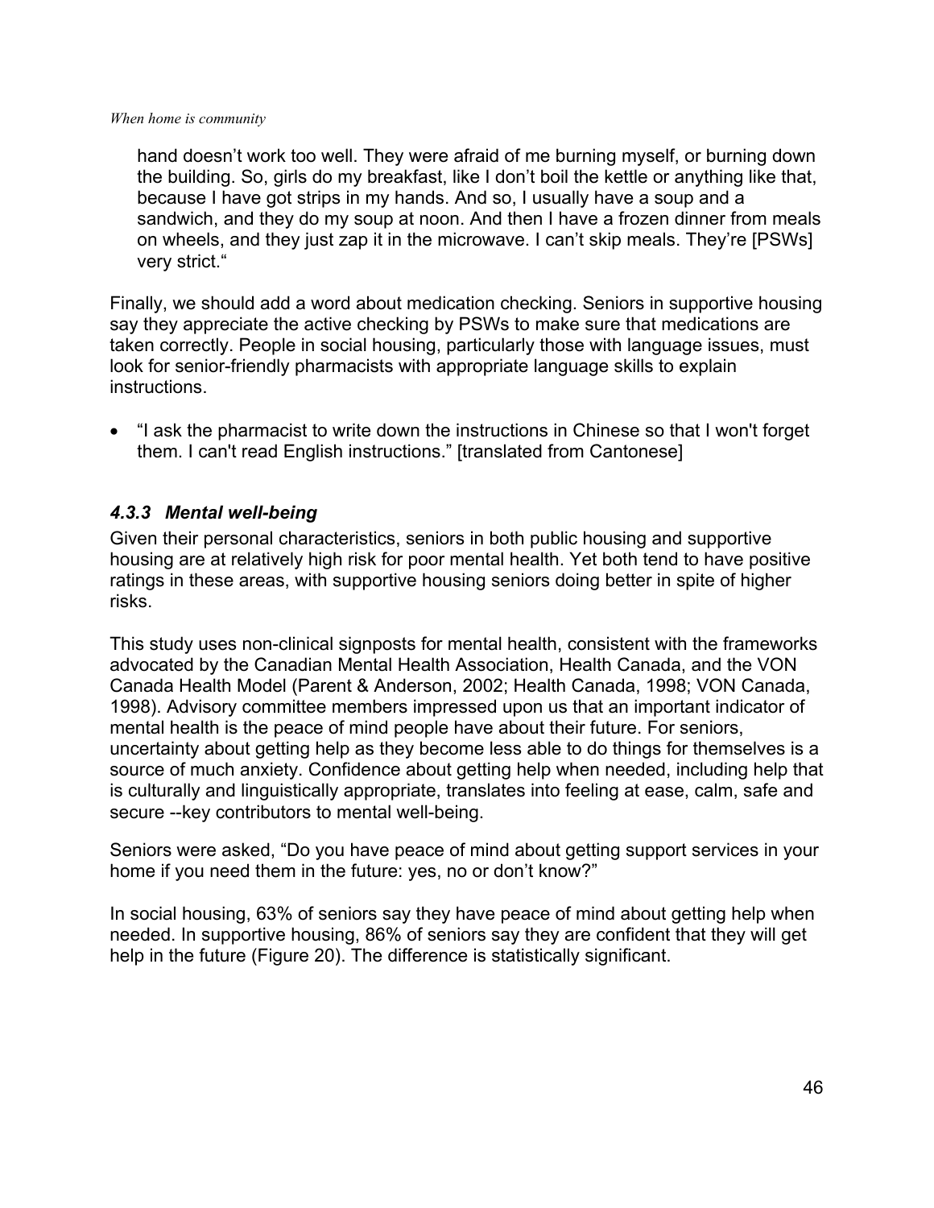hand doesn't work too well. They were afraid of me burning myself, or burning down the building. So, girls do my breakfast, like I don't boil the kettle or anything like that, because I have got strips in my hands. And so, I usually have a soup and a sandwich, and they do my soup at noon. And then I have a frozen dinner from meals on wheels, and they just zap it in the microwave. I can't skip meals. They're [PSWs] very strict."

Finally, we should add a word about medication checking. Seniors in supportive housing say they appreciate the active checking by PSWs to make sure that medications are taken correctly. People in social housing, particularly those with language issues, must look for senior-friendly pharmacists with appropriate language skills to explain instructions.

- "I ask the pharmacist to write down the instructions in Chinese so that I won't forget them. I can't read English instructions." [translated from Cantonese]

### *4.3.3 Mental well-being*

Given their personal characteristics, seniors in both public housing and supportive housing are at relatively high risk for poor mental health. Yet both tend to have positive ratings in these areas, with supportive housing seniors doing better in spite of higher risks.

This study uses non-clinical signposts for mental health, consistent with the frameworks advocated by the Canadian Mental Health Association, Health Canada, and the VON Canada Health Model (Parent & Anderson, 2002; Health Canada, 1998; VON Canada, 1998). Advisory committee members impressed upon us that an important indicator of mental health is the peace of mind people have about their future. For seniors, uncertainty about getting help as they become less able to do things for themselves is a source of much anxiety. Confidence about getting help when needed, including help that is culturally and linguistically appropriate, translates into feeling at ease, calm, safe and secure --key contributors to mental well-being.

Seniors were asked, "Do you have peace of mind about getting support services in your home if you need them in the future: yes, no or don't know?"

In social housing, 63% of seniors say they have peace of mind about getting help when needed. In supportive housing, 86% of seniors say they are confident that they will get help in the future (Figure 20). The difference is statistically significant.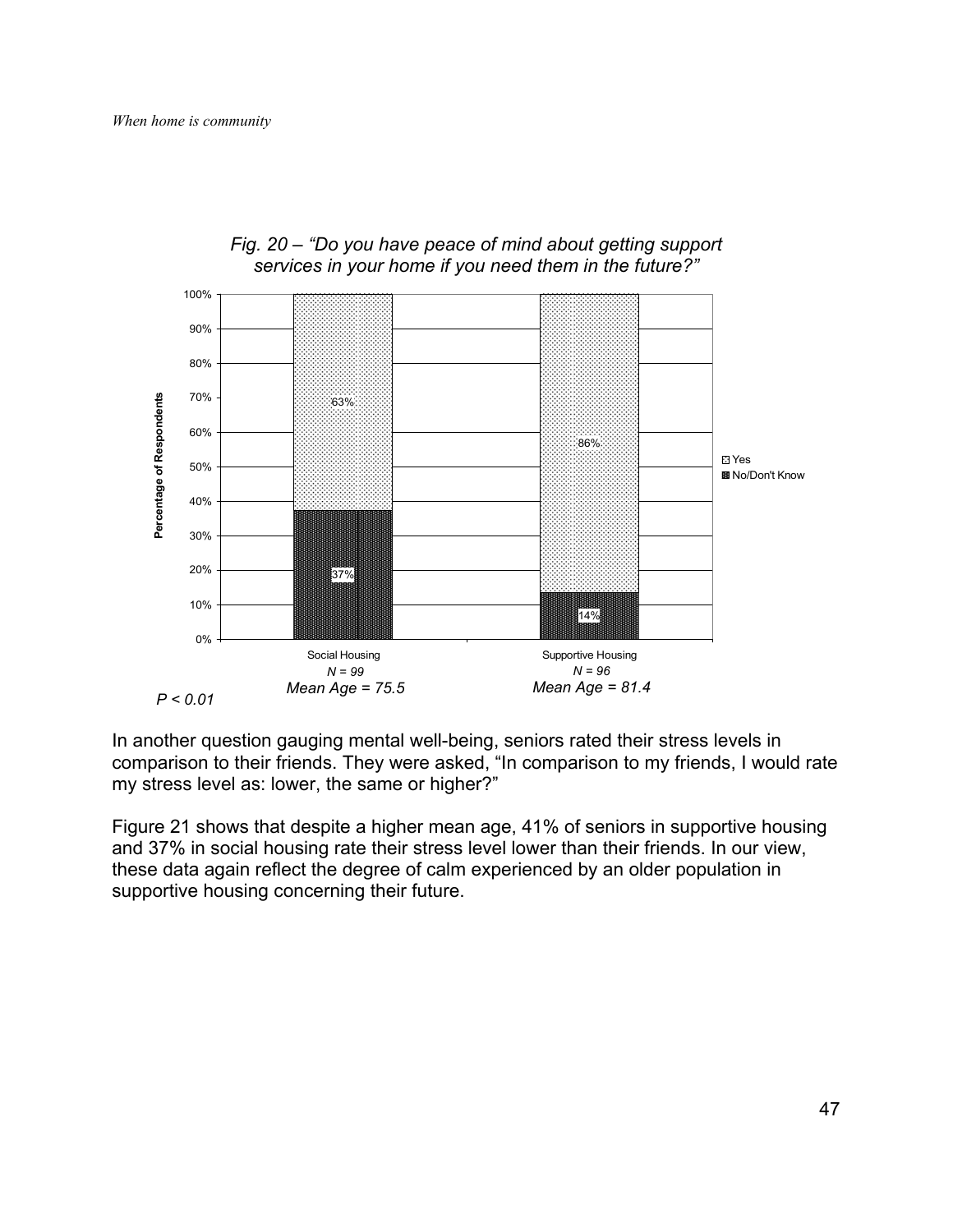*Fig. 20 – "Do you have peace of mind about getting support services in your home if you need them in the future?"*

| | Social Housing (N = 99, Mean Age = 75.5) | Supportive Housing (N = 96, Mean Age = 81.4) |
|---|---|---|
| Yes | 63% | 86% |
| No/Don't Know | 37% | 14% |

$P < 0.01$

In another question gauging mental well-being, seniors rated their stress levels in comparison to their friends. They were asked, "In comparison to my friends, I would rate my stress level as: lower, the same or higher?"

Figure 21 shows that despite a higher mean age, 41% of seniors in supportive housing and 37% in social housing rate their stress level lower than their friends. In our view, these data again reflect the degree of calm experienced by an older population in supportive housing concerning their future.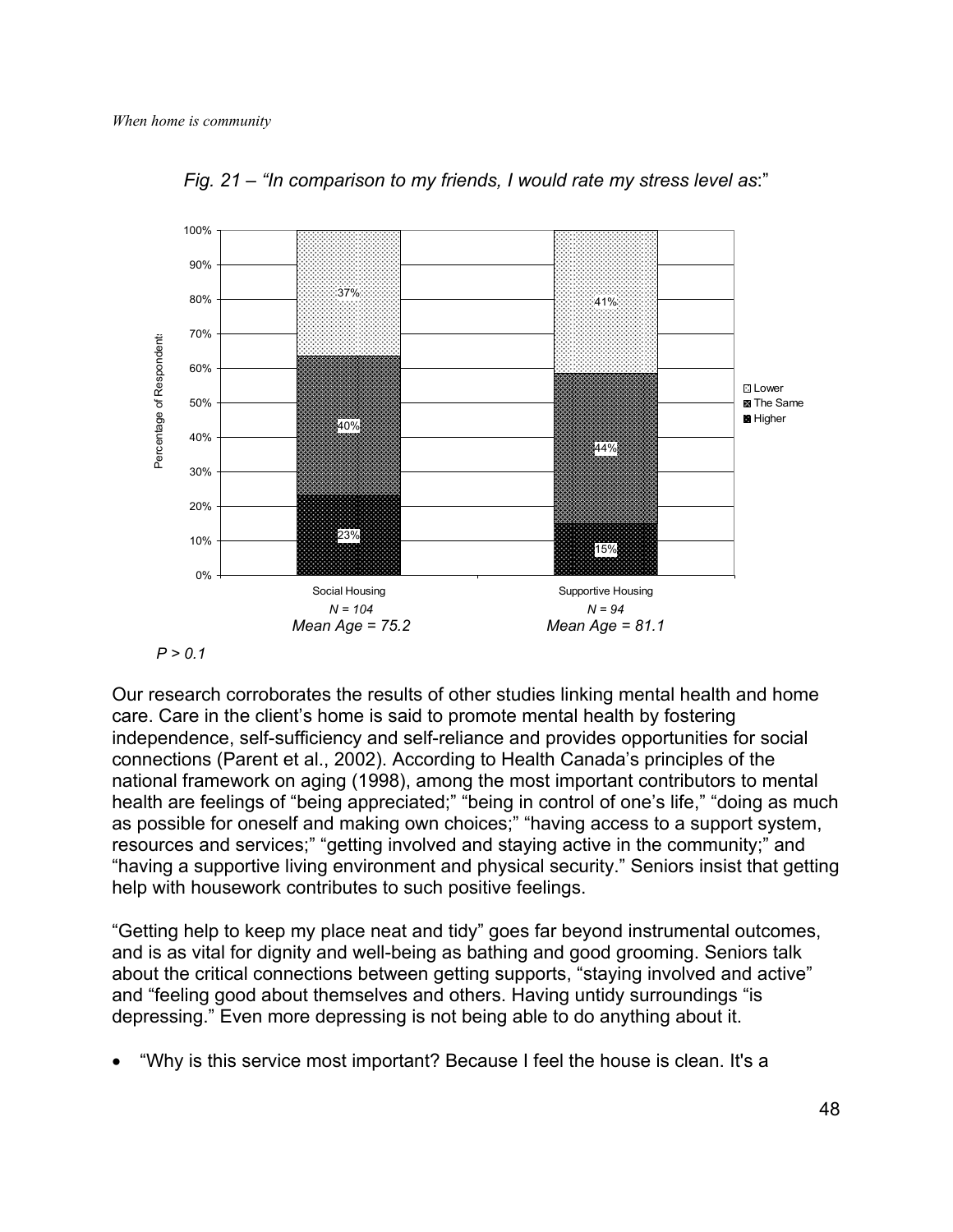*Fig. 21 – "In comparison to my friends, I would rate my stress level as*:"

| | Social Housing | Supportive Housing |
|---|---|---|
| Lower | 37% | 41% |
| The Same | 40% | 44% |
| Higher | 23% | 15% |
| | *N = 104* | *N = 94* |
| | *Mean Age = 75.2* | *Mean Age = 81.1* |

*P > 0.1*

Our research corroborates the results of other studies linking mental health and home care. Care in the client's home is said to promote mental health by fostering independence, self-sufficiency and self-reliance and provides opportunities for social connections (Parent et al., 2002). According to Health Canada's principles of the national framework on aging (1998), among the most important contributors to mental health are feelings of "being appreciated;" "being in control of one's life," "doing as much as possible for oneself and making own choices;" "having access to a support system, resources and services;" "getting involved and staying active in the community;" and "having a supportive living environment and physical security." Seniors insist that getting help with housework contributes to such positive feelings.

"Getting help to keep my place neat and tidy" goes far beyond instrumental outcomes, and is as vital for dignity and well-being as bathing and good grooming. Seniors talk about the critical connections between getting supports, "staying involved and active" and "feeling good about themselves and others. Having untidy surroundings "is depressing." Even more depressing is not being able to do anything about it.

- "Why is this service most important? Because I feel the house is clean. It's a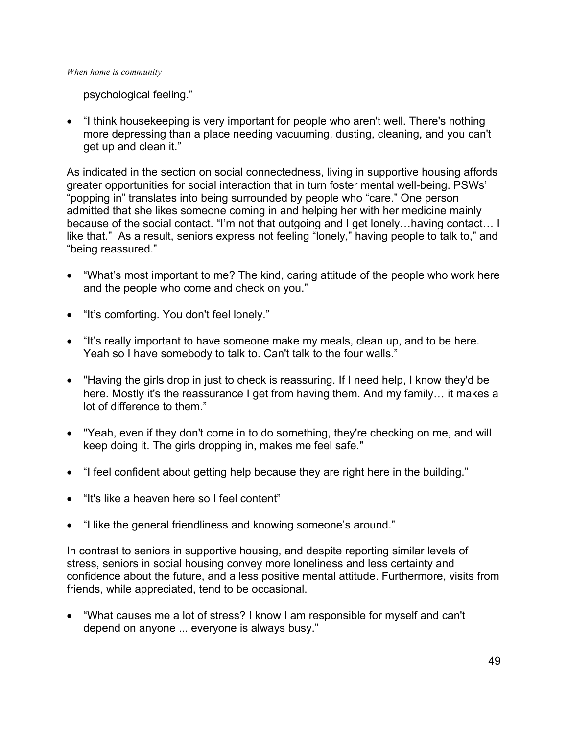psychological feeling."

- "I think housekeeping is very important for people who aren't well. There's nothing more depressing than a place needing vacuuming, dusting, cleaning, and you can't get up and clean it."

As indicated in the section on social connectedness, living in supportive housing affords greater opportunities for social interaction that in turn foster mental well-being. PSWs' "popping in" translates into being surrounded by people who "care." One person admitted that she likes someone coming in and helping her with her medicine mainly because of the social contact. "I'm not that outgoing and I get lonely…having contact… I like that." As a result, seniors express not feeling "lonely," having people to talk to," and "being reassured."

- "What's most important to me? The kind, caring attitude of the people who work here and the people who come and check on you."
- "It's comforting. You don't feel lonely."
- "It's really important to have someone make my meals, clean up, and to be here. Yeah so I have somebody to talk to. Can't talk to the four walls."
- "Having the girls drop in just to check is reassuring. If I need help, I know they'd be here. Mostly it's the reassurance I get from having them. And my family… it makes a lot of difference to them."
- "Yeah, even if they don't come in to do something, they're checking on me, and will keep doing it. The girls dropping in, makes me feel safe."
- "I feel confident about getting help because they are right here in the building."
- "It's like a heaven here so I feel content"
- "I like the general friendliness and knowing someone's around."

In contrast to seniors in supportive housing, and despite reporting similar levels of stress, seniors in social housing convey more loneliness and less certainty and confidence about the future, and a less positive mental attitude. Furthermore, visits from friends, while appreciated, tend to be occasional.

- "What causes me a lot of stress? I know I am responsible for myself and can't depend on anyone ... everyone is always busy."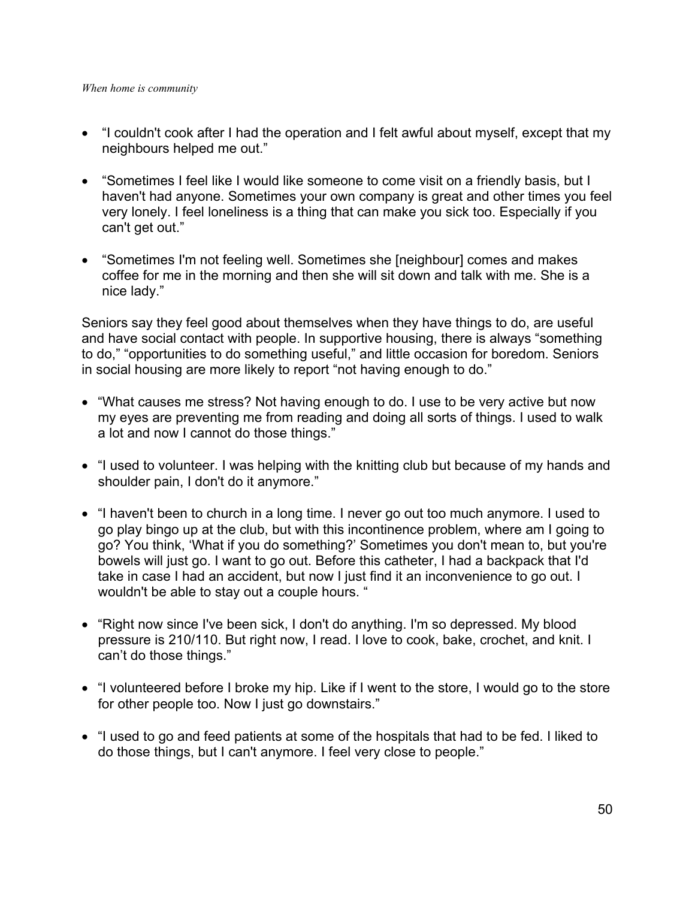- "I couldn't cook after I had the operation and I felt awful about myself, except that my neighbours helped me out."

- "Sometimes I feel like I would like someone to come visit on a friendly basis, but I haven't had anyone. Sometimes your own company is great and other times you feel very lonely. I feel loneliness is a thing that can make you sick too. Especially if you can't get out."

- "Sometimes I'm not feeling well. Sometimes she [neighbour] comes and makes coffee for me in the morning and then she will sit down and talk with me. She is a nice lady."

Seniors say they feel good about themselves when they have things to do, are useful and have social contact with people. In supportive housing, there is always "something to do," "opportunities to do something useful," and little occasion for boredom. Seniors in social housing are more likely to report "not having enough to do."

- "What causes me stress? Not having enough to do. I use to be very active but now my eyes are preventing me from reading and doing all sorts of things. I used to walk a lot and now I cannot do those things."

- "I used to volunteer. I was helping with the knitting club but because of my hands and shoulder pain, I don't do it anymore."

- "I haven't been to church in a long time. I never go out too much anymore. I used to go play bingo up at the club, but with this incontinence problem, where am I going to go? You think, 'What if you do something?' Sometimes you don't mean to, but you're bowels will just go. I want to go out. Before this catheter, I had a backpack that I'd take in case I had an accident, but now I just find it an inconvenience to go out. I wouldn't be able to stay out a couple hours. "

- "Right now since I've been sick, I don't do anything. I'm so depressed. My blood pressure is 210/110. But right now, I read. I love to cook, bake, crochet, and knit. I can't do those things."

- "I volunteered before I broke my hip. Like if I went to the store, I would go to the store for other people too. Now I just go downstairs."

- "I used to go and feed patients at some of the hospitals that had to be fed. I liked to do those things, but I can't anymore. I feel very close to people."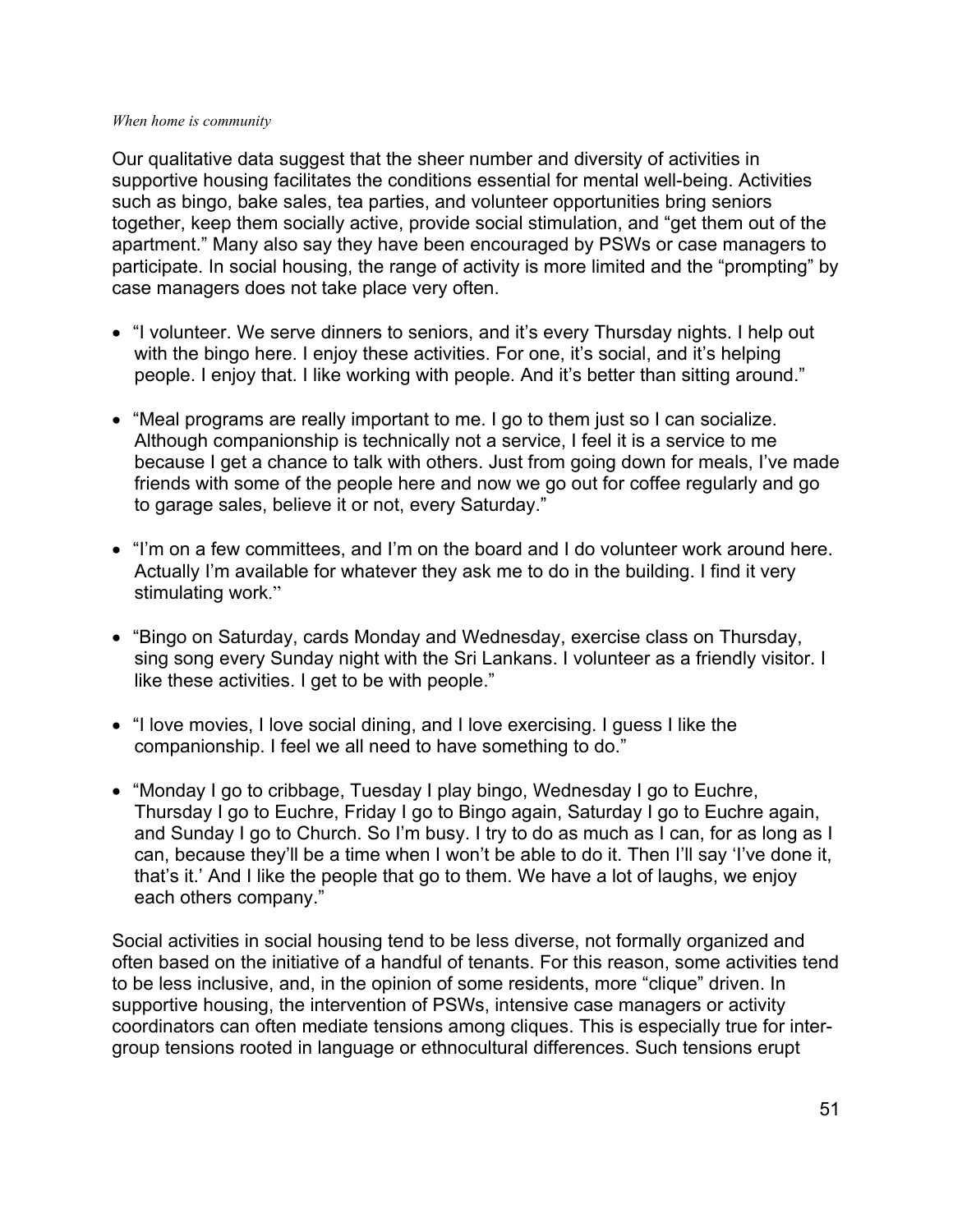*When home is community*

Our qualitative data suggest that the sheer number and diversity of activities in supportive housing facilitates the conditions essential for mental well-being. Activities such as bingo, bake sales, tea parties, and volunteer opportunities bring seniors together, keep them socially active, provide social stimulation, and "get them out of the apartment." Many also say they have been encouraged by PSWs or case managers to participate. In social housing, the range of activity is more limited and the "prompting" by case managers does not take place very often.

- "I volunteer. We serve dinners to seniors, and it's every Thursday nights. I help out with the bingo here. I enjoy these activities. For one, it's social, and it's helping people. I enjoy that. I like working with people. And it's better than sitting around."

- "Meal programs are really important to me. I go to them just so I can socialize. Although companionship is technically not a service, I feel it is a service to me because I get a chance to talk with others. Just from going down for meals, I've made friends with some of the people here and now we go out for coffee regularly and go to garage sales, believe it or not, every Saturday."

- "I'm on a few committees, and I'm on the board and I do volunteer work around here. Actually I'm available for whatever they ask me to do in the building. I find it very stimulating work."

- "Bingo on Saturday, cards Monday and Wednesday, exercise class on Thursday, sing song every Sunday night with the Sri Lankans. I volunteer as a friendly visitor. I like these activities. I get to be with people."

- "I love movies, I love social dining, and I love exercising. I guess I like the companionship. I feel we all need to have something to do."

- "Monday I go to cribbage, Tuesday I play bingo, Wednesday I go to Euchre, Thursday I go to Euchre, Friday I go to Bingo again, Saturday I go to Euchre again, and Sunday I go to Church. So I'm busy. I try to do as much as I can, for as long as I can, because they'll be a time when I won't be able to do it. Then I'll say 'I've done it, that's it.' And I like the people that go to them. We have a lot of laughs, we enjoy each others company."

Social activities in social housing tend to be less diverse, not formally organized and often based on the initiative of a handful of tenants. For this reason, some activities tend to be less inclusive, and, in the opinion of some residents, more "clique" driven. In supportive housing, the intervention of PSWs, intensive case managers or activity coordinators can often mediate tensions among cliques. This is especially true for inter-group tensions rooted in language or ethnocultural differences. Such tensions erupt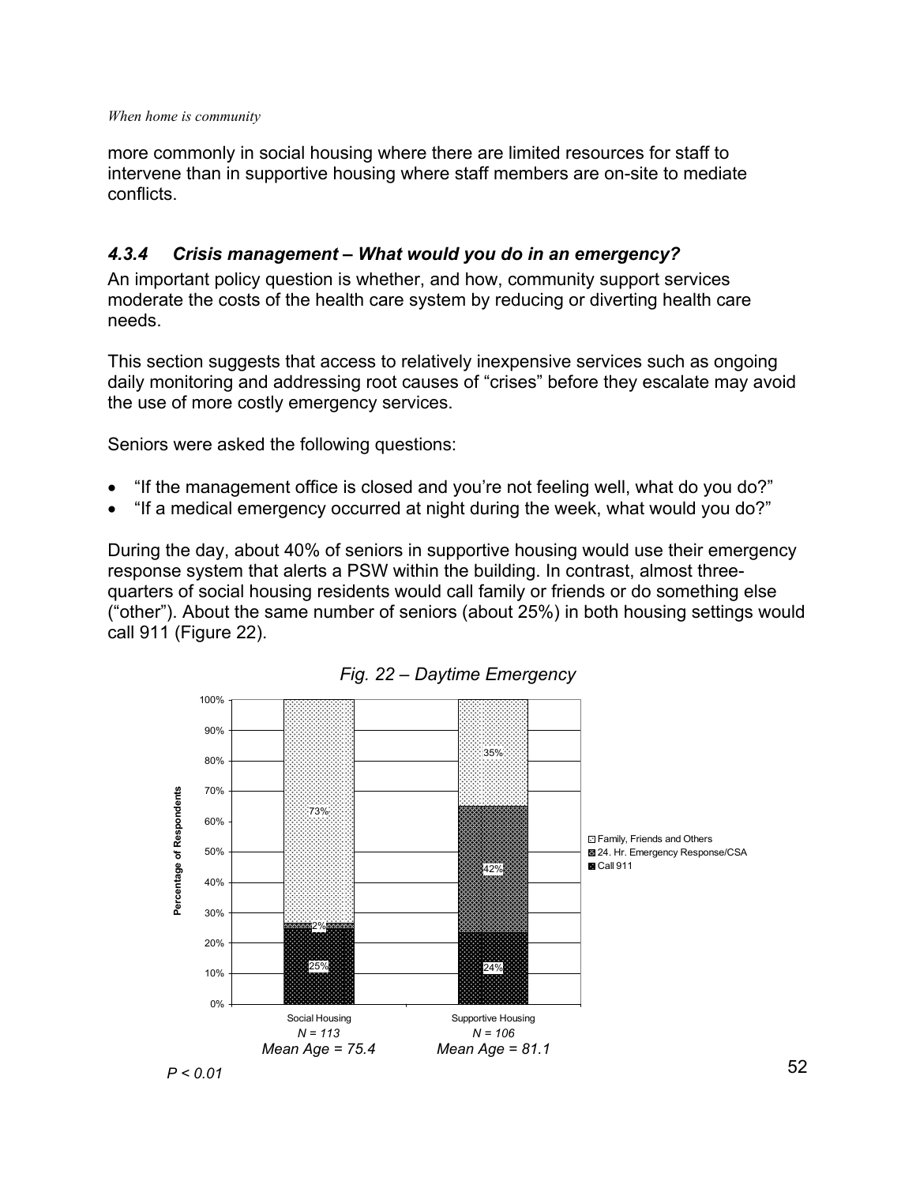more commonly in social housing where there are limited resources for staff to intervene than in supportive housing where staff members are on-site to mediate conflicts.

### *4.3.4 Crisis management – What would you do in an emergency?*

An important policy question is whether, and how, community support services moderate the costs of the health care system by reducing or diverting health care needs.

This section suggests that access to relatively inexpensive services such as ongoing daily monitoring and addressing root causes of "crises" before they escalate may avoid the use of more costly emergency services.

Seniors were asked the following questions:

- "If the management office is closed and you're not feeling well, what do you do?"
- "If a medical emergency occurred at night during the week, what would you do?"

During the day, about 40% of seniors in supportive housing would use their emergency response system that alerts a PSW within the building. In contrast, almost three-quarters of social housing residents would call family or friends or do something else ("other"). About the same number of seniors (about 25%) in both housing settings would call 911 (Figure 22).

*Fig. 22 – Daytime Emergency*

| Response | Social Housing (N = 113, Mean Age = 75.4) | Supportive Housing (N = 106, Mean Age = 81.1) |
|---|---|---|
| Family, Friends and Others | 73% | 35% |
| 24. Hr. Emergency Response/CSA | 2% | 42% |
| Call 911 | 25% | 24% |

*P < 0.01*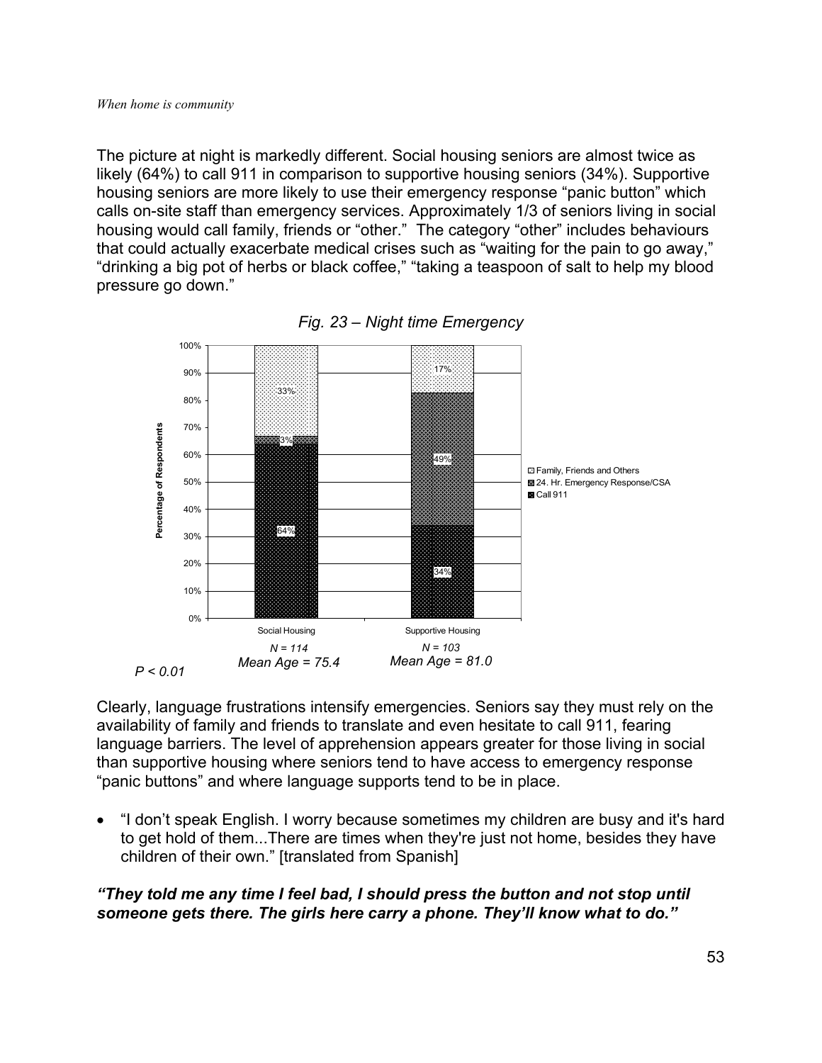The picture at night is markedly different. Social housing seniors are almost twice as likely (64%) to call 911 in comparison to supportive housing seniors (34%). Supportive housing seniors are more likely to use their emergency response "panic button" which calls on-site staff than emergency services. Approximately 1/3 of seniors living in social housing would call family, friends or "other." The category "other" includes behaviours that could actually exacerbate medical crises such as "waiting for the pain to go away," "drinking a big pot of herbs or black coffee," "taking a teaspoon of salt to help my blood pressure go down."

*Fig. 23 – Night time Emergency*

| | Social Housing | Supportive Housing |
|---|---|---|
| Family, Friends and Others | 33% | 17% |
| 24. Hr. Emergency Response/CSA | 3% | 49% |
| Call 911 | 64% | 34% |
| | *N = 114* | *N = 103* |
| | *Mean Age = 75.4* | *Mean Age = 81.0* |

*P < 0.01*

Clearly, language frustrations intensify emergencies. Seniors say they must rely on the availability of family and friends to translate and even hesitate to call 911, fearing language barriers. The level of apprehension appears greater for those living in social than supportive housing where seniors tend to have access to emergency response "panic buttons" and where language supports tend to be in place.

- "I don't speak English. I worry because sometimes my children are busy and it's hard to get hold of them...There are times when they're just not home, besides they have children of their own." [translated from Spanish]

***"They told me any time I feel bad, I should press the button and not stop until someone gets there. The girls here carry a phone. They'll know what to do."***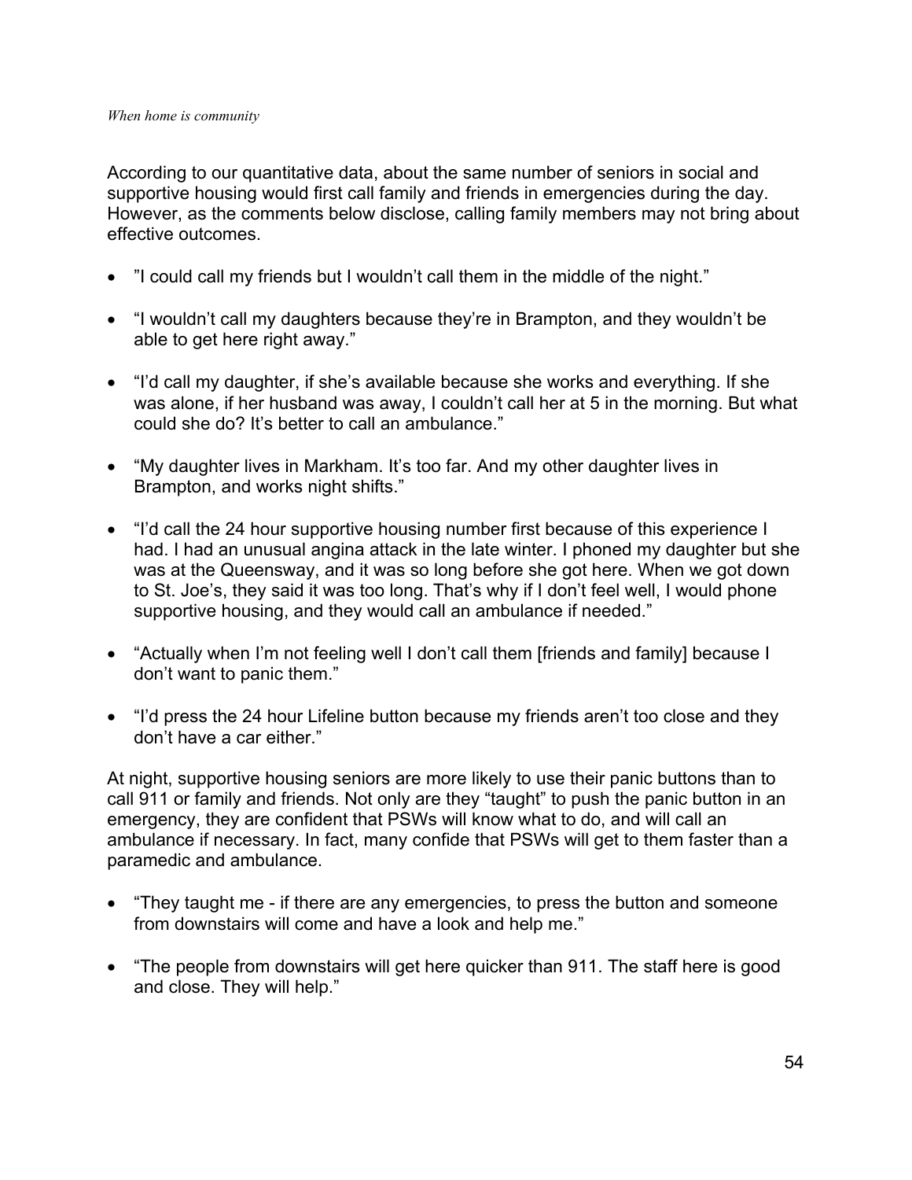According to our quantitative data, about the same number of seniors in social and supportive housing would first call family and friends in emergencies during the day. However, as the comments below disclose, calling family members may not bring about effective outcomes.

- ”I could call my friends but I wouldn’t call them in the middle of the night.”
- “I wouldn’t call my daughters because they’re in Brampton, and they wouldn’t be able to get here right away.”
- “I’d call my daughter, if she’s available because she works and everything. If she was alone, if her husband was away, I couldn’t call her at 5 in the morning. But what could she do? It’s better to call an ambulance.”
- “My daughter lives in Markham. It’s too far. And my other daughter lives in Brampton, and works night shifts.”
- “I’d call the 24 hour supportive housing number first because of this experience I had. I had an unusual angina attack in the late winter. I phoned my daughter but she was at the Queensway, and it was so long before she got here. When we got down to St. Joe’s, they said it was too long. That’s why if I don’t feel well, I would phone supportive housing, and they would call an ambulance if needed.”
- “Actually when I’m not feeling well I don’t call them [friends and family] because I don’t want to panic them.”
- “I’d press the 24 hour Lifeline button because my friends aren’t too close and they don’t have a car either.”

At night, supportive housing seniors are more likely to use their panic buttons than to call 911 or family and friends. Not only are they “taught” to push the panic button in an emergency, they are confident that PSWs will know what to do, and will call an ambulance if necessary. In fact, many confide that PSWs will get to them faster than a paramedic and ambulance.

- “They taught me - if there are any emergencies, to press the button and someone from downstairs will come and have a look and help me.”
- “The people from downstairs will get here quicker than 911. The staff here is good and close. They will help.”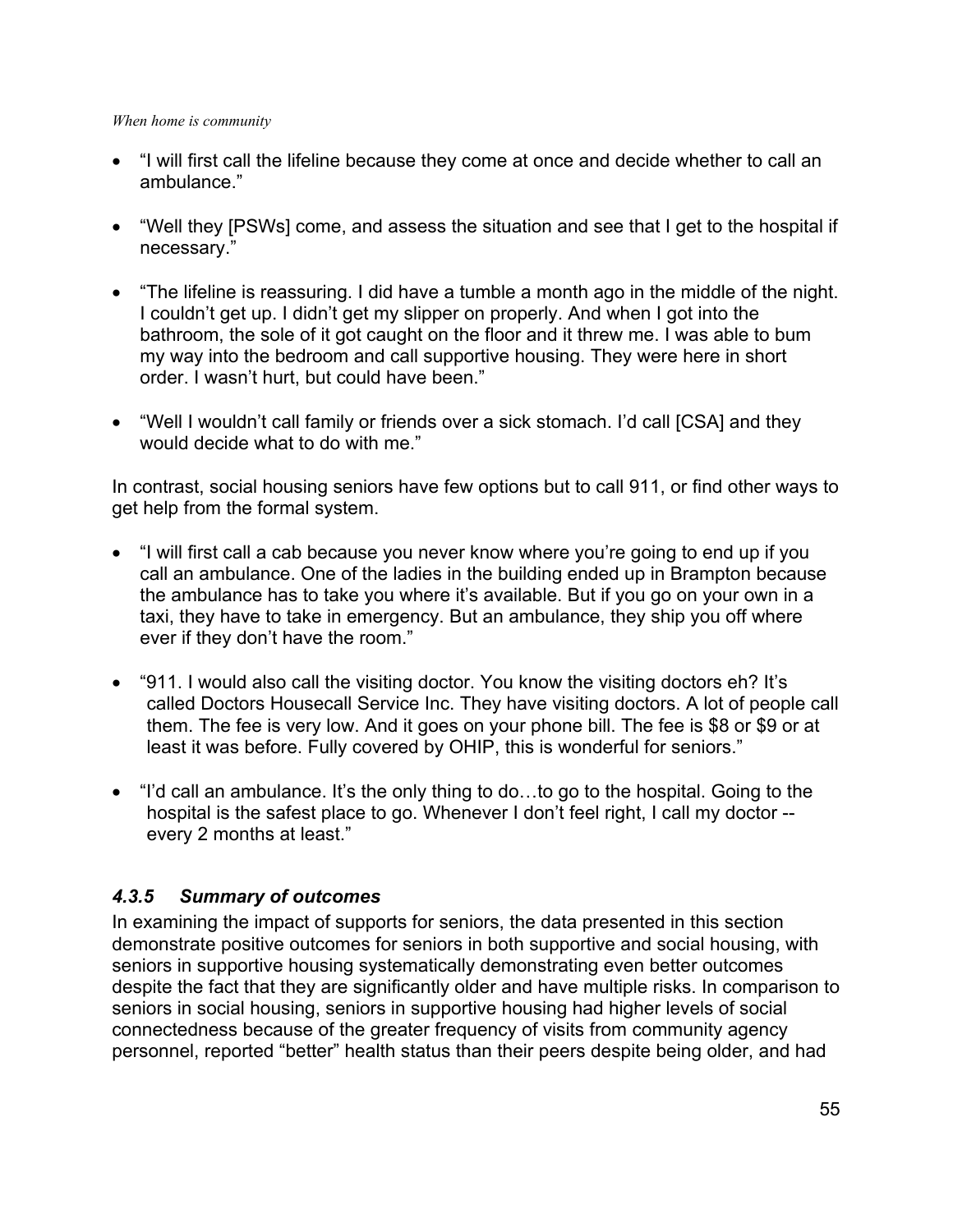- “I will first call the lifeline because they come at once and decide whether to call an ambulance.”

- “Well they [PSWs] come, and assess the situation and see that I get to the hospital if necessary.”

- “The lifeline is reassuring. I did have a tumble a month ago in the middle of the night. I couldn’t get up. I didn’t get my slipper on properly. And when I got into the bathroom, the sole of it got caught on the floor and it threw me. I was able to bum my way into the bedroom and call supportive housing. They were here in short order. I wasn’t hurt, but could have been.”

- “Well I wouldn’t call family or friends over a sick stomach. I’d call [CSA] and they would decide what to do with me.”

In contrast, social housing seniors have few options but to call 911, or find other ways to get help from the formal system.

- “I will first call a cab because you never know where you’re going to end up if you call an ambulance. One of the ladies in the building ended up in Brampton because the ambulance has to take you where it’s available. But if you go on your own in a taxi, they have to take in emergency. But an ambulance, they ship you off where ever if they don’t have the room.”

- “911. I would also call the visiting doctor. You know the visiting doctors eh? It’s called Doctors Housecall Service Inc. They have visiting doctors. A lot of people call them. The fee is very low. And it goes on your phone bill. The fee is $8 or $9 or at least it was before. Fully covered by OHIP, this is wonderful for seniors.”

- “I’d call an ambulance. It’s the only thing to do…to go to the hospital. Going to the hospital is the safest place to go. Whenever I don’t feel right, I call my doctor -- every 2 months at least.”

### *4.3.5 Summary of outcomes*

In examining the impact of supports for seniors, the data presented in this section demonstrate positive outcomes for seniors in both supportive and social housing, with seniors in supportive housing systematically demonstrating even better outcomes despite the fact that they are significantly older and have multiple risks. In comparison to seniors in social housing, seniors in supportive housing had higher levels of social connectedness because of the greater frequency of visits from community agency personnel, reported “better” health status than their peers despite being older, and had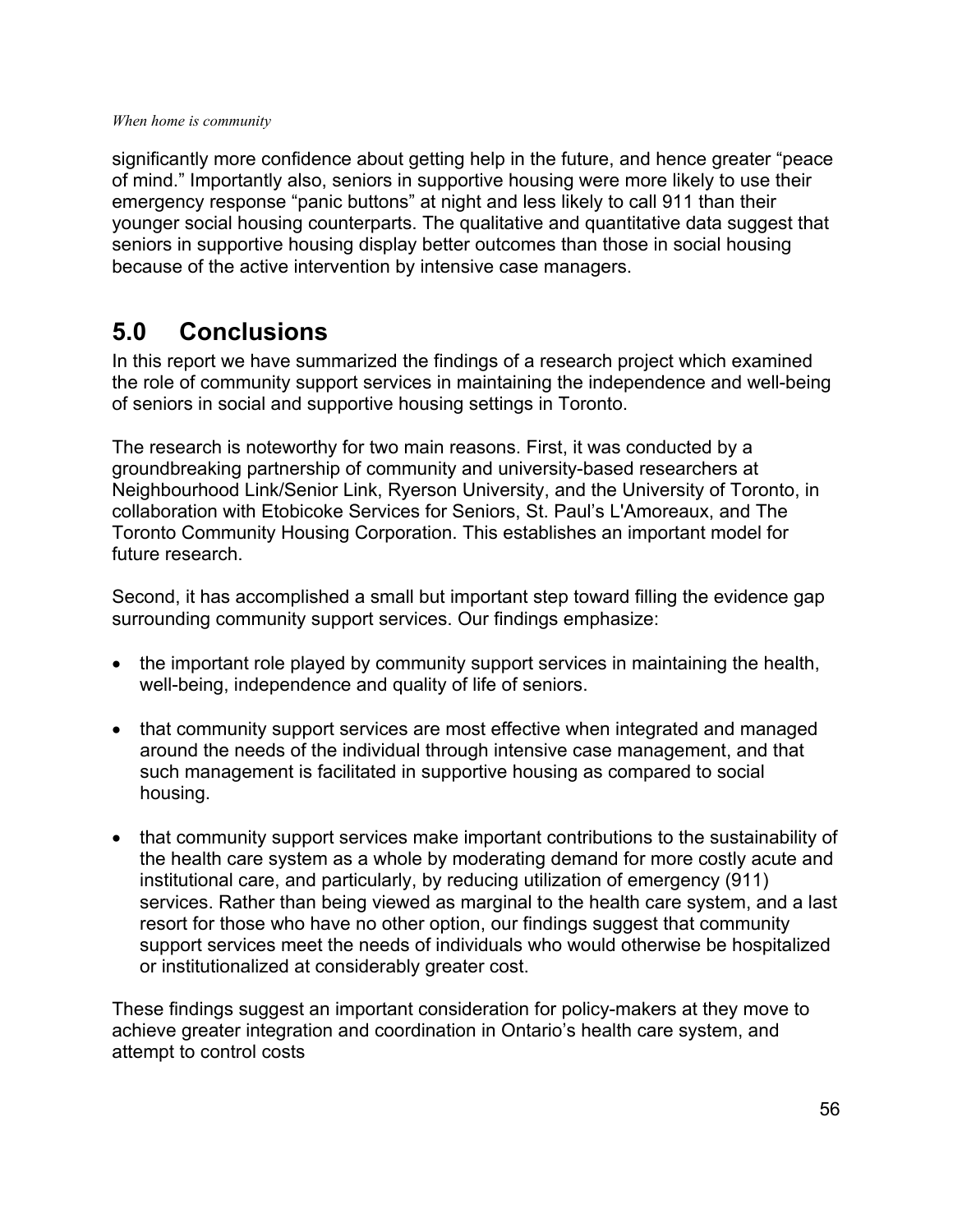significantly more confidence about getting help in the future, and hence greater "peace of mind." Importantly also, seniors in supportive housing were more likely to use their emergency response "panic buttons" at night and less likely to call 911 than their younger social housing counterparts. The qualitative and quantitative data suggest that seniors in supportive housing display better outcomes than those in social housing because of the active intervention by intensive case managers.

# 5.0 Conclusions

In this report we have summarized the findings of a research project which examined the role of community support services in maintaining the independence and well-being of seniors in social and supportive housing settings in Toronto.

The research is noteworthy for two main reasons. First, it was conducted by a groundbreaking partnership of community and university-based researchers at Neighbourhood Link/Senior Link, Ryerson University, and the University of Toronto, in collaboration with Etobicoke Services for Seniors, St. Paul's L'Amoreaux, and The Toronto Community Housing Corporation. This establishes an important model for future research.

Second, it has accomplished a small but important step toward filling the evidence gap surrounding community support services. Our findings emphasize:

- the important role played by community support services in maintaining the health, well-being, independence and quality of life of seniors.
- that community support services are most effective when integrated and managed around the needs of the individual through intensive case management, and that such management is facilitated in supportive housing as compared to social housing.
- that community support services make important contributions to the sustainability of the health care system as a whole by moderating demand for more costly acute and institutional care, and particularly, by reducing utilization of emergency (911) services. Rather than being viewed as marginal to the health care system, and a last resort for those who have no other option, our findings suggest that community support services meet the needs of individuals who would otherwise be hospitalized or institutionalized at considerably greater cost.

These findings suggest an important consideration for policy-makers at they move to achieve greater integration and coordination in Ontario's health care system, and attempt to control costs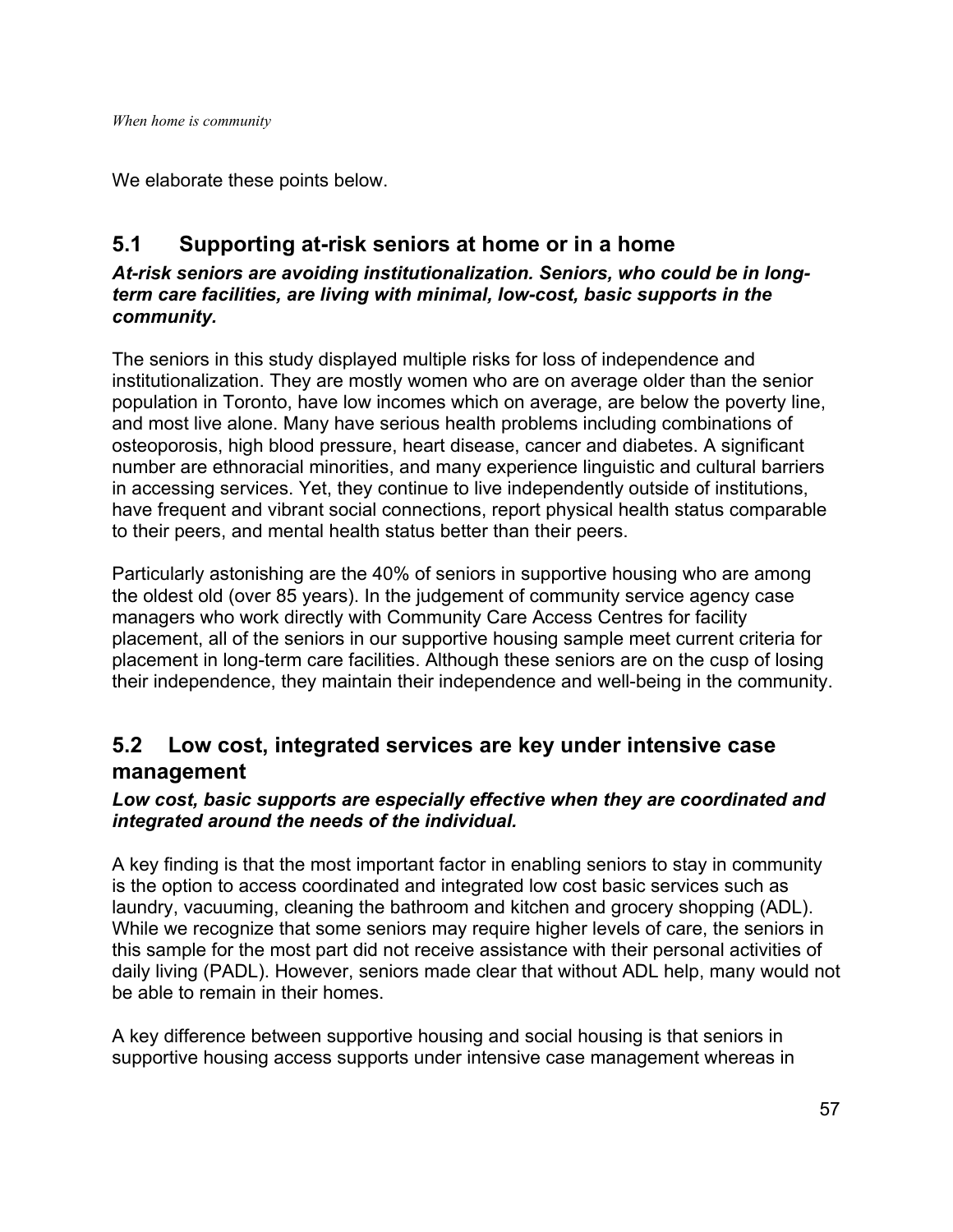We elaborate these points below.

## 5.1 Supporting at-risk seniors at home or in a home

***At-risk seniors are avoiding institutionalization. Seniors, who could be in long-term care facilities, are living with minimal, low-cost, basic supports in the community.***

The seniors in this study displayed multiple risks for loss of independence and institutionalization. They are mostly women who are on average older than the senior population in Toronto, have low incomes which on average, are below the poverty line, and most live alone. Many have serious health problems including combinations of osteoporosis, high blood pressure, heart disease, cancer and diabetes. A significant number are ethnoracial minorities, and many experience linguistic and cultural barriers in accessing services. Yet, they continue to live independently outside of institutions, have frequent and vibrant social connections, report physical health status comparable to their peers, and mental health status better than their peers.

Particularly astonishing are the 40% of seniors in supportive housing who are among the oldest old (over 85 years). In the judgement of community service agency case managers who work directly with Community Care Access Centres for facility placement, all of the seniors in our supportive housing sample meet current criteria for placement in long-term care facilities. Although these seniors are on the cusp of losing their independence, they maintain their independence and well-being in the community.

## 5.2 Low cost, integrated services are key under intensive case management

***Low cost, basic supports are especially effective when they are coordinated and integrated around the needs of the individual.***

A key finding is that the most important factor in enabling seniors to stay in community is the option to access coordinated and integrated low cost basic services such as laundry, vacuuming, cleaning the bathroom and kitchen and grocery shopping (ADL). While we recognize that some seniors may require higher levels of care, the seniors in this sample for the most part did not receive assistance with their personal activities of daily living (PADL). However, seniors made clear that without ADL help, many would not be able to remain in their homes.

A key difference between supportive housing and social housing is that seniors in supportive housing access supports under intensive case management whereas in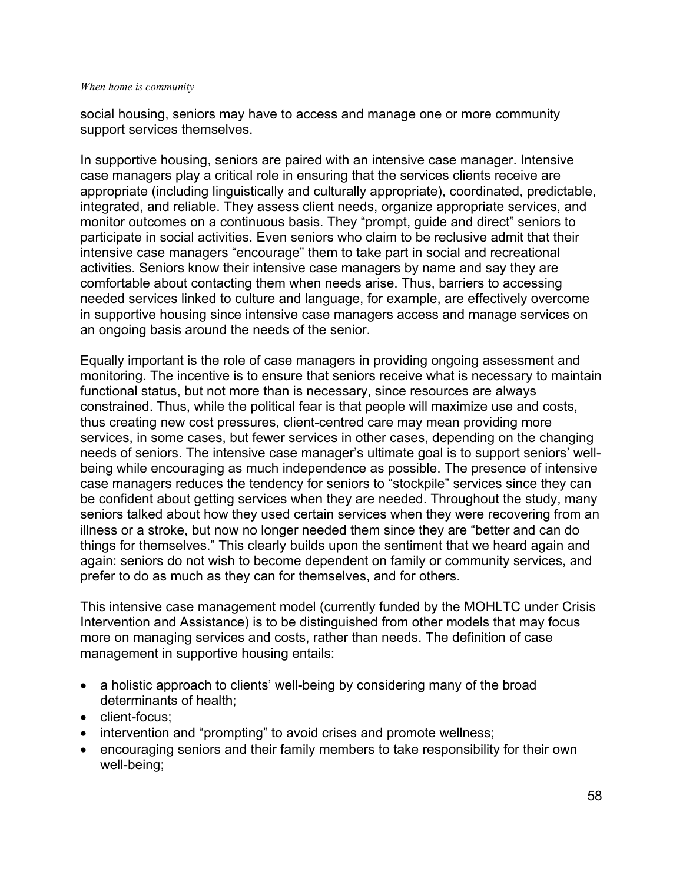social housing, seniors may have to access and manage one or more community support services themselves.

In supportive housing, seniors are paired with an intensive case manager. Intensive case managers play a critical role in ensuring that the services clients receive are appropriate (including linguistically and culturally appropriate), coordinated, predictable, integrated, and reliable. They assess client needs, organize appropriate services, and monitor outcomes on a continuous basis. They "prompt, guide and direct" seniors to participate in social activities. Even seniors who claim to be reclusive admit that their intensive case managers "encourage" them to take part in social and recreational activities. Seniors know their intensive case managers by name and say they are comfortable about contacting them when needs arise. Thus, barriers to accessing needed services linked to culture and language, for example, are effectively overcome in supportive housing since intensive case managers access and manage services on an ongoing basis around the needs of the senior.

Equally important is the role of case managers in providing ongoing assessment and monitoring. The incentive is to ensure that seniors receive what is necessary to maintain functional status, but not more than is necessary, since resources are always constrained. Thus, while the political fear is that people will maximize use and costs, thus creating new cost pressures, client-centred care may mean providing more services, in some cases, but fewer services in other cases, depending on the changing needs of seniors. The intensive case manager's ultimate goal is to support seniors' well-being while encouraging as much independence as possible. The presence of intensive case managers reduces the tendency for seniors to "stockpile" services since they can be confident about getting services when they are needed. Throughout the study, many seniors talked about how they used certain services when they were recovering from an illness or a stroke, but now no longer needed them since they are "better and can do things for themselves." This clearly builds upon the sentiment that we heard again and again: seniors do not wish to become dependent on family or community services, and prefer to do as much as they can for themselves, and for others.

This intensive case management model (currently funded by the MOHLTC under Crisis Intervention and Assistance) is to be distinguished from other models that may focus more on managing services and costs, rather than needs. The definition of case management in supportive housing entails:

- a holistic approach to clients' well-being by considering many of the broad determinants of health;
- client-focus;
- intervention and "prompting" to avoid crises and promote wellness;
- encouraging seniors and their family members to take responsibility for their own well-being;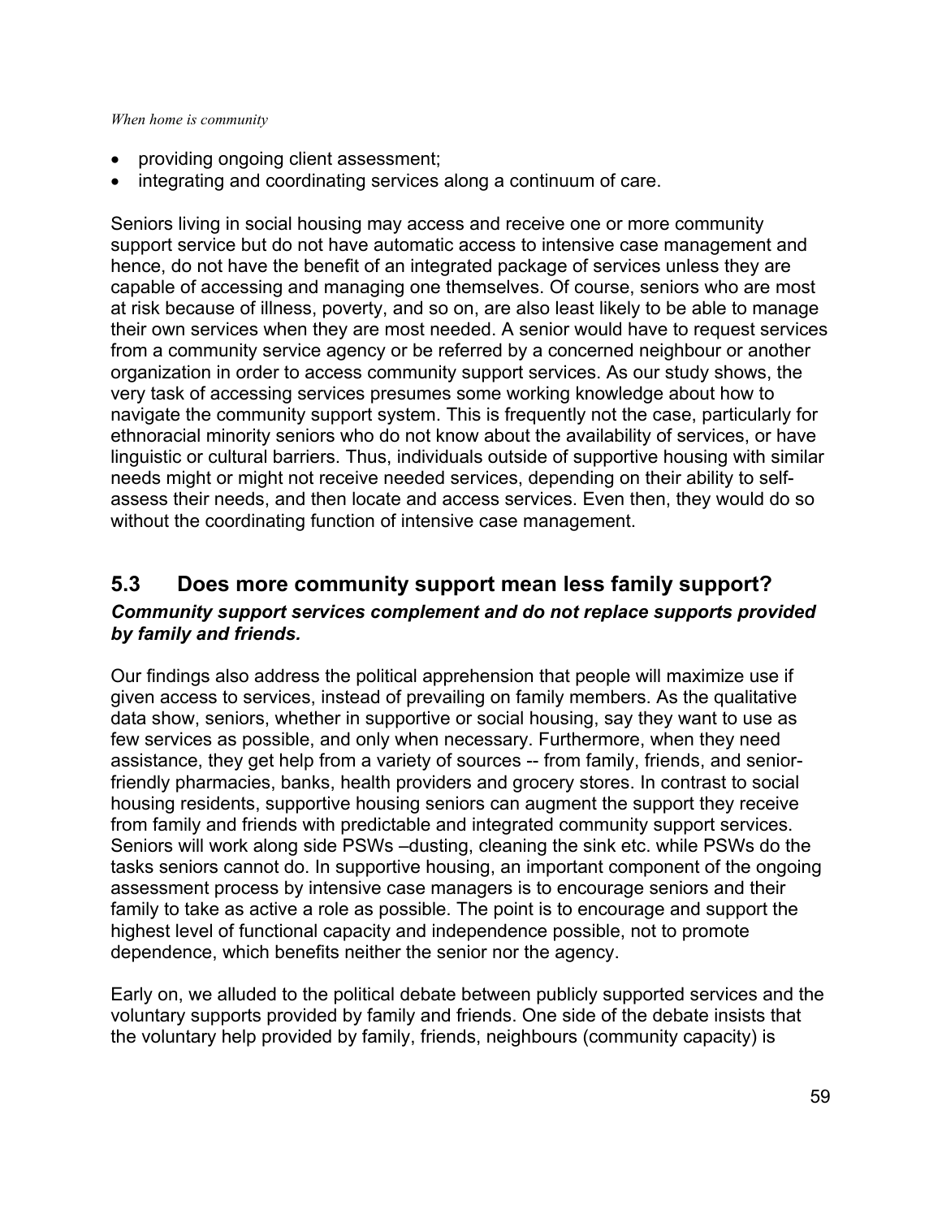- providing ongoing client assessment;
- integrating and coordinating services along a continuum of care.

Seniors living in social housing may access and receive one or more community support service but do not have automatic access to intensive case management and hence, do not have the benefit of an integrated package of services unless they are capable of accessing and managing one themselves. Of course, seniors who are most at risk because of illness, poverty, and so on, are also least likely to be able to manage their own services when they are most needed. A senior would have to request services from a community service agency or be referred by a concerned neighbour or another organization in order to access community support services. As our study shows, the very task of accessing services presumes some working knowledge about how to navigate the community support system. This is frequently not the case, particularly for ethnoracial minority seniors who do not know about the availability of services, or have linguistic or cultural barriers. Thus, individuals outside of supportive housing with similar needs might or might not receive needed services, depending on their ability to self-assess their needs, and then locate and access services. Even then, they would do so without the coordinating function of intensive case management.

## 5.3 Does more community support mean less family support?

***Community support services complement and do not replace supports provided by family and friends.***

Our findings also address the political apprehension that people will maximize use if given access to services, instead of prevailing on family members. As the qualitative data show, seniors, whether in supportive or social housing, say they want to use as few services as possible, and only when necessary. Furthermore, when they need assistance, they get help from a variety of sources -- from family, friends, and senior-friendly pharmacies, banks, health providers and grocery stores. In contrast to social housing residents, supportive housing seniors can augment the support they receive from family and friends with predictable and integrated community support services. Seniors will work along side PSWs –dusting, cleaning the sink etc. while PSWs do the tasks seniors cannot do. In supportive housing, an important component of the ongoing assessment process by intensive case managers is to encourage seniors and their family to take as active a role as possible. The point is to encourage and support the highest level of functional capacity and independence possible, not to promote dependence, which benefits neither the senior nor the agency.

Early on, we alluded to the political debate between publicly supported services and the voluntary supports provided by family and friends. One side of the debate insists that the voluntary help provided by family, friends, neighbours (community capacity) is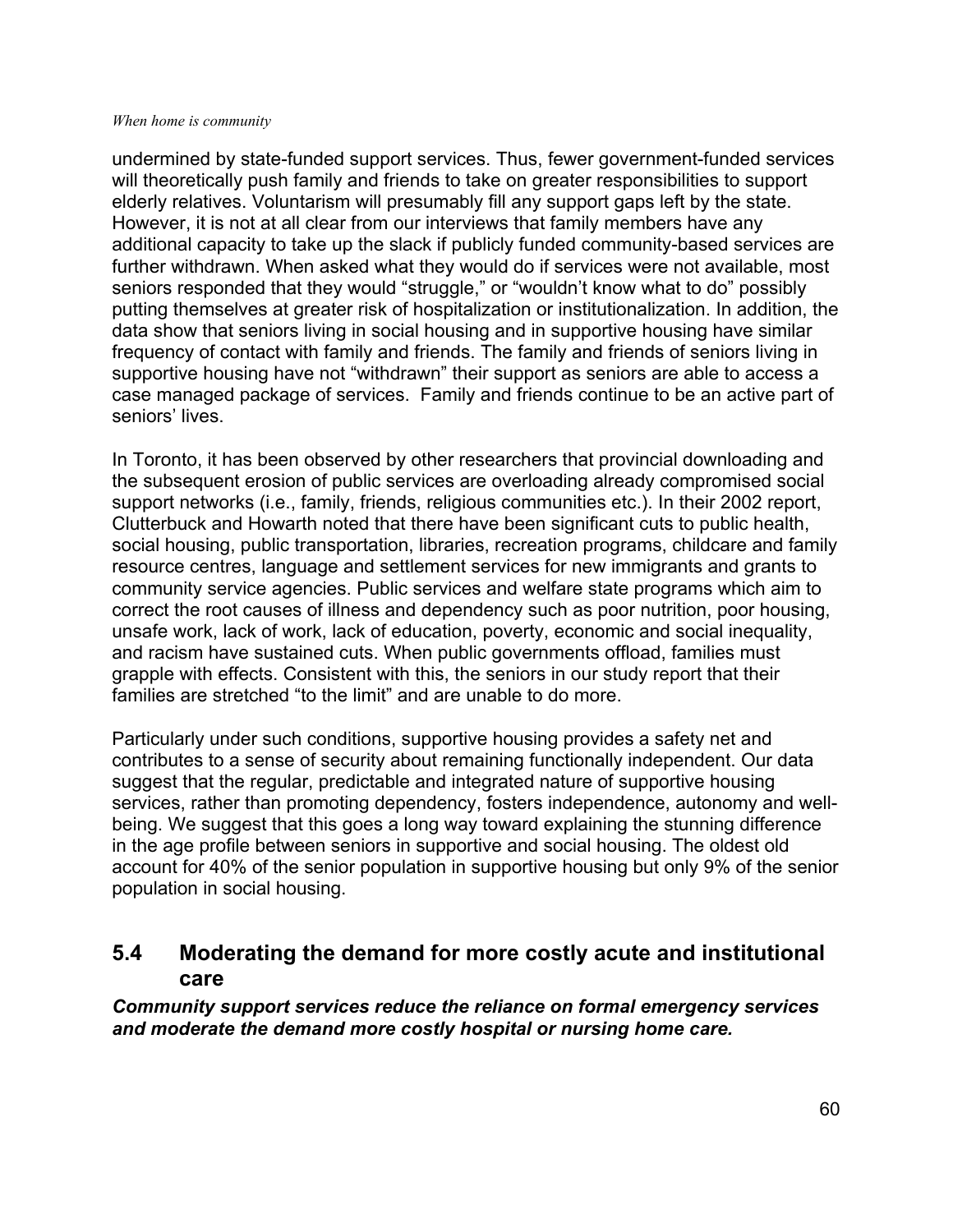undermined by state-funded support services. Thus, fewer government-funded services will theoretically push family and friends to take on greater responsibilities to support elderly relatives. Voluntarism will presumably fill any support gaps left by the state. However, it is not at all clear from our interviews that family members have any additional capacity to take up the slack if publicly funded community-based services are further withdrawn. When asked what they would do if services were not available, most seniors responded that they would "struggle," or "wouldn't know what to do" possibly putting themselves at greater risk of hospitalization or institutionalization. In addition, the data show that seniors living in social housing and in supportive housing have similar frequency of contact with family and friends. The family and friends of seniors living in supportive housing have not "withdrawn" their support as seniors are able to access a case managed package of services. Family and friends continue to be an active part of seniors' lives.

In Toronto, it has been observed by other researchers that provincial downloading and the subsequent erosion of public services are overloading already compromised social support networks (i.e., family, friends, religious communities etc.). In their 2002 report, Clutterbuck and Howarth noted that there have been significant cuts to public health, social housing, public transportation, libraries, recreation programs, childcare and family resource centres, language and settlement services for new immigrants and grants to community service agencies. Public services and welfare state programs which aim to correct the root causes of illness and dependency such as poor nutrition, poor housing, unsafe work, lack of work, lack of education, poverty, economic and social inequality, and racism have sustained cuts. When public governments offload, families must grapple with effects. Consistent with this, the seniors in our study report that their families are stretched "to the limit" and are unable to do more.

Particularly under such conditions, supportive housing provides a safety net and contributes to a sense of security about remaining functionally independent. Our data suggest that the regular, predictable and integrated nature of supportive housing services, rather than promoting dependency, fosters independence, autonomy and well-being. We suggest that this goes a long way toward explaining the stunning difference in the age profile between seniors in supportive and social housing. The oldest old account for 40% of the senior population in supportive housing but only 9% of the senior population in social housing.

## 5.4 Moderating the demand for more costly acute and institutional care

***Community support services reduce the reliance on formal emergency services and moderate the demand more costly hospital or nursing home care.***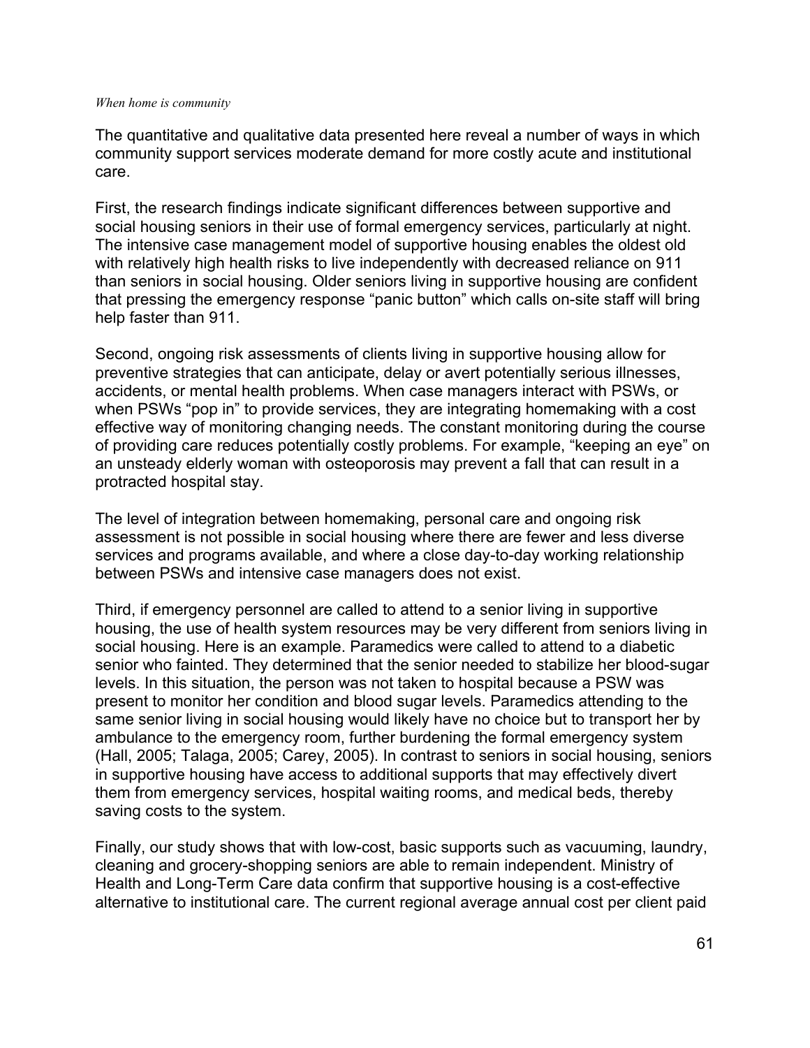The quantitative and qualitative data presented here reveal a number of ways in which community support services moderate demand for more costly acute and institutional care.

First, the research findings indicate significant differences between supportive and social housing seniors in their use of formal emergency services, particularly at night. The intensive case management model of supportive housing enables the oldest old with relatively high health risks to live independently with decreased reliance on 911 than seniors in social housing. Older seniors living in supportive housing are confident that pressing the emergency response "panic button" which calls on-site staff will bring help faster than 911.

Second, ongoing risk assessments of clients living in supportive housing allow for preventive strategies that can anticipate, delay or avert potentially serious illnesses, accidents, or mental health problems. When case managers interact with PSWs, or when PSWs "pop in" to provide services, they are integrating homemaking with a cost effective way of monitoring changing needs. The constant monitoring during the course of providing care reduces potentially costly problems. For example, "keeping an eye" on an unsteady elderly woman with osteoporosis may prevent a fall that can result in a protracted hospital stay.

The level of integration between homemaking, personal care and ongoing risk assessment is not possible in social housing where there are fewer and less diverse services and programs available, and where a close day-to-day working relationship between PSWs and intensive case managers does not exist.

Third, if emergency personnel are called to attend to a senior living in supportive housing, the use of health system resources may be very different from seniors living in social housing. Here is an example. Paramedics were called to attend to a diabetic senior who fainted. They determined that the senior needed to stabilize her blood-sugar levels. In this situation, the person was not taken to hospital because a PSW was present to monitor her condition and blood sugar levels. Paramedics attending to the same senior living in social housing would likely have no choice but to transport her by ambulance to the emergency room, further burdening the formal emergency system (Hall, 2005; Talaga, 2005; Carey, 2005). In contrast to seniors in social housing, seniors in supportive housing have access to additional supports that may effectively divert them from emergency services, hospital waiting rooms, and medical beds, thereby saving costs to the system.

Finally, our study shows that with low-cost, basic supports such as vacuuming, laundry, cleaning and grocery-shopping seniors are able to remain independent. Ministry of Health and Long-Term Care data confirm that supportive housing is a cost-effective alternative to institutional care. The current regional average annual cost per client paid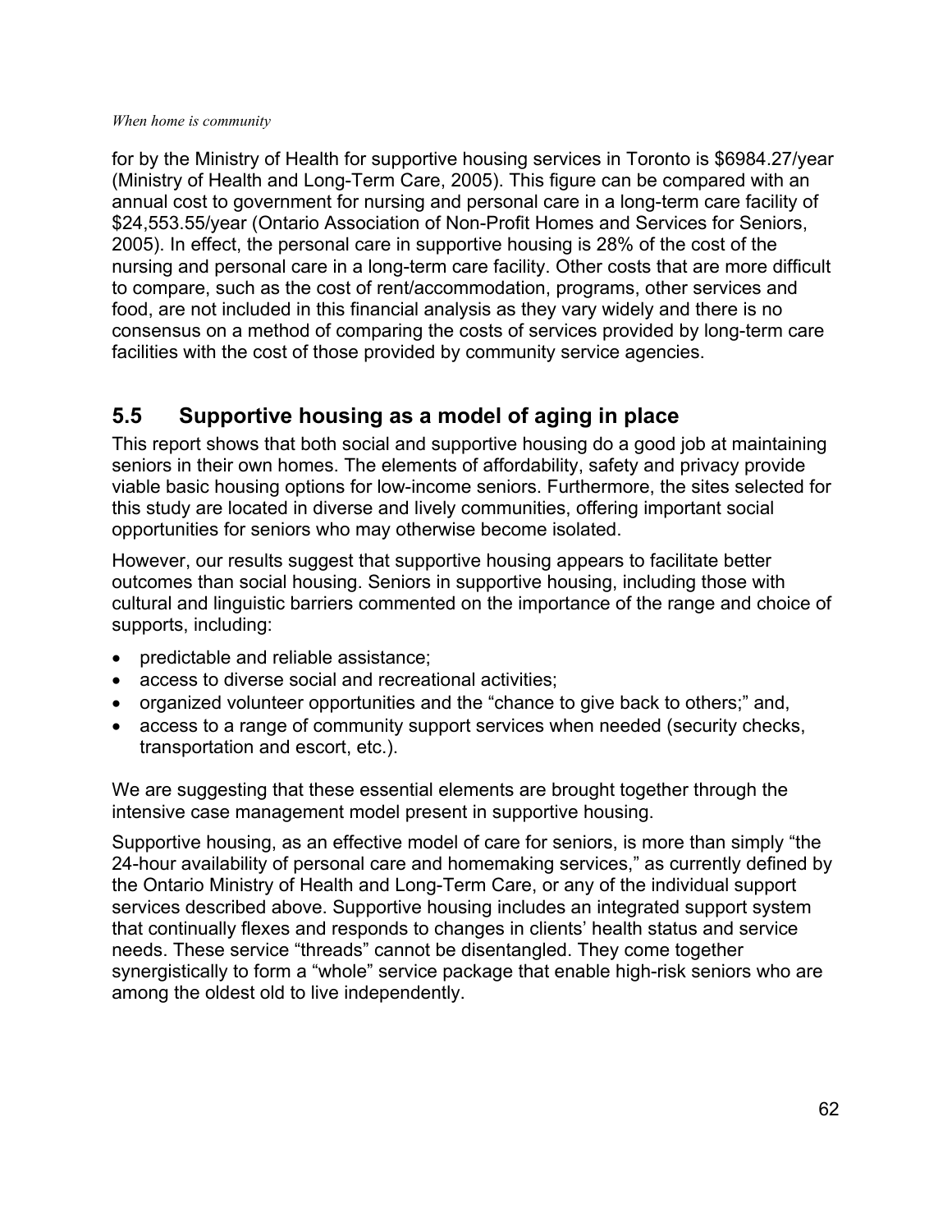for by the Ministry of Health for supportive housing services in Toronto is $6984.27/year (Ministry of Health and Long-Term Care, 2005). This figure can be compared with an annual cost to government for nursing and personal care in a long-term care facility of $24,553.55/year (Ontario Association of Non-Profit Homes and Services for Seniors, 2005). In effect, the personal care in supportive housing is 28% of the cost of the nursing and personal care in a long-term care facility. Other costs that are more difficult to compare, such as the cost of rent/accommodation, programs, other services and food, are not included in this financial analysis as they vary widely and there is no consensus on a method of comparing the costs of services provided by long-term care facilities with the cost of those provided by community service agencies.

## 5.5 Supportive housing as a model of aging in place

This report shows that both social and supportive housing do a good job at maintaining seniors in their own homes. The elements of affordability, safety and privacy provide viable basic housing options for low-income seniors. Furthermore, the sites selected for this study are located in diverse and lively communities, offering important social opportunities for seniors who may otherwise become isolated.

However, our results suggest that supportive housing appears to facilitate better outcomes than social housing. Seniors in supportive housing, including those with cultural and linguistic barriers commented on the importance of the range and choice of supports, including:

- predictable and reliable assistance;
- access to diverse social and recreational activities;
- organized volunteer opportunities and the "chance to give back to others;" and,
- access to a range of community support services when needed (security checks, transportation and escort, etc.).

We are suggesting that these essential elements are brought together through the intensive case management model present in supportive housing.

Supportive housing, as an effective model of care for seniors, is more than simply "the 24-hour availability of personal care and homemaking services," as currently defined by the Ontario Ministry of Health and Long-Term Care, or any of the individual support services described above. Supportive housing includes an integrated support system that continually flexes and responds to changes in clients' health status and service needs. These service "threads" cannot be disentangled. They come together synergistically to form a "whole" service package that enable high-risk seniors who are among the oldest old to live independently.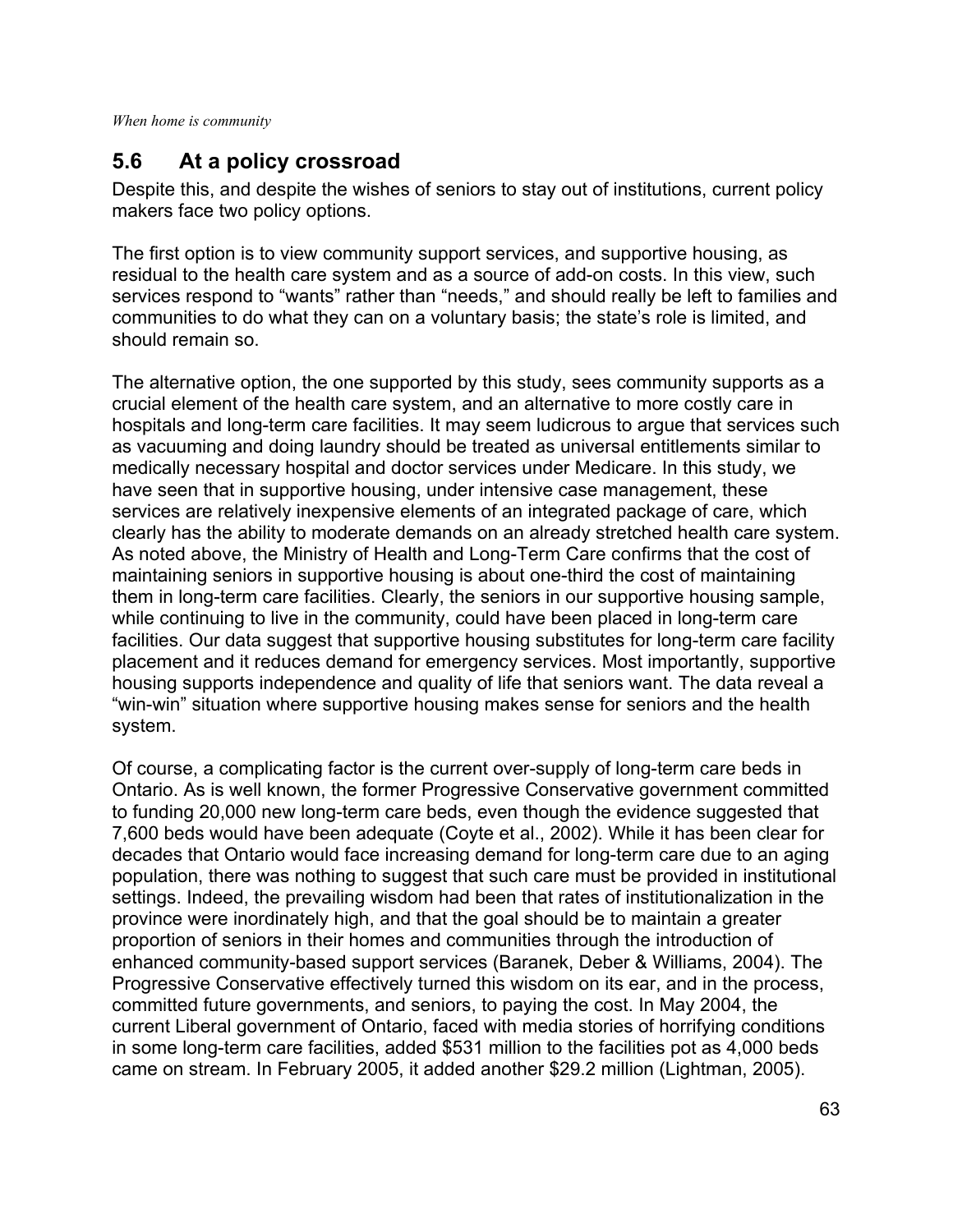## 5.6 At a policy crossroad

Despite this, and despite the wishes of seniors to stay out of institutions, current policy makers face two policy options.

The first option is to view community support services, and supportive housing, as residual to the health care system and as a source of add-on costs. In this view, such services respond to "wants" rather than "needs," and should really be left to families and communities to do what they can on a voluntary basis; the state's role is limited, and should remain so.

The alternative option, the one supported by this study, sees community supports as a crucial element of the health care system, and an alternative to more costly care in hospitals and long-term care facilities. It may seem ludicrous to argue that services such as vacuuming and doing laundry should be treated as universal entitlements similar to medically necessary hospital and doctor services under Medicare. In this study, we have seen that in supportive housing, under intensive case management, these services are relatively inexpensive elements of an integrated package of care, which clearly has the ability to moderate demands on an already stretched health care system. As noted above, the Ministry of Health and Long-Term Care confirms that the cost of maintaining seniors in supportive housing is about one-third the cost of maintaining them in long-term care facilities. Clearly, the seniors in our supportive housing sample, while continuing to live in the community, could have been placed in long-term care facilities. Our data suggest that supportive housing substitutes for long-term care facility placement and it reduces demand for emergency services. Most importantly, supportive housing supports independence and quality of life that seniors want. The data reveal a "win-win" situation where supportive housing makes sense for seniors and the health system.

Of course, a complicating factor is the current over-supply of long-term care beds in Ontario. As is well known, the former Progressive Conservative government committed to funding 20,000 new long-term care beds, even though the evidence suggested that 7,600 beds would have been adequate (Coyte et al., 2002). While it has been clear for decades that Ontario would face increasing demand for long-term care due to an aging population, there was nothing to suggest that such care must be provided in institutional settings. Indeed, the prevailing wisdom had been that rates of institutionalization in the province were inordinately high, and that the goal should be to maintain a greater proportion of seniors in their homes and communities through the introduction of enhanced community-based support services (Baranek, Deber & Williams, 2004). The Progressive Conservative effectively turned this wisdom on its ear, and in the process, committed future governments, and seniors, to paying the cost. In May 2004, the current Liberal government of Ontario, faced with media stories of horrifying conditions in some long-term care facilities, added $531 million to the facilities pot as 4,000 beds came on stream. In February 2005, it added another $29.2 million (Lightman, 2005).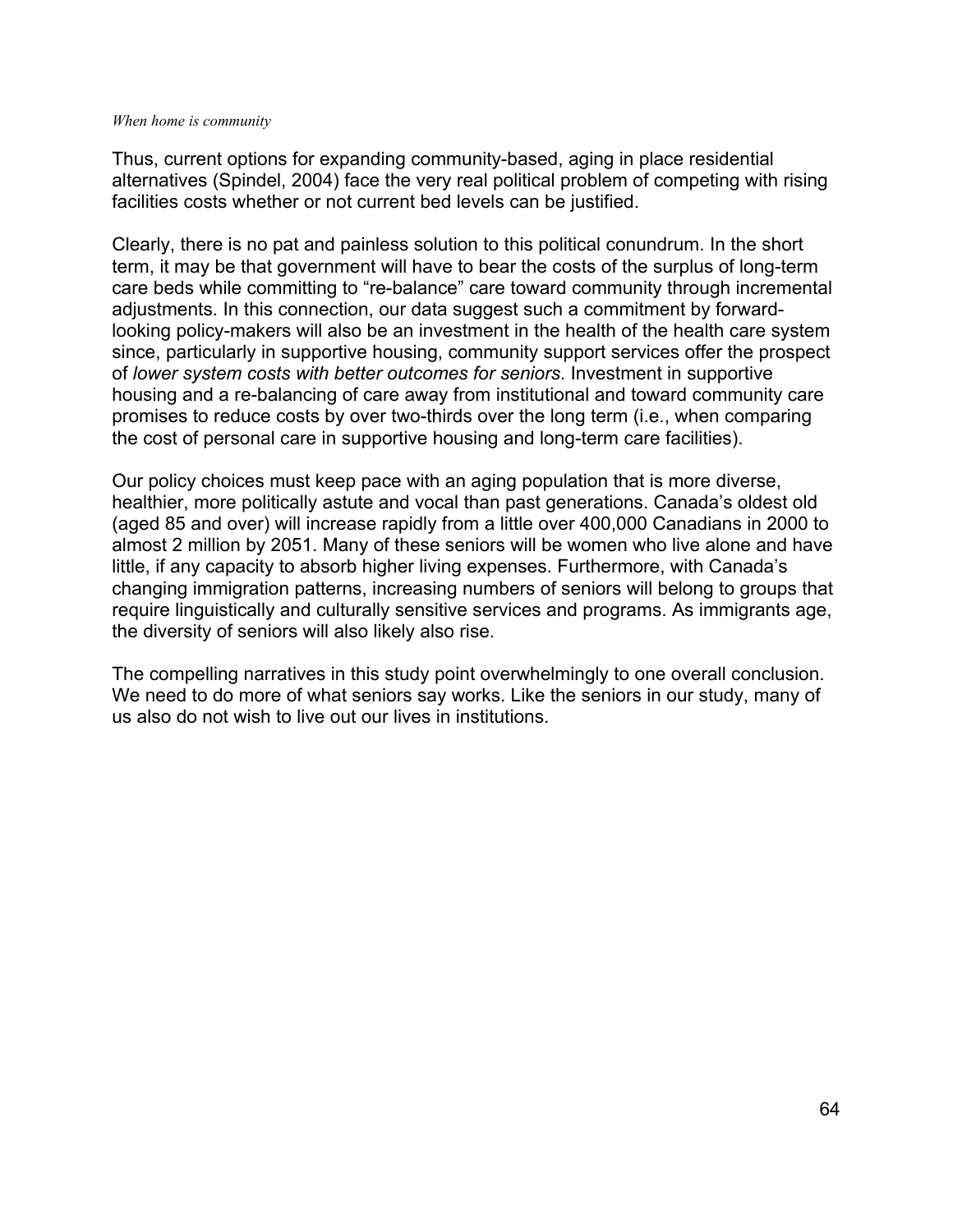Thus, current options for expanding community-based, aging in place residential alternatives (Spindel, 2004) face the very real political problem of competing with rising facilities costs whether or not current bed levels can be justified.

Clearly, there is no pat and painless solution to this political conundrum. In the short term, it may be that government will have to bear the costs of the surplus of long-term care beds while committing to "re-balance" care toward community through incremental adjustments. In this connection, our data suggest such a commitment by forward-looking policy-makers will also be an investment in the health of the health care system since, particularly in supportive housing, community support services offer the prospect of *lower system costs with better outcomes for seniors*. Investment in supportive housing and a re-balancing of care away from institutional and toward community care promises to reduce costs by over two-thirds over the long term (i.e., when comparing the cost of personal care in supportive housing and long-term care facilities).

Our policy choices must keep pace with an aging population that is more diverse, healthier, more politically astute and vocal than past generations. Canada's oldest old (aged 85 and over) will increase rapidly from a little over 400,000 Canadians in 2000 to almost 2 million by 2051. Many of these seniors will be women who live alone and have little, if any capacity to absorb higher living expenses. Furthermore, with Canada's changing immigration patterns, increasing numbers of seniors will belong to groups that require linguistically and culturally sensitive services and programs. As immigrants age, the diversity of seniors will also likely also rise.

The compelling narratives in this study point overwhelmingly to one overall conclusion. We need to do more of what seniors say works. Like the seniors in our study, many of us also do not wish to live out our lives in institutions.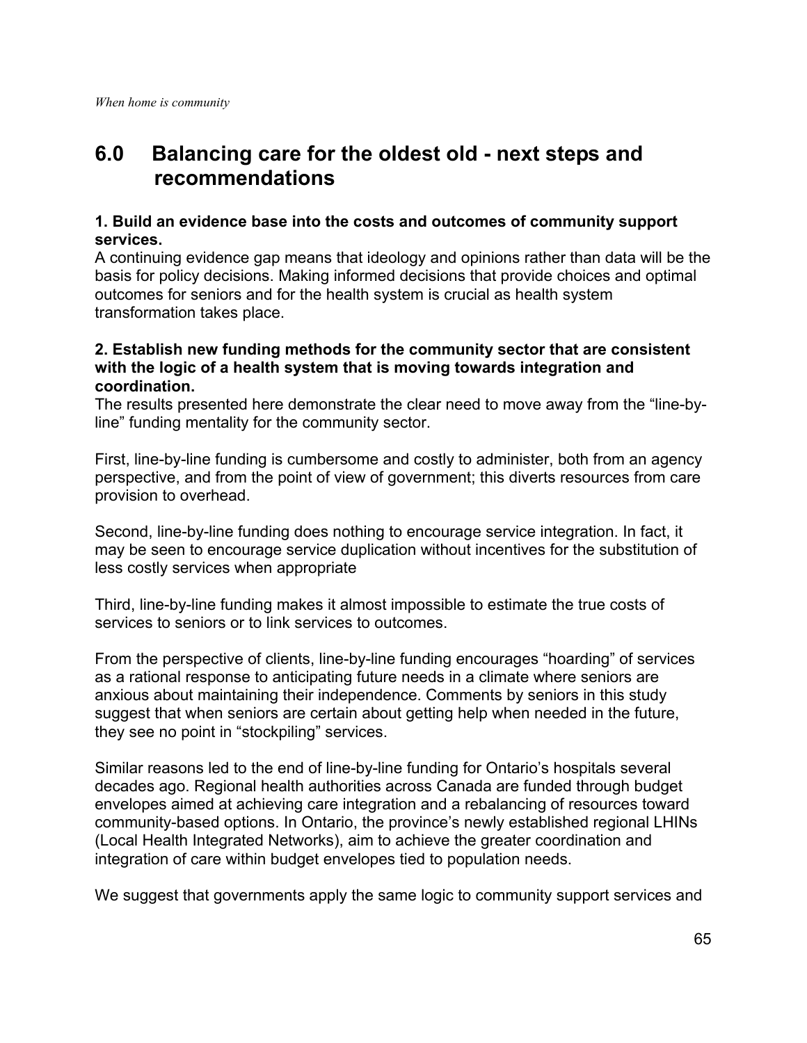# 6.0 Balancing care for the oldest old - next steps and recommendations

**1. Build an evidence base into the costs and outcomes of community support services.**

A continuing evidence gap means that ideology and opinions rather than data will be the basis for policy decisions. Making informed decisions that provide choices and optimal outcomes for seniors and for the health system is crucial as health system transformation takes place.

**2. Establish new funding methods for the community sector that are consistent with the logic of a health system that is moving towards integration and coordination.**

The results presented here demonstrate the clear need to move away from the "line-by-line" funding mentality for the community sector.

First, line-by-line funding is cumbersome and costly to administer, both from an agency perspective, and from the point of view of government; this diverts resources from care provision to overhead.

Second, line-by-line funding does nothing to encourage service integration. In fact, it may be seen to encourage service duplication without incentives for the substitution of less costly services when appropriate

Third, line-by-line funding makes it almost impossible to estimate the true costs of services to seniors or to link services to outcomes.

From the perspective of clients, line-by-line funding encourages "hoarding" of services as a rational response to anticipating future needs in a climate where seniors are anxious about maintaining their independence. Comments by seniors in this study suggest that when seniors are certain about getting help when needed in the future, they see no point in "stockpiling" services.

Similar reasons led to the end of line-by-line funding for Ontario's hospitals several decades ago. Regional health authorities across Canada are funded through budget envelopes aimed at achieving care integration and a rebalancing of resources toward community-based options. In Ontario, the province's newly established regional LHINs (Local Health Integrated Networks), aim to achieve the greater coordination and integration of care within budget envelopes tied to population needs.

We suggest that governments apply the same logic to community support services and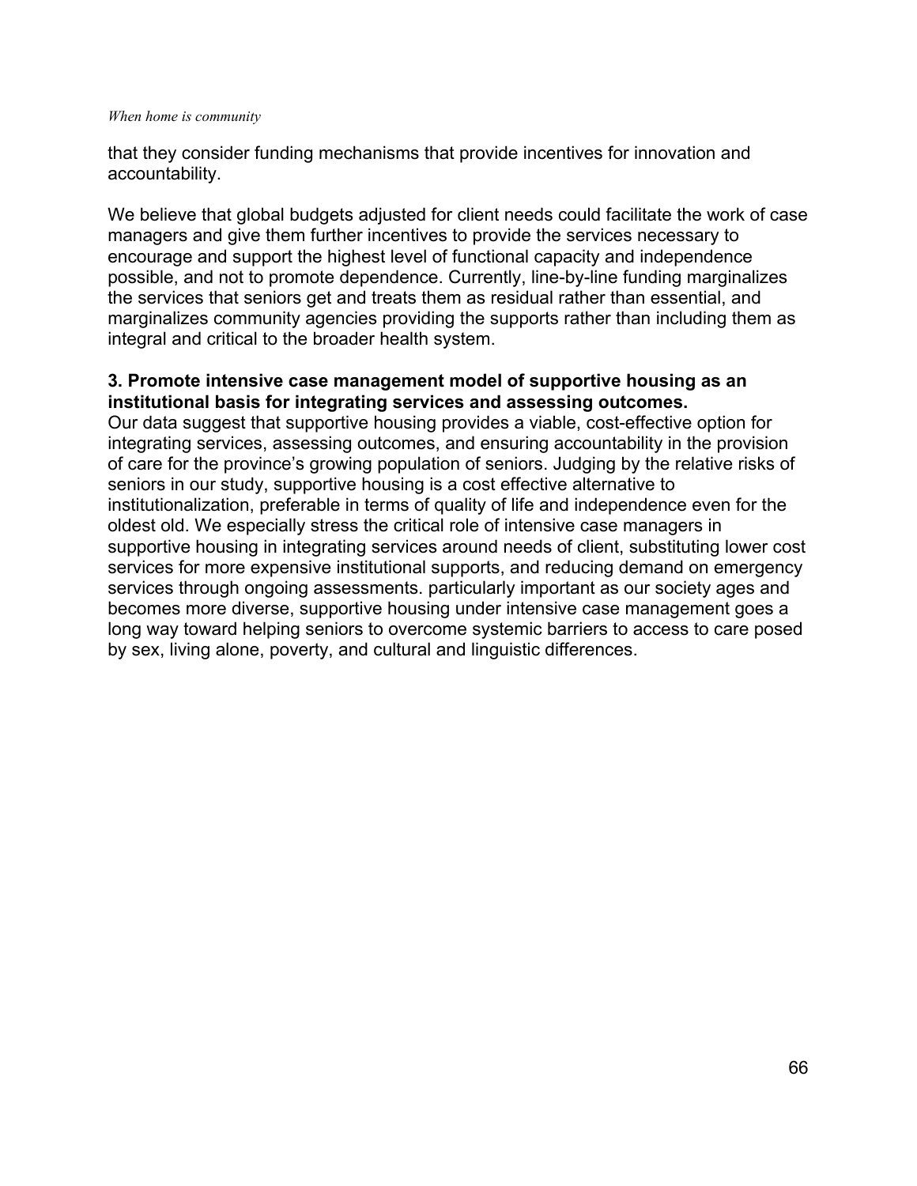that they consider funding mechanisms that provide incentives for innovation and accountability.

We believe that global budgets adjusted for client needs could facilitate the work of case managers and give them further incentives to provide the services necessary to encourage and support the highest level of functional capacity and independence possible, and not to promote dependence. Currently, line-by-line funding marginalizes the services that seniors get and treats them as residual rather than essential, and marginalizes community agencies providing the supports rather than including them as integral and critical to the broader health system.

**3. Promote intensive case management model of supportive housing as an institutional basis for integrating services and assessing outcomes.**

Our data suggest that supportive housing provides a viable, cost-effective option for integrating services, assessing outcomes, and ensuring accountability in the provision of care for the province's growing population of seniors. Judging by the relative risks of seniors in our study, supportive housing is a cost effective alternative to institutionalization, preferable in terms of quality of life and independence even for the oldest old. We especially stress the critical role of intensive case managers in supportive housing in integrating services around needs of client, substituting lower cost services for more expensive institutional supports, and reducing demand on emergency services through ongoing assessments. particularly important as our society ages and becomes more diverse, supportive housing under intensive case management goes a long way toward helping seniors to overcome systemic barriers to access to care posed by sex, living alone, poverty, and cultural and linguistic differences.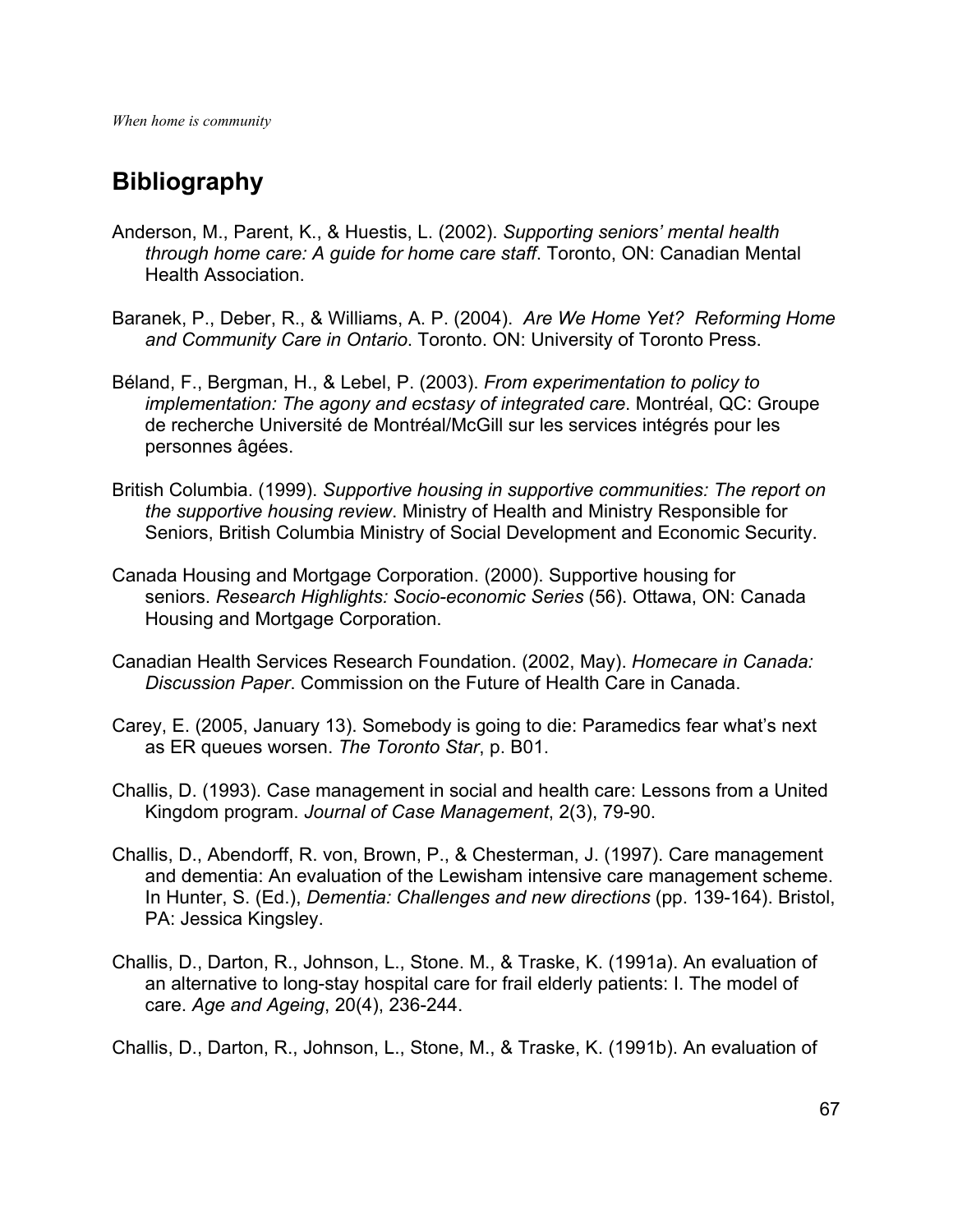## Bibliography

Anderson, M., Parent, K., & Huestis, L. (2002). *Supporting seniors' mental health through home care: A guide for home care staff*. Toronto, ON: Canadian Mental Health Association.

Baranek, P., Deber, R., & Williams, A. P. (2004). *Are We Home Yet? Reforming Home and Community Care in Ontario*. Toronto. ON: University of Toronto Press.

Béland, F., Bergman, H., & Lebel, P. (2003). *From experimentation to policy to implementation: The agony and ecstasy of integrated care*. Montréal, QC: Groupe de recherche Université de Montréal/McGill sur les services intégrés pour les personnes âgées.

British Columbia. (1999). *Supportive housing in supportive communities: The report on the supportive housing review*. Ministry of Health and Ministry Responsible for Seniors, British Columbia Ministry of Social Development and Economic Security.

Canada Housing and Mortgage Corporation. (2000). Supportive housing for seniors. *Research Highlights: Socio-economic Series* (56). Ottawa, ON: Canada Housing and Mortgage Corporation.

Canadian Health Services Research Foundation. (2002, May). *Homecare in Canada: Discussion Paper*. Commission on the Future of Health Care in Canada.

Carey, E. (2005, January 13). Somebody is going to die: Paramedics fear what's next as ER queues worsen. *The Toronto Star*, p. B01.

Challis, D. (1993). Case management in social and health care: Lessons from a United Kingdom program. *Journal of Case Management*, 2(3), 79-90.

Challis, D., Abendorff, R. von, Brown, P., & Chesterman, J. (1997). Care management and dementia: An evaluation of the Lewisham intensive care management scheme. In Hunter, S. (Ed.), *Dementia: Challenges and new directions* (pp. 139-164). Bristol, PA: Jessica Kingsley.

Challis, D., Darton, R., Johnson, L., Stone. M., & Traske, K. (1991a). An evaluation of an alternative to long-stay hospital care for frail elderly patients: I. The model of care. *Age and Ageing*, 20(4), 236-244.

Challis, D., Darton, R., Johnson, L., Stone, M., & Traske, K. (1991b). An evaluation of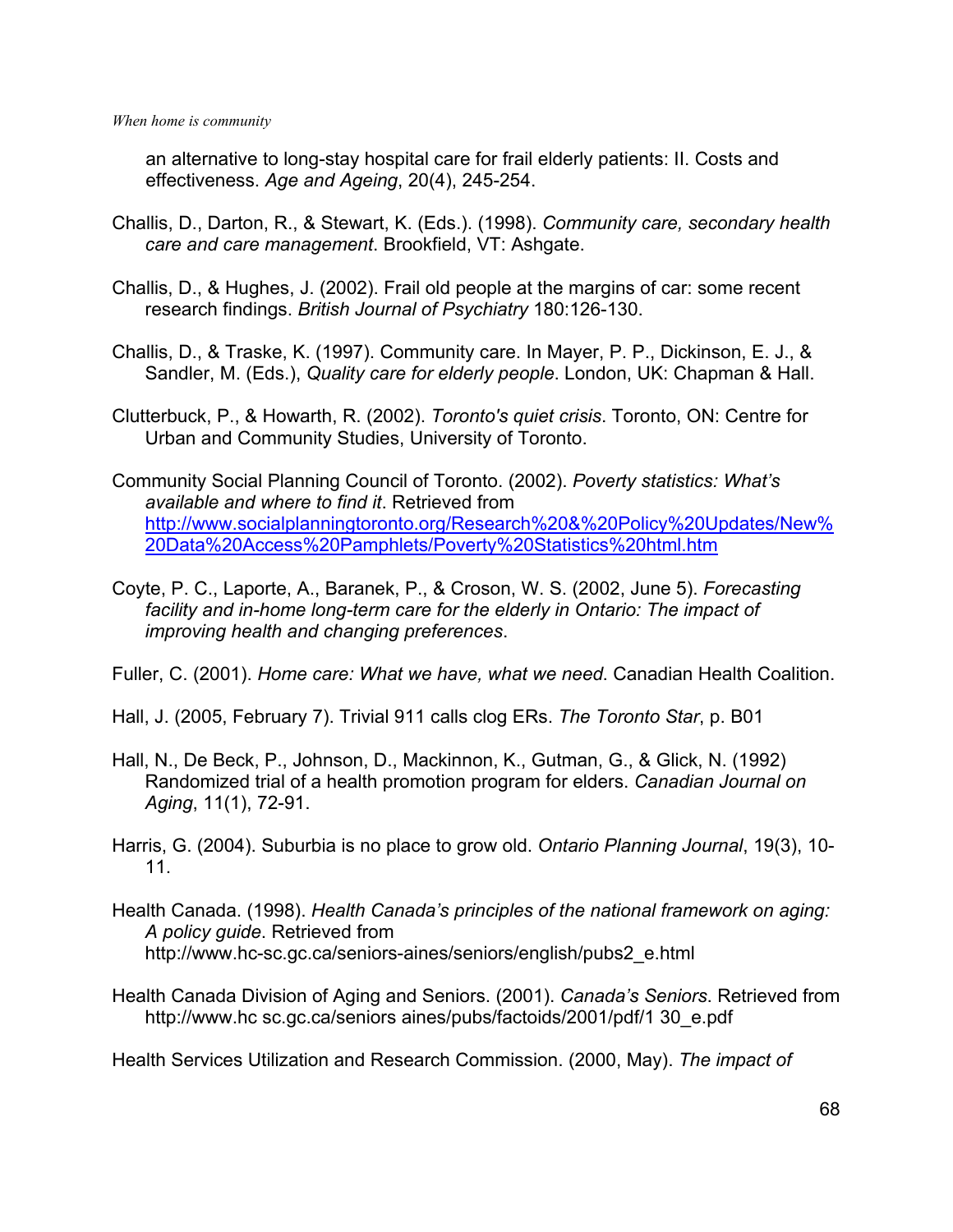an alternative to long-stay hospital care for frail elderly patients: II. Costs and effectiveness. *Age and Ageing*, 20(4), 245-254.

Challis, D., Darton, R., & Stewart, K. (Eds.). (1998). *Community care, secondary health care and care management*. Brookfield, VT: Ashgate.

Challis, D., & Hughes, J. (2002). Frail old people at the margins of car: some recent research findings. *British Journal of Psychiatry* 180:126-130.

Challis, D., & Traske, K. (1997). Community care. In Mayer, P. P., Dickinson, E. J., & Sandler, M. (Eds.), *Quality care for elderly people*. London, UK: Chapman & Hall.

Clutterbuck, P., & Howarth, R. (2002). *Toronto's quiet crisis*. Toronto, ON: Centre for Urban and Community Studies, University of Toronto.

Community Social Planning Council of Toronto. (2002). *Poverty statistics: What's available and where to find it*. Retrieved from http://www.socialplanningtoronto.org/Research%20&%20Policy%20Updates/New%20Data%20Access%20Pamphlets/Poverty%20Statistics%20html.htm

Coyte, P. C., Laporte, A., Baranek, P., & Croson, W. S. (2002, June 5). *Forecasting facility and in-home long-term care for the elderly in Ontario: The impact of improving health and changing preferences*.

Fuller, C. (2001). *Home care: What we have, what we need*. Canadian Health Coalition.

Hall, J. (2005, February 7). Trivial 911 calls clog ERs. *The Toronto Star*, p. B01

Hall, N., De Beck, P., Johnson, D., Mackinnon, K., Gutman, G., & Glick, N. (1992) Randomized trial of a health promotion program for elders. *Canadian Journal on Aging*, 11(1), 72-91.

Harris, G. (2004). Suburbia is no place to grow old. *Ontario Planning Journal*, 19(3), 10-11.

Health Canada. (1998). *Health Canada's principles of the national framework on aging: A policy guide*. Retrieved from http://www.hc-sc.gc.ca/seniors-aines/seniors/english/pubs2_e.html

Health Canada Division of Aging and Seniors. (2001). *Canada's Seniors*. Retrieved from http://www.hc sc.gc.ca/seniors aines/pubs/factoids/2001/pdf/1 30_e.pdf

Health Services Utilization and Research Commission. (2000, May). *The impact of*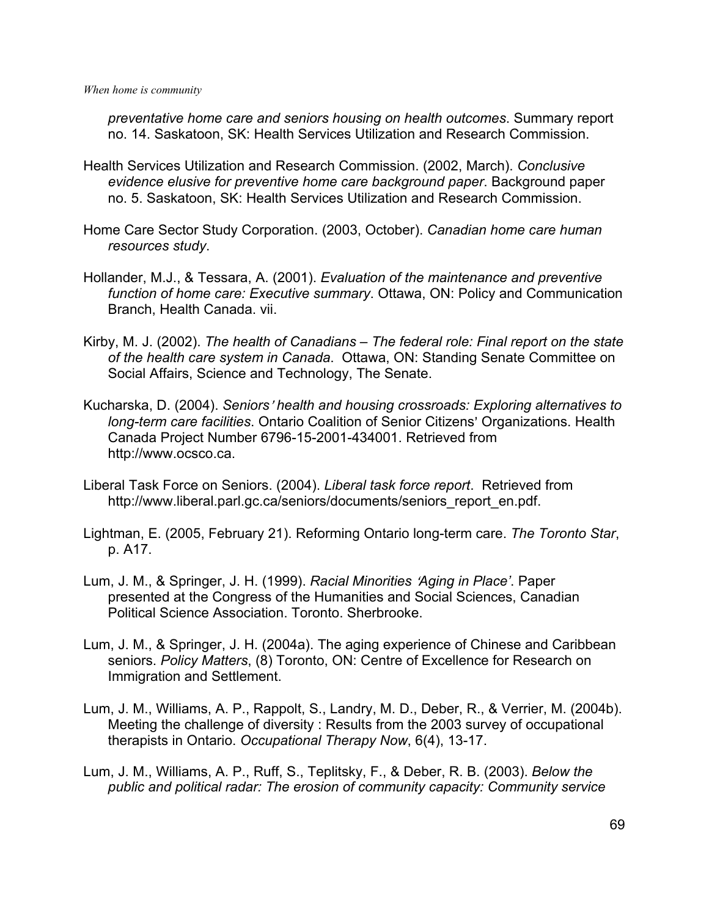*preventative home care and seniors housing on health outcomes*. Summary report no. 14. Saskatoon, SK: Health Services Utilization and Research Commission.

Health Services Utilization and Research Commission. (2002, March). *Conclusive evidence elusive for preventive home care background paper*. Background paper no. 5. Saskatoon, SK: Health Services Utilization and Research Commission.

Home Care Sector Study Corporation. (2003, October). *Canadian home care human resources study*.

Hollander, M.J., & Tessara, A. (2001). *Evaluation of the maintenance and preventive function of home care: Executive summary*. Ottawa, ON: Policy and Communication Branch, Health Canada. vii.

Kirby, M. J. (2002). *The health of Canadians – The federal role: Final report on the state of the health care system in Canada*. Ottawa, ON: Standing Senate Committee on Social Affairs, Science and Technology, The Senate.

Kucharska, D. (2004). *Seniors' health and housing crossroads: Exploring alternatives to long-term care facilities*. Ontario Coalition of Senior Citizens' Organizations. Health Canada Project Number 6796-15-2001-434001. Retrieved from http://www.ocsco.ca.

Liberal Task Force on Seniors. (2004). *Liberal task force report*. Retrieved from http://www.liberal.parl.gc.ca/seniors/documents/seniors_report_en.pdf.

Lightman, E. (2005, February 21). Reforming Ontario long-term care. *The Toronto Star*, p. A17.

Lum, J. M., & Springer, J. H. (1999). *Racial Minorities 'Aging in Place'*. Paper presented at the Congress of the Humanities and Social Sciences, Canadian Political Science Association. Toronto. Sherbrooke.

Lum, J. M., & Springer, J. H. (2004a). The aging experience of Chinese and Caribbean seniors. *Policy Matters*, (8) Toronto, ON: Centre of Excellence for Research on Immigration and Settlement.

Lum, J. M., Williams, A. P., Rappolt, S., Landry, M. D., Deber, R., & Verrier, M. (2004b). Meeting the challenge of diversity : Results from the 2003 survey of occupational therapists in Ontario. *Occupational Therapy Now*, 6(4), 13-17.

Lum, J. M., Williams, A. P., Ruff, S., Teplitsky, F., & Deber, R. B. (2003). *Below the public and political radar: The erosion of community capacity: Community service*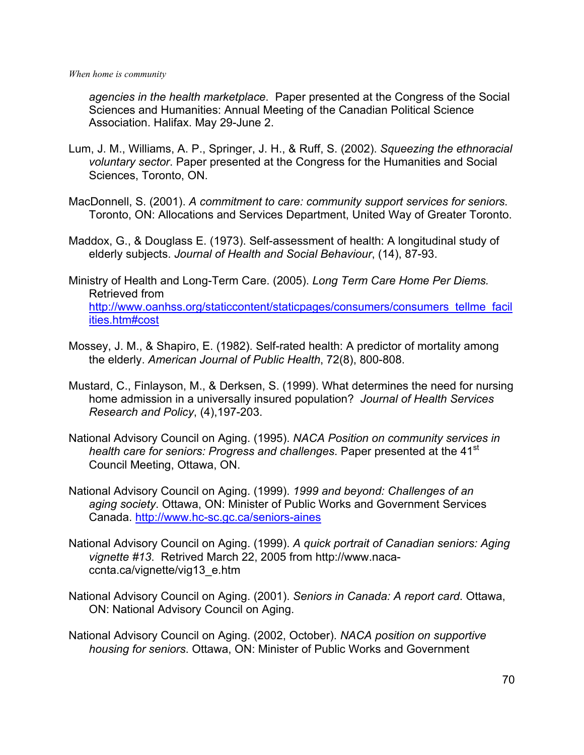*agencies in the health marketplace*. Paper presented at the Congress of the Social Sciences and Humanities: Annual Meeting of the Canadian Political Science Association. Halifax. May 29-June 2.

Lum, J. M., Williams, A. P., Springer, J. H., & Ruff, S. (2002). *Squeezing the ethnoracial voluntary sector*. Paper presented at the Congress for the Humanities and Social Sciences, Toronto, ON.

MacDonnell, S. (2001). *A commitment to care: community support services for seniors*. Toronto, ON: Allocations and Services Department, United Way of Greater Toronto.

Maddox, G., & Douglass E. (1973). Self-assessment of health: A longitudinal study of elderly subjects. *Journal of Health and Social Behaviour*, (14), 87-93.

Ministry of Health and Long-Term Care. (2005). *Long Term Care Home Per Diems.* Retrieved from http://www.oanhss.org/staticcontent/staticpages/consumers/consumers_tellme_facilities.htm#cost

Mossey, J. M., & Shapiro, E. (1982). Self-rated health: A predictor of mortality among the elderly. *American Journal of Public Health*, 72(8), 800-808.

Mustard, C., Finlayson, M., & Derksen, S. (1999). What determines the need for nursing home admission in a universally insured population? *Journal of Health Services Research and Policy*, (4),197-203.

National Advisory Council on Aging. (1995). *NACA Position on community services in health care for seniors: Progress and challenges*. Paper presented at the 41st Council Meeting, Ottawa, ON.

National Advisory Council on Aging. (1999). *1999 and beyond: Challenges of an aging society*. Ottawa, ON: Minister of Public Works and Government Services Canada. http://www.hc-sc.gc.ca/seniors-aines

National Advisory Council on Aging. (1999). *A quick portrait of Canadian seniors: Aging vignette #13*. Retrived March 22, 2005 from http://www.naca-ccnta.ca/vignette/vig13_e.htm

National Advisory Council on Aging. (2001). *Seniors in Canada: A report card*. Ottawa, ON: National Advisory Council on Aging.

National Advisory Council on Aging. (2002, October). *NACA position on supportive housing for seniors*. Ottawa, ON: Minister of Public Works and Government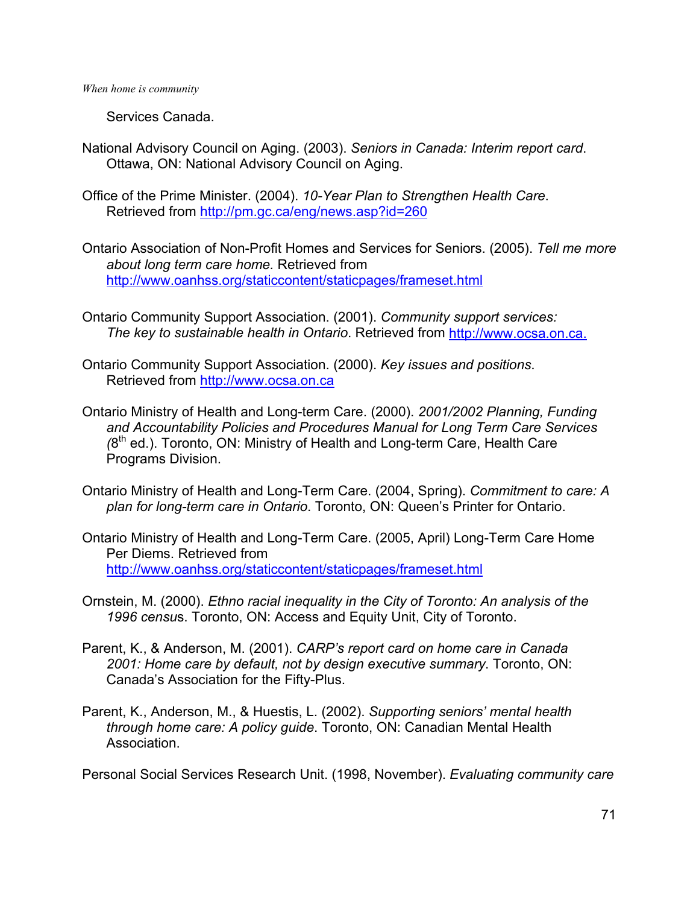Services Canada.

National Advisory Council on Aging. (2003). *Seniors in Canada: Interim report card*. Ottawa, ON: National Advisory Council on Aging.

Office of the Prime Minister. (2004). *10-Year Plan to Strengthen Health Care*. Retrieved from http://pm.gc.ca/eng/news.asp?id=260

Ontario Association of Non-Profit Homes and Services for Seniors. (2005). *Tell me more about long term care home.* Retrieved from http://www.oanhss.org/staticcontent/staticpages/frameset.html

Ontario Community Support Association. (2001). *Community support services: The key to sustainable health in Ontario*. Retrieved from http://www.ocsa.on.ca.

Ontario Community Support Association. (2000). *Key issues and positions*. Retrieved from http://www.ocsa.on.ca

Ontario Ministry of Health and Long-term Care. (2000). *2001/2002 Planning, Funding and Accountability Policies and Procedures Manual for Long Term Care Services (*8th ed.). Toronto, ON: Ministry of Health and Long-term Care, Health Care Programs Division.

Ontario Ministry of Health and Long-Term Care. (2004, Spring). *Commitment to care: A plan for long-term care in Ontario*. Toronto, ON: Queen's Printer for Ontario.

Ontario Ministry of Health and Long-Term Care. (2005, April) Long-Term Care Home Per Diems. Retrieved from http://www.oanhss.org/staticcontent/staticpages/frameset.html

Ornstein, M. (2000). *Ethno racial inequality in the City of Toronto: An analysis of the 1996 censu*s. Toronto, ON: Access and Equity Unit, City of Toronto.

Parent, K., & Anderson, M. (2001). *CARP's report card on home care in Canada 2001: Home care by default, not by design executive summary*. Toronto, ON: Canada's Association for the Fifty-Plus.

Parent, K., Anderson, M., & Huestis, L. (2002). *Supporting seniors' mental health through home care: A policy guide*. Toronto, ON: Canadian Mental Health Association.

Personal Social Services Research Unit. (1998, November). *Evaluating community care*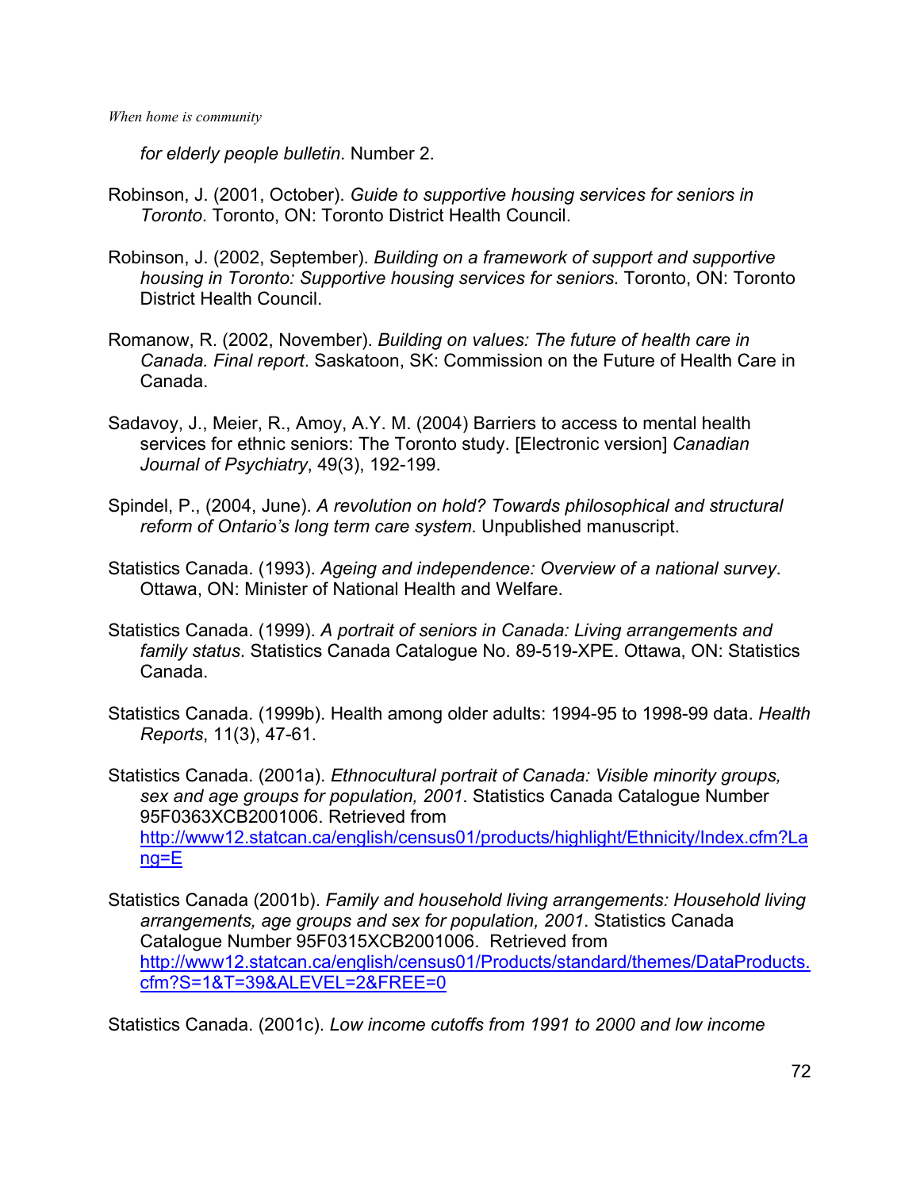*for elderly people bulletin*. Number 2.

Robinson, J. (2001, October). *Guide to supportive housing services for seniors in Toronto*. Toronto, ON: Toronto District Health Council.

Robinson, J. (2002, September). *Building on a framework of support and supportive housing in Toronto: Supportive housing services for seniors*. Toronto, ON: Toronto District Health Council.

Romanow, R. (2002, November). *Building on values: The future of health care in Canada. Final report*. Saskatoon, SK: Commission on the Future of Health Care in Canada.

Sadavoy, J., Meier, R., Amoy, A.Y. M. (2004) Barriers to access to mental health services for ethnic seniors: The Toronto study. [Electronic version] *Canadian Journal of Psychiatry*, 49(3), 192-199.

Spindel, P., (2004, June). *A revolution on hold? Towards philosophical and structural reform of Ontario's long term care system*. Unpublished manuscript.

Statistics Canada. (1993). *Ageing and independence: Overview of a national survey*. Ottawa, ON: Minister of National Health and Welfare.

Statistics Canada. (1999). *A portrait of seniors in Canada: Living arrangements and family status*. Statistics Canada Catalogue No. 89-519-XPE. Ottawa, ON: Statistics Canada.

Statistics Canada. (1999b). Health among older adults: 1994-95 to 1998-99 data. *Health Reports*, 11(3), 47-61.

Statistics Canada. (2001a). *Ethnocultural portrait of Canada: Visible minority groups, sex and age groups for population, 2001*. Statistics Canada Catalogue Number 95F0363XCB2001006. Retrieved from http://www12.statcan.ca/english/census01/products/highlight/Ethnicity/Index.cfm?Lang=E

Statistics Canada (2001b). *Family and household living arrangements: Household living arrangements, age groups and sex for population, 2001*. Statistics Canada Catalogue Number 95F0315XCB2001006. Retrieved from http://www12.statcan.ca/english/census01/Products/standard/themes/DataProducts.cfm?S=1&T=39&ALEVEL=2&FREE=0

Statistics Canada. (2001c). *Low income cutoffs from 1991 to 2000 and low income*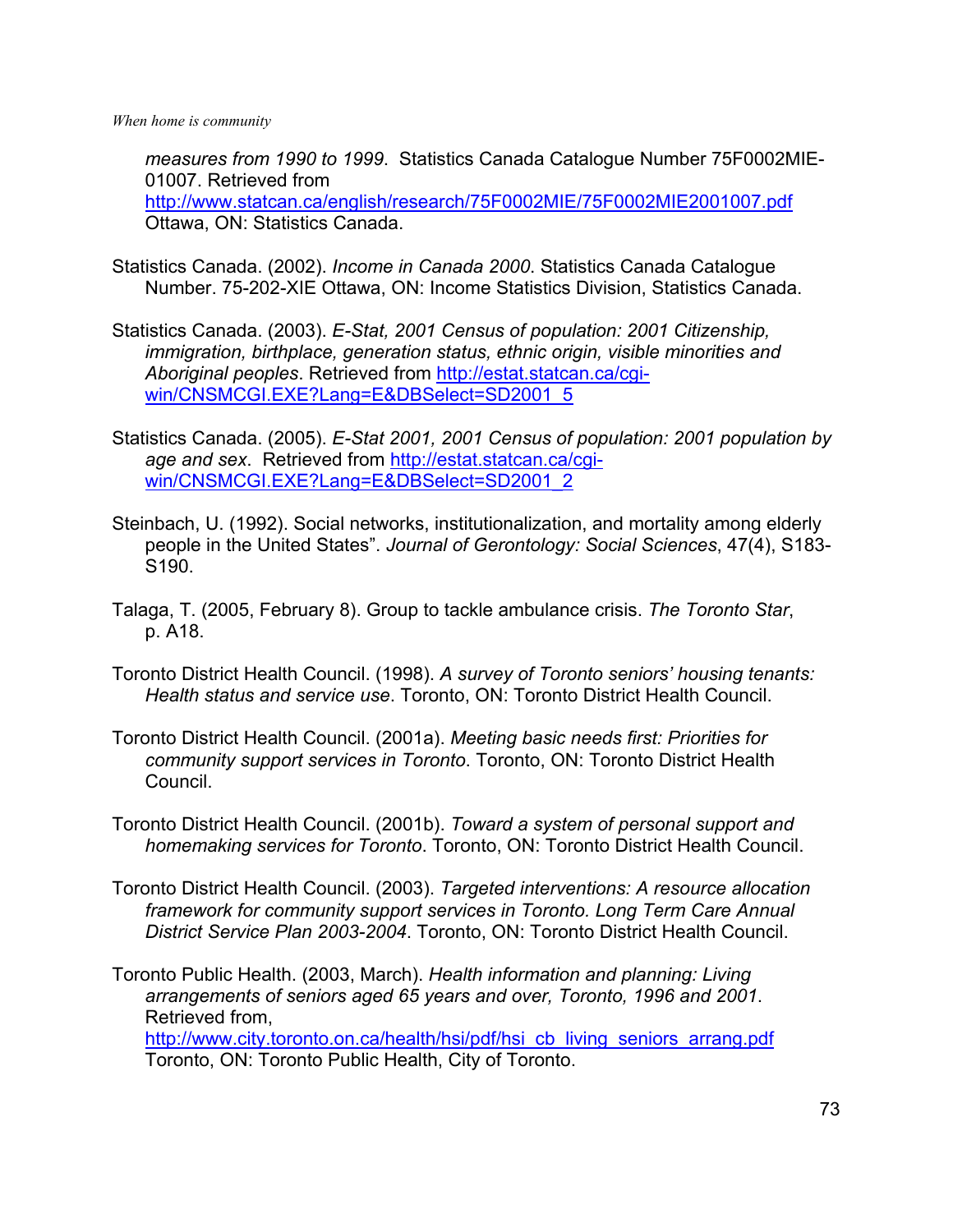*measures from 1990 to 1999*. Statistics Canada Catalogue Number 75F0002MIE-01007. Retrieved from http://www.statcan.ca/english/research/75F0002MIE/75F0002MIE2001007.pdf Ottawa, ON: Statistics Canada.

Statistics Canada. (2002). *Income in Canada 2000*. Statistics Canada Catalogue Number. 75-202-XIE Ottawa, ON: Income Statistics Division, Statistics Canada.

Statistics Canada. (2003). *E-Stat, 2001 Census of population: 2001 Citizenship, immigration, birthplace, generation status, ethnic origin, visible minorities and Aboriginal peoples*. Retrieved from http://estat.statcan.ca/cgi-win/CNSMCGI.EXE?Lang=E&DBSelect=SD2001_5

Statistics Canada. (2005). *E-Stat 2001, 2001 Census of population: 2001 population by age and sex*. Retrieved from http://estat.statcan.ca/cgi-win/CNSMCGI.EXE?Lang=E&DBSelect=SD2001_2

Steinbach, U. (1992). Social networks, institutionalization, and mortality among elderly people in the United States". *Journal of Gerontology: Social Sciences*, 47(4), S183-S190.

Talaga, T. (2005, February 8). Group to tackle ambulance crisis. *The Toronto Star*, p. A18.

Toronto District Health Council. (1998). *A survey of Toronto seniors' housing tenants: Health status and service use*. Toronto, ON: Toronto District Health Council.

Toronto District Health Council. (2001a). *Meeting basic needs first: Priorities for community support services in Toronto*. Toronto, ON: Toronto District Health Council.

Toronto District Health Council. (2001b). *Toward a system of personal support and homemaking services for Toronto*. Toronto, ON: Toronto District Health Council.

Toronto District Health Council. (2003). *Targeted interventions: A resource allocation framework for community support services in Toronto. Long Term Care Annual District Service Plan 2003-2004*. Toronto, ON: Toronto District Health Council.

Toronto Public Health. (2003, March). *Health information and planning: Living arrangements of seniors aged 65 years and over, Toronto, 1996 and 2001*. Retrieved from, http://www.city.toronto.on.ca/health/hsi/pdf/hsi_cb_living_seniors_arrang.pdf Toronto, ON: Toronto Public Health, City of Toronto.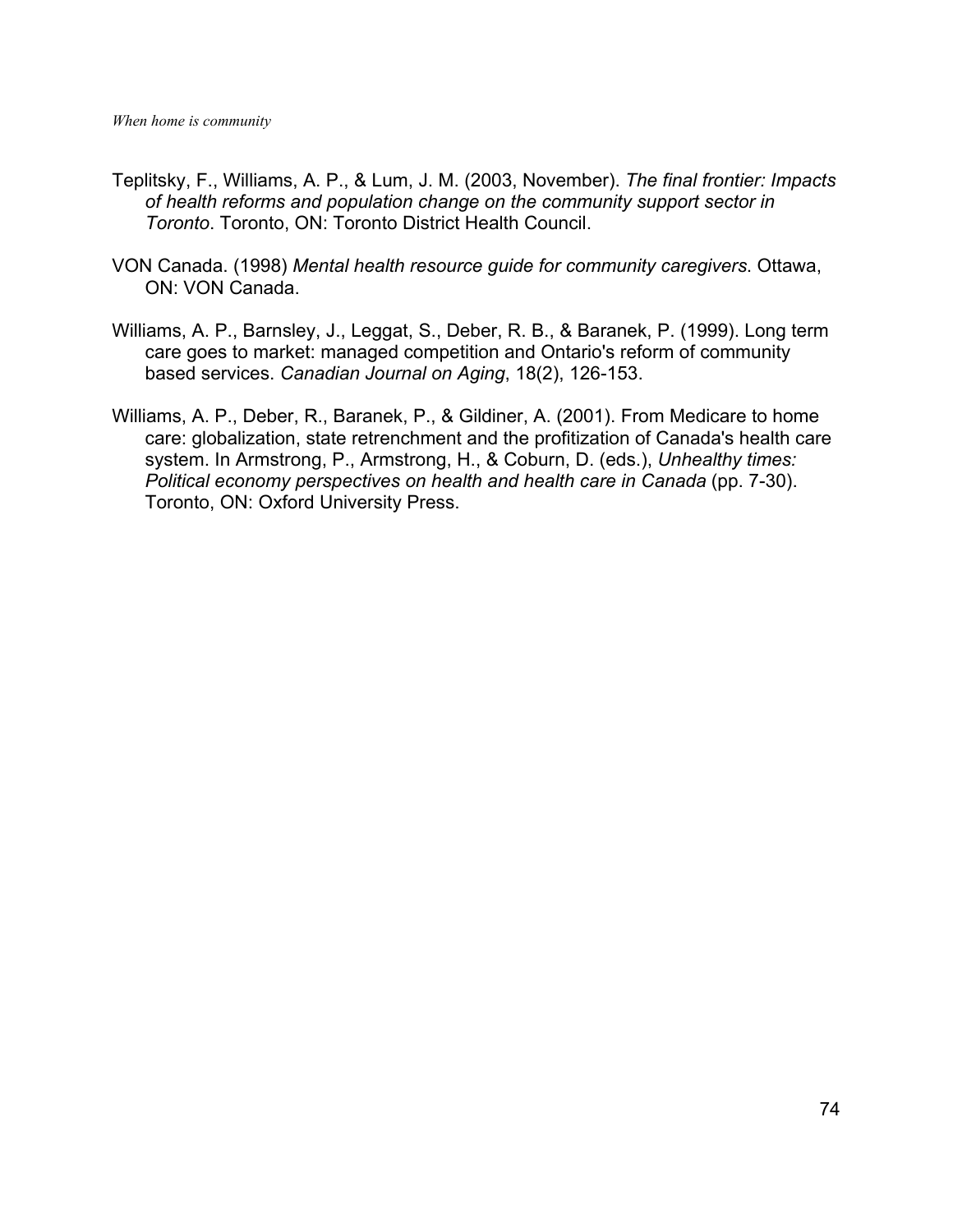Teplitsky, F., Williams, A. P., & Lum, J. M. (2003, November). *The final frontier: Impacts of health reforms and population change on the community support sector in Toronto*. Toronto, ON: Toronto District Health Council.

VON Canada. (1998) *Mental health resource guide for community caregivers*. Ottawa, ON: VON Canada.

Williams, A. P., Barnsley, J., Leggat, S., Deber, R. B., & Baranek, P. (1999). Long term care goes to market: managed competition and Ontario's reform of community based services. *Canadian Journal on Aging*, 18(2), 126-153.

Williams, A. P., Deber, R., Baranek, P., & Gildiner, A. (2001). From Medicare to home care: globalization, state retrenchment and the profitization of Canada's health care system. In Armstrong, P., Armstrong, H., & Coburn, D. (eds.), *Unhealthy times: Political economy perspectives on health and health care in Canada* (pp. 7-30). Toronto, ON: Oxford University Press.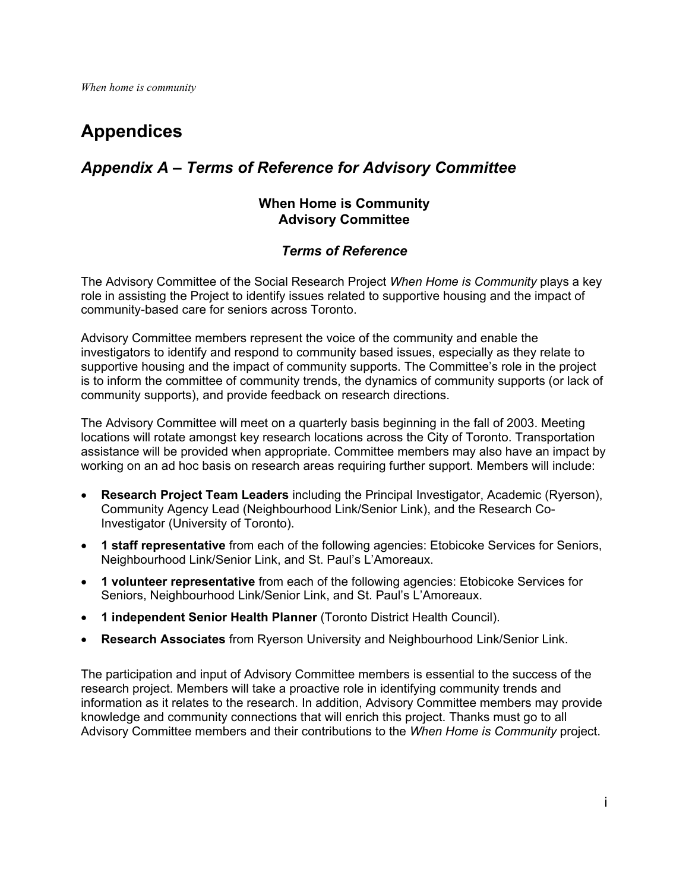# Appendices

## *Appendix A – Terms of Reference for Advisory Committee*

### When Home is Community
### Advisory Committee

### *Terms of Reference*

The Advisory Committee of the Social Research Project *When Home is Community* plays a key role in assisting the Project to identify issues related to supportive housing and the impact of community-based care for seniors across Toronto.

Advisory Committee members represent the voice of the community and enable the investigators to identify and respond to community based issues, especially as they relate to supportive housing and the impact of community supports. The Committee's role in the project is to inform the committee of community trends, the dynamics of community supports (or lack of community supports), and provide feedback on research directions.

The Advisory Committee will meet on a quarterly basis beginning in the fall of 2003. Meeting locations will rotate amongst key research locations across the City of Toronto. Transportation assistance will be provided when appropriate. Committee members may also have an impact by working on an ad hoc basis on research areas requiring further support. Members will include:

- **Research Project Team Leaders** including the Principal Investigator, Academic (Ryerson), Community Agency Lead (Neighbourhood Link/Senior Link), and the Research Co-Investigator (University of Toronto).
- **1 staff representative** from each of the following agencies: Etobicoke Services for Seniors, Neighbourhood Link/Senior Link, and St. Paul's L'Amoreaux.
- **1 volunteer representative** from each of the following agencies: Etobicoke Services for Seniors, Neighbourhood Link/Senior Link, and St. Paul's L'Amoreaux.
- **1 independent Senior Health Planner** (Toronto District Health Council).
- **Research Associates** from Ryerson University and Neighbourhood Link/Senior Link.

The participation and input of Advisory Committee members is essential to the success of the research project. Members will take a proactive role in identifying community trends and information as it relates to the research. In addition, Advisory Committee members may provide knowledge and community connections that will enrich this project. Thanks must go to all Advisory Committee members and their contributions to the *When Home is Community* project.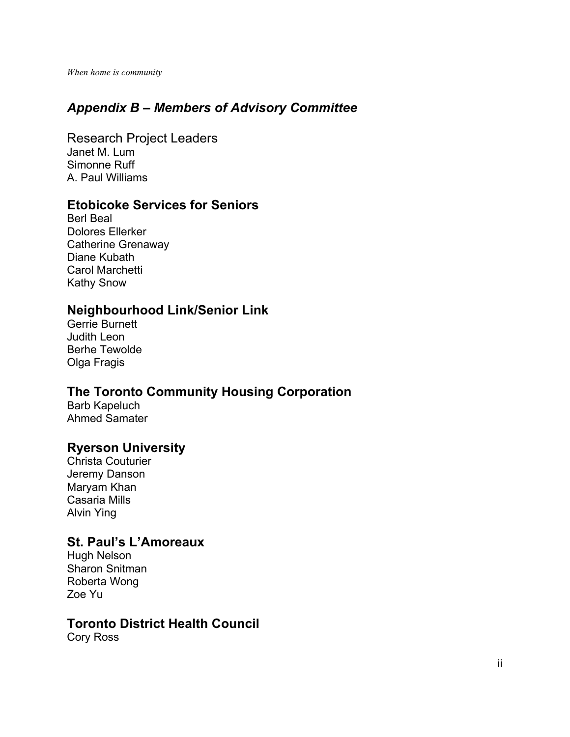## *Appendix B – Members of Advisory Committee*

Research Project Leaders
Janet M. Lum
Simonne Ruff
A. Paul Williams

### Etobicoke Services for Seniors

Berl Beal
Dolores Ellerker
Catherine Grenaway
Diane Kubath
Carol Marchetti
Kathy Snow

### Neighbourhood Link/Senior Link

Gerrie Burnett
Judith Leon
Berhe Tewolde
Olga Fragis

### The Toronto Community Housing Corporation

Barb Kapeluch
Ahmed Samater

### Ryerson University

Christa Couturier
Jeremy Danson
Maryam Khan
Casaria Mills
Alvin Ying

### St. Paul's L'Amoreaux

Hugh Nelson
Sharon Snitman
Roberta Wong
Zoe Yu

### Toronto District Health Council

Cory Ross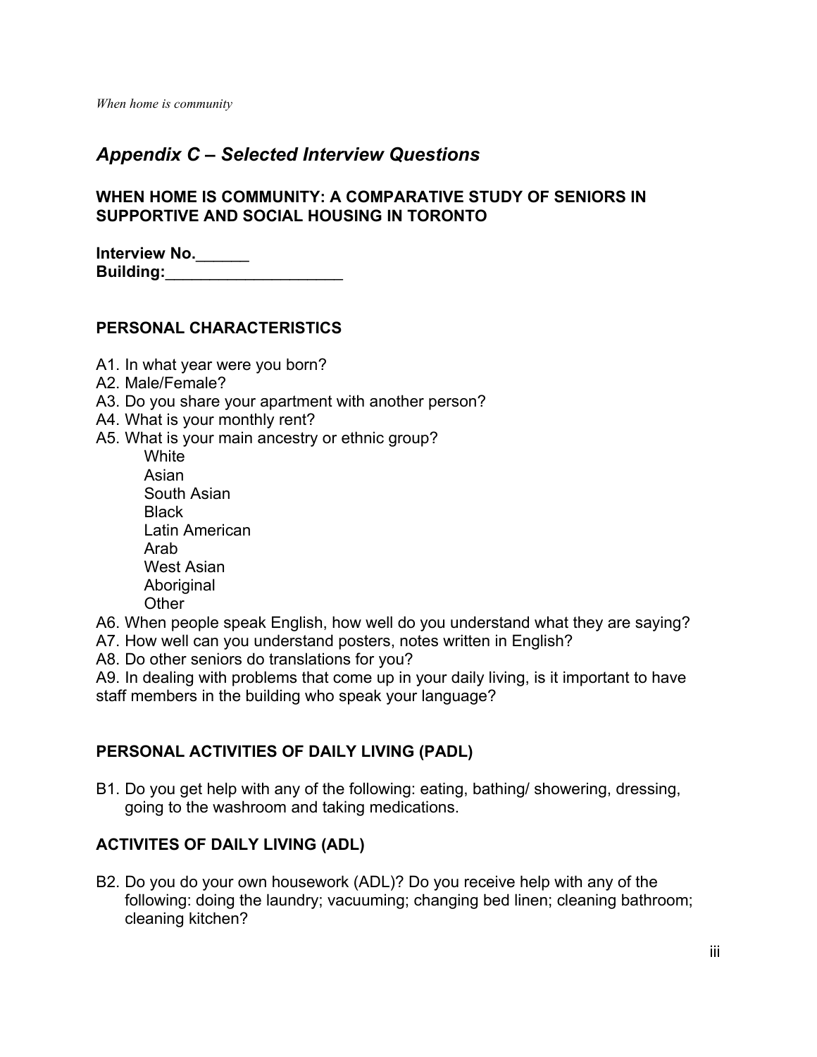## *Appendix C – Selected Interview Questions*

**WHEN HOME IS COMMUNITY: A COMPARATIVE STUDY OF SENIORS IN SUPPORTIVE AND SOCIAL HOUSING IN TORONTO**

**Interview No.______**
**Building:____________________**

### PERSONAL CHARACTERISTICS

A1. In what year were you born?
A2. Male/Female?
A3. Do you share your apartment with another person?
A4. What is your monthly rent?
A5. What is your main ancestry or ethnic group?
  White
  Asian
  South Asian
  Black
  Latin American
  Arab
  West Asian
  Aboriginal
  Other
A6. When people speak English, how well do you understand what they are saying?
A7. How well can you understand posters, notes written in English?
A8. Do other seniors do translations for you?
A9. In dealing with problems that come up in your daily living, is it important to have staff members in the building who speak your language?

### PERSONAL ACTIVITIES OF DAILY LIVING (PADL)

B1. Do you get help with any of the following: eating, bathing/ showering, dressing, going to the washroom and taking medications.

### ACTIVITES OF DAILY LIVING (ADL)

B2. Do you do your own housework (ADL)? Do you receive help with any of the following: doing the laundry; vacuuming; changing bed linen; cleaning bathroom; cleaning kitchen?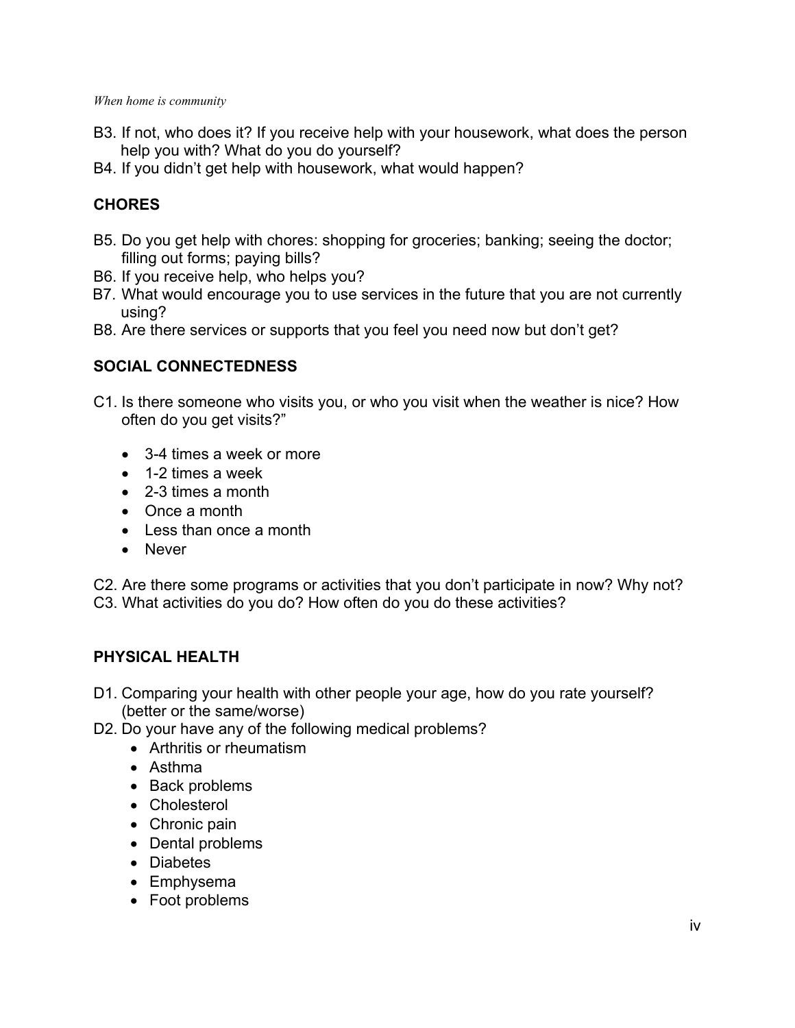B3. If not, who does it? If you receive help with your housework, what does the person help you with? What do you do yourself?

B4. If you didn't get help with housework, what would happen?

## CHORES

B5. Do you get help with chores: shopping for groceries; banking; seeing the doctor; filling out forms; paying bills?

B6. If you receive help, who helps you?

B7. What would encourage you to use services in the future that you are not currently using?

B8. Are there services or supports that you feel you need now but don't get?

## SOCIAL CONNECTEDNESS

C1. Is there someone who visits you, or who you visit when the weather is nice? How often do you get visits?"

- 3-4 times a week or more
- 1-2 times a week
- 2-3 times a month
- Once a month
- Less than once a month
- Never

C2. Are there some programs or activities that you don't participate in now? Why not?

C3. What activities do you do? How often do you do these activities?

## PHYSICAL HEALTH

D1. Comparing your health with other people your age, how do you rate yourself? (better or the same/worse)

D2. Do your have any of the following medical problems?

- Arthritis or rheumatism
- Asthma
- Back problems
- Cholesterol
- Chronic pain
- Dental problems
- Diabetes
- Emphysema
- Foot problems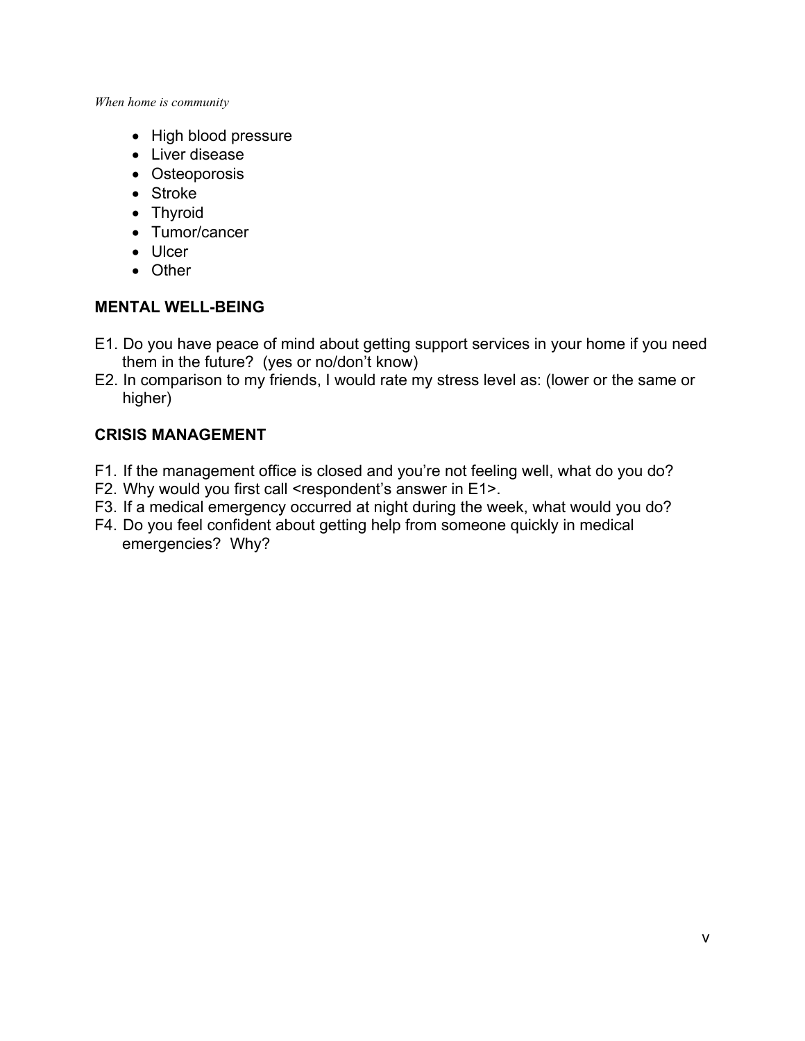- High blood pressure
- Liver disease
- Osteoporosis
- Stroke
- Thyroid
- Tumor/cancer
- Ulcer
- Other

## MENTAL WELL-BEING

E1. Do you have peace of mind about getting support services in your home if you need them in the future? (yes or no/don't know)

E2. In comparison to my friends, I would rate my stress level as: (lower or the same or higher)

## CRISIS MANAGEMENT

F1. If the management office is closed and you're not feeling well, what do you do?

F2. Why would you first call <respondent's answer in E1>.

F3. If a medical emergency occurred at night during the week, what would you do?

F4. Do you feel confident about getting help from someone quickly in medical emergencies? Why?